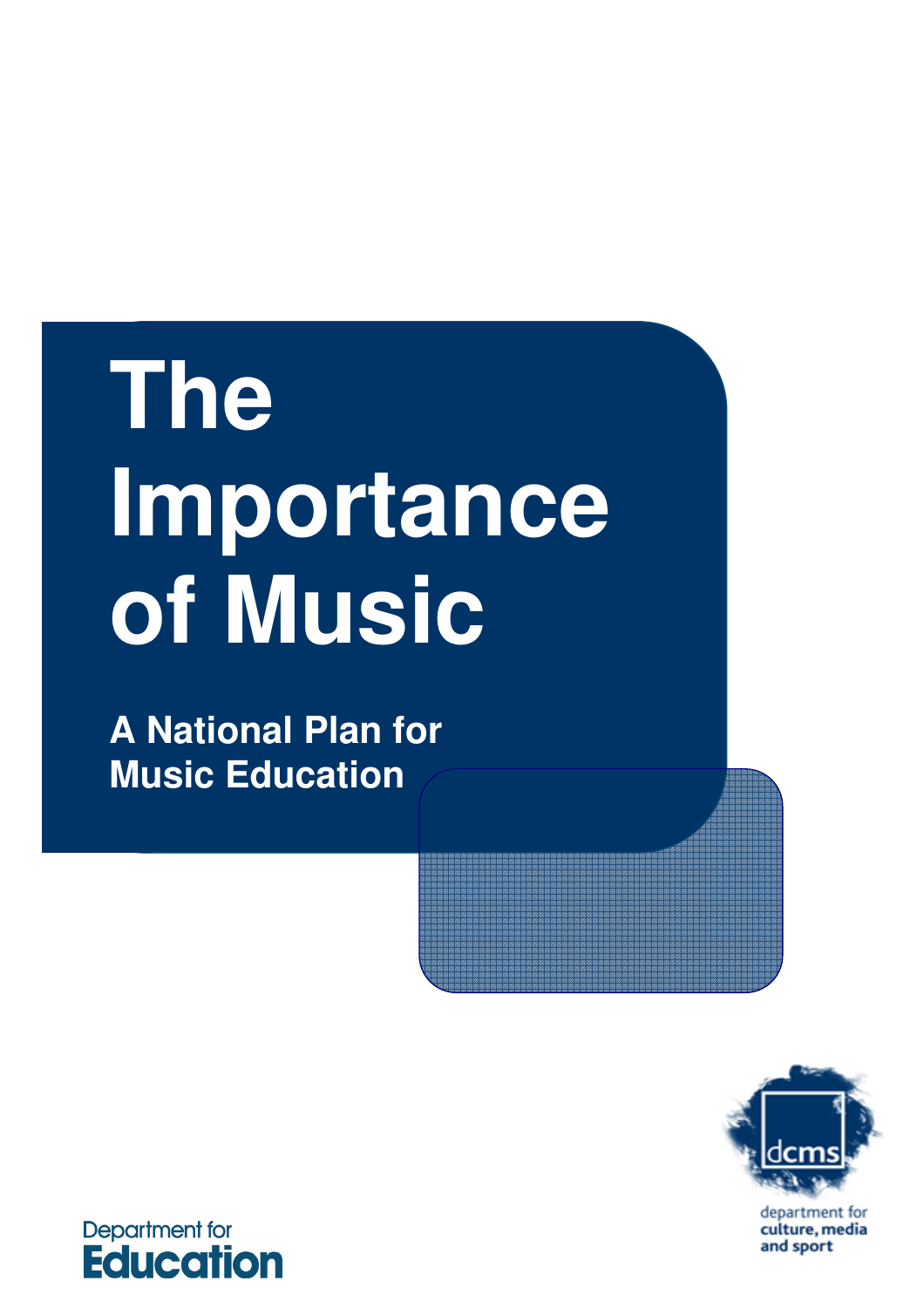# The Importance of Music

## A National Plan for Music Education

department for culture, media and sport

Department for Education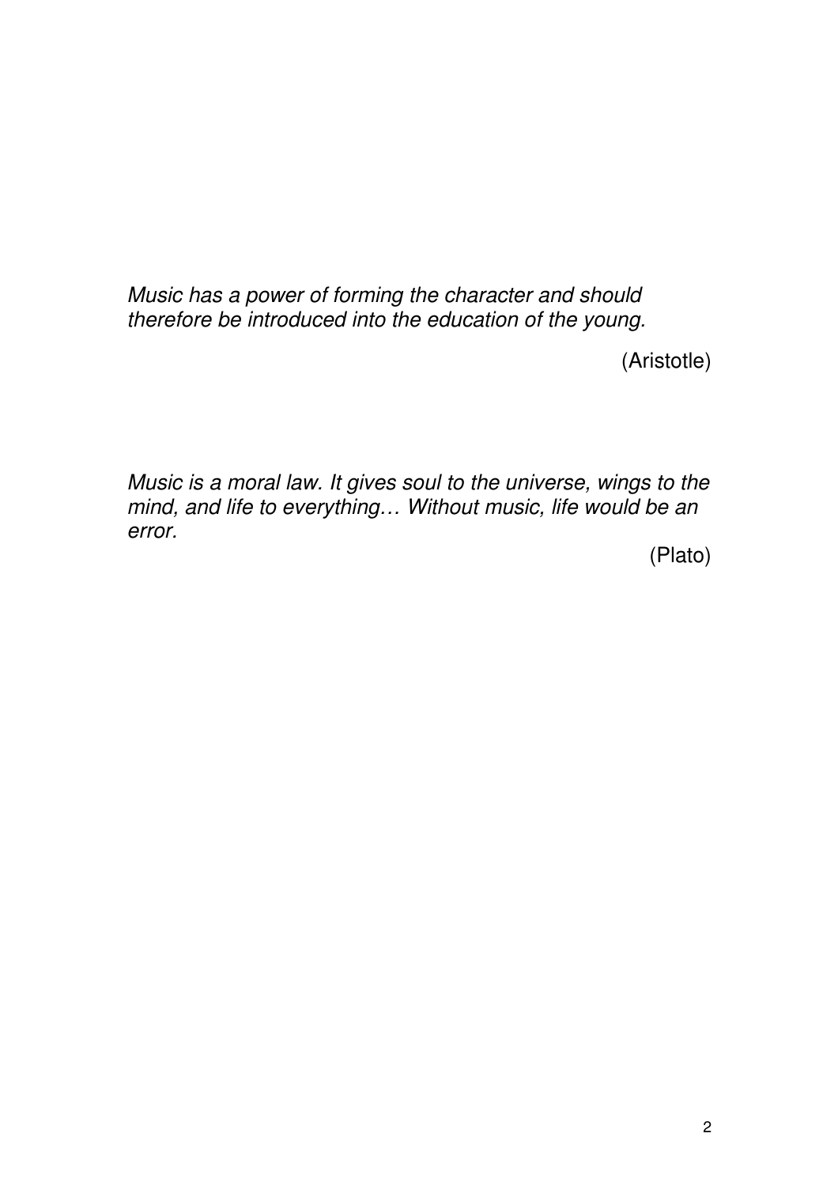*Music has a power of forming the character and should therefore be introduced into the education of the young.*

(Aristotle)

*Music is a moral law. It gives soul to the universe, wings to the mind, and life to everything… Without music, life would be an error.*

(Plato)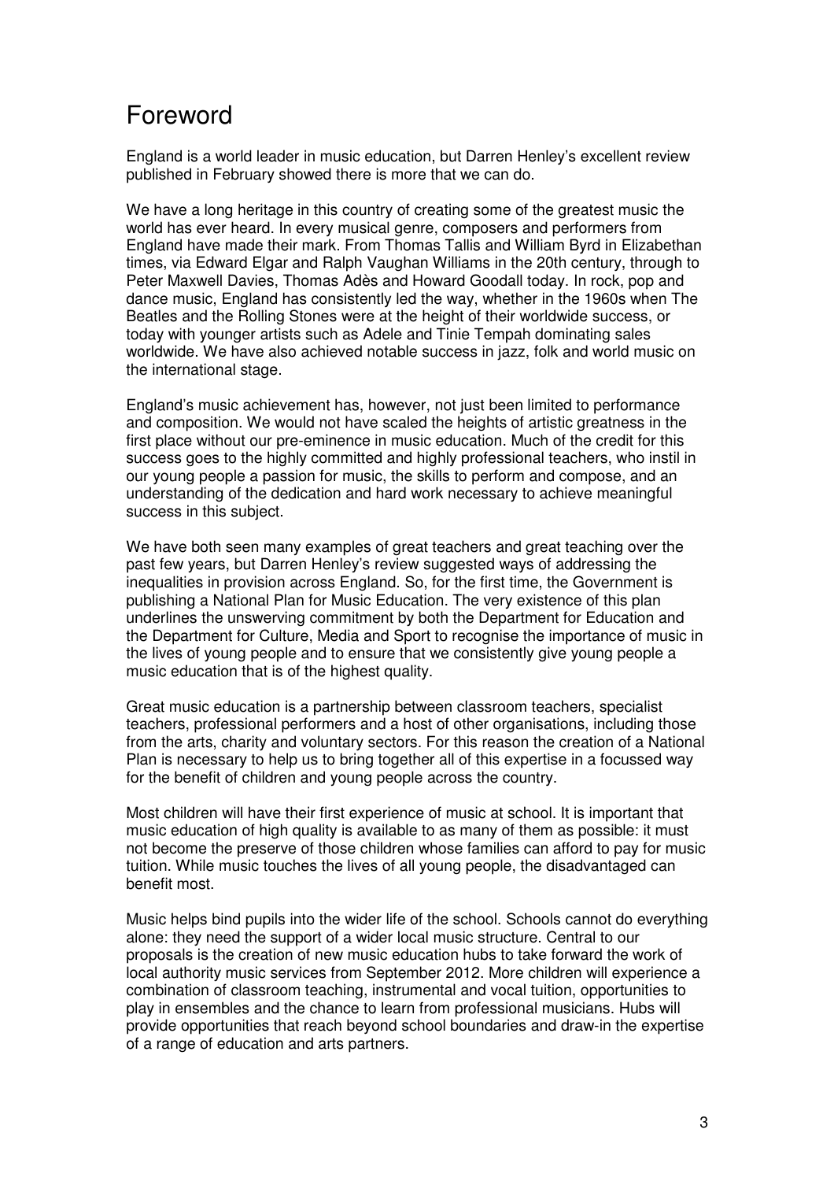# Foreword

England is a world leader in music education, but Darren Henley's excellent review published in February showed there is more that we can do.

We have a long heritage in this country of creating some of the greatest music the world has ever heard. In every musical genre, composers and performers from England have made their mark. From Thomas Tallis and William Byrd in Elizabethan times, via Edward Elgar and Ralph Vaughan Williams in the 20th century, through to Peter Maxwell Davies, Thomas Adès and Howard Goodall today. In rock, pop and dance music, England has consistently led the way, whether in the 1960s when The Beatles and the Rolling Stones were at the height of their worldwide success, or today with younger artists such as Adele and Tinie Tempah dominating sales worldwide. We have also achieved notable success in jazz, folk and world music on the international stage.

England's music achievement has, however, not just been limited to performance and composition. We would not have scaled the heights of artistic greatness in the first place without our pre-eminence in music education. Much of the credit for this success goes to the highly committed and highly professional teachers, who instil in our young people a passion for music, the skills to perform and compose, and an understanding of the dedication and hard work necessary to achieve meaningful success in this subject.

We have both seen many examples of great teachers and great teaching over the past few years, but Darren Henley's review suggested ways of addressing the inequalities in provision across England. So, for the first time, the Government is publishing a National Plan for Music Education. The very existence of this plan underlines the unswerving commitment by both the Department for Education and the Department for Culture, Media and Sport to recognise the importance of music in the lives of young people and to ensure that we consistently give young people a music education that is of the highest quality.

Great music education is a partnership between classroom teachers, specialist teachers, professional performers and a host of other organisations, including those from the arts, charity and voluntary sectors. For this reason the creation of a National Plan is necessary to help us to bring together all of this expertise in a focussed way for the benefit of children and young people across the country.

Most children will have their first experience of music at school. It is important that music education of high quality is available to as many of them as possible: it must not become the preserve of those children whose families can afford to pay for music tuition. While music touches the lives of all young people, the disadvantaged can benefit most.

Music helps bind pupils into the wider life of the school. Schools cannot do everything alone: they need the support of a wider local music structure. Central to our proposals is the creation of new music education hubs to take forward the work of local authority music services from September 2012. More children will experience a combination of classroom teaching, instrumental and vocal tuition, opportunities to play in ensembles and the chance to learn from professional musicians. Hubs will provide opportunities that reach beyond school boundaries and draw-in the expertise of a range of education and arts partners.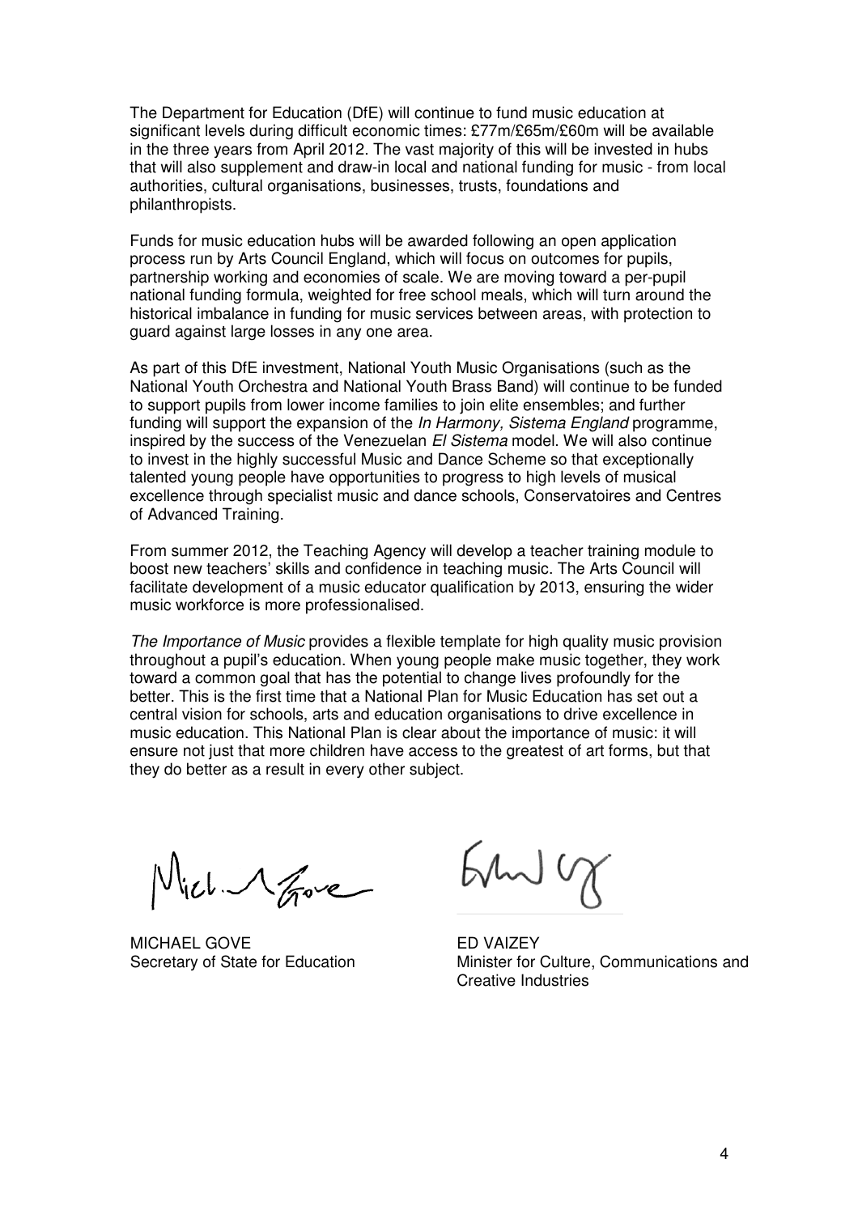The Department for Education (DfE) will continue to fund music education at significant levels during difficult economic times: £77m/£65m/£60m will be available in the three years from April 2012. The vast majority of this will be invested in hubs that will also supplement and draw-in local and national funding for music - from local authorities, cultural organisations, businesses, trusts, foundations and philanthropists.

Funds for music education hubs will be awarded following an open application process run by Arts Council England, which will focus on outcomes for pupils, partnership working and economies of scale. We are moving toward a per-pupil national funding formula, weighted for free school meals, which will turn around the historical imbalance in funding for music services between areas, with protection to guard against large losses in any one area.

As part of this DfE investment, National Youth Music Organisations (such as the National Youth Orchestra and National Youth Brass Band) will continue to be funded to support pupils from lower income families to join elite ensembles; and further funding will support the expansion of the *In Harmony, Sistema England* programme, inspired by the success of the Venezuelan *El Sistema* model. We will also continue to invest in the highly successful Music and Dance Scheme so that exceptionally talented young people have opportunities to progress to high levels of musical excellence through specialist music and dance schools, Conservatoires and Centres of Advanced Training.

From summer 2012, the Teaching Agency will develop a teacher training module to boost new teachers' skills and confidence in teaching music. The Arts Council will facilitate development of a music educator qualification by 2013, ensuring the wider music workforce is more professionalised.

*The Importance of Music* provides a flexible template for high quality music provision throughout a pupil's education. When young people make music together, they work toward a common goal that has the potential to change lives profoundly for the better. This is the first time that a National Plan for Music Education has set out a central vision for schools, arts and education organisations to drive excellence in music education. This National Plan is clear about the importance of music: it will ensure not just that more children have access to the greatest of art forms, but that they do better as a result in every other subject.

MICHAEL GOVE
Secretary of State for Education

ED VAIZEY
Minister for Culture, Communications and Creative Industries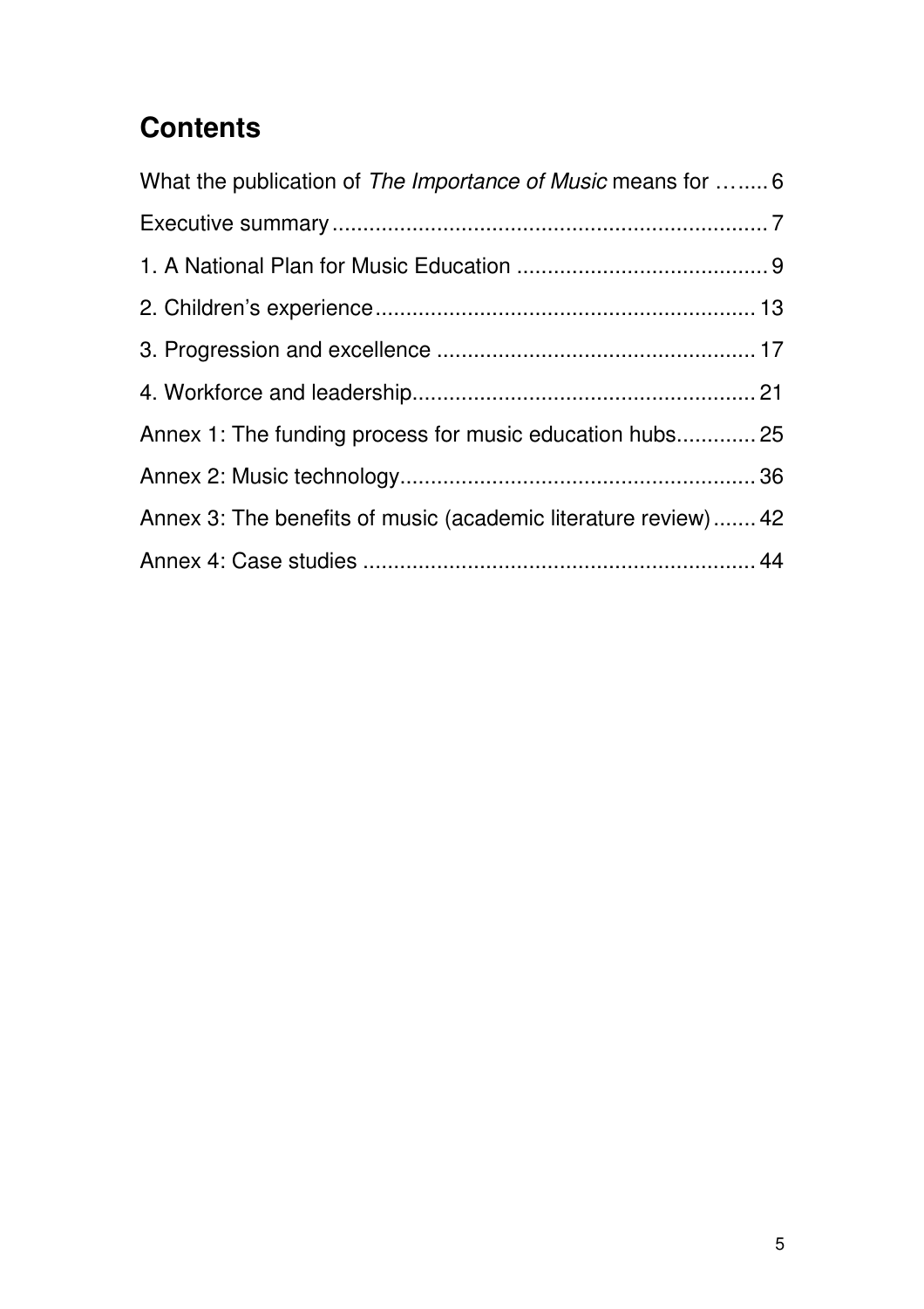# Contents

What the publication of *The Importance of Music* means for …..... 6

Executive summary ....................................................................... 7

1. A National Plan for Music Education ......................................... 9

2. Children's experience ............................................................. 13

3. Progression and excellence .................................................... 17

4. Workforce and leadership ........................................................ 21

Annex 1: The funding process for music education hubs ............. 25

Annex 2: Music technology .......................................................... 36

Annex 3: The benefits of music (academic literature review) ....... 42

Annex 4: Case studies ................................................................ 44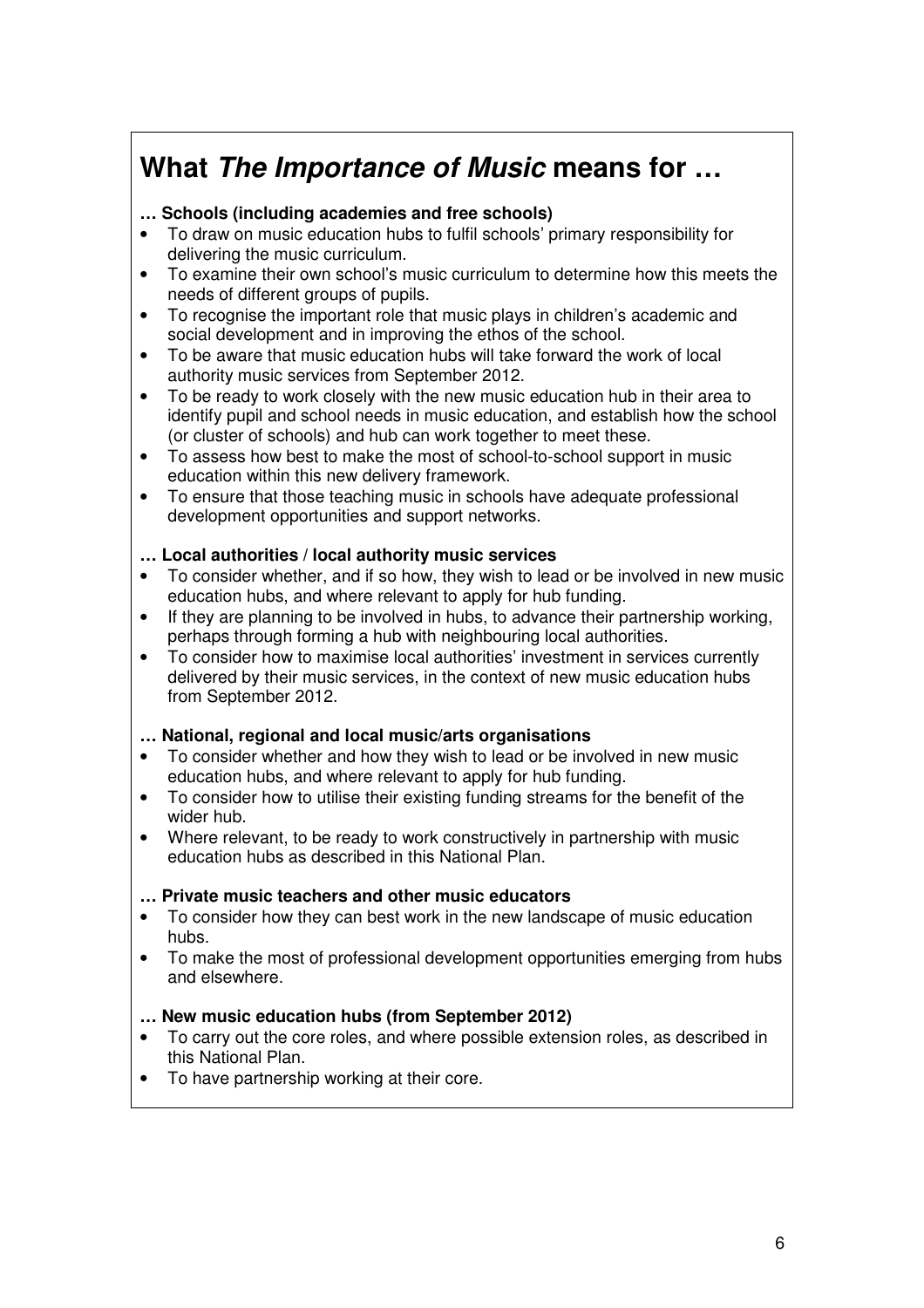## What *The Importance of Music* means for …

**… Schools (including academies and free schools)**

- To draw on music education hubs to fulfil schools' primary responsibility for delivering the music curriculum.
- To examine their own school's music curriculum to determine how this meets the needs of different groups of pupils.
- To recognise the important role that music plays in children's academic and social development and in improving the ethos of the school.
- To be aware that music education hubs will take forward the work of local authority music services from September 2012.
- To be ready to work closely with the new music education hub in their area to identify pupil and school needs in music education, and establish how the school (or cluster of schools) and hub can work together to meet these.
- To assess how best to make the most of school-to-school support in music education within this new delivery framework.
- To ensure that those teaching music in schools have adequate professional development opportunities and support networks.

**… Local authorities / local authority music services**

- To consider whether, and if so how, they wish to lead or be involved in new music education hubs, and where relevant to apply for hub funding.
- If they are planning to be involved in hubs, to advance their partnership working, perhaps through forming a hub with neighbouring local authorities.
- To consider how to maximise local authorities' investment in services currently delivered by their music services, in the context of new music education hubs from September 2012.

**… National, regional and local music/arts organisations**

- To consider whether and how they wish to lead or be involved in new music education hubs, and where relevant to apply for hub funding.
- To consider how to utilise their existing funding streams for the benefit of the wider hub.
- Where relevant, to be ready to work constructively in partnership with music education hubs as described in this National Plan.

**… Private music teachers and other music educators**

- To consider how they can best work in the new landscape of music education hubs.
- To make the most of professional development opportunities emerging from hubs and elsewhere.

**… New music education hubs (from September 2012)**

- To carry out the core roles, and where possible extension roles, as described in this National Plan.
- To have partnership working at their core.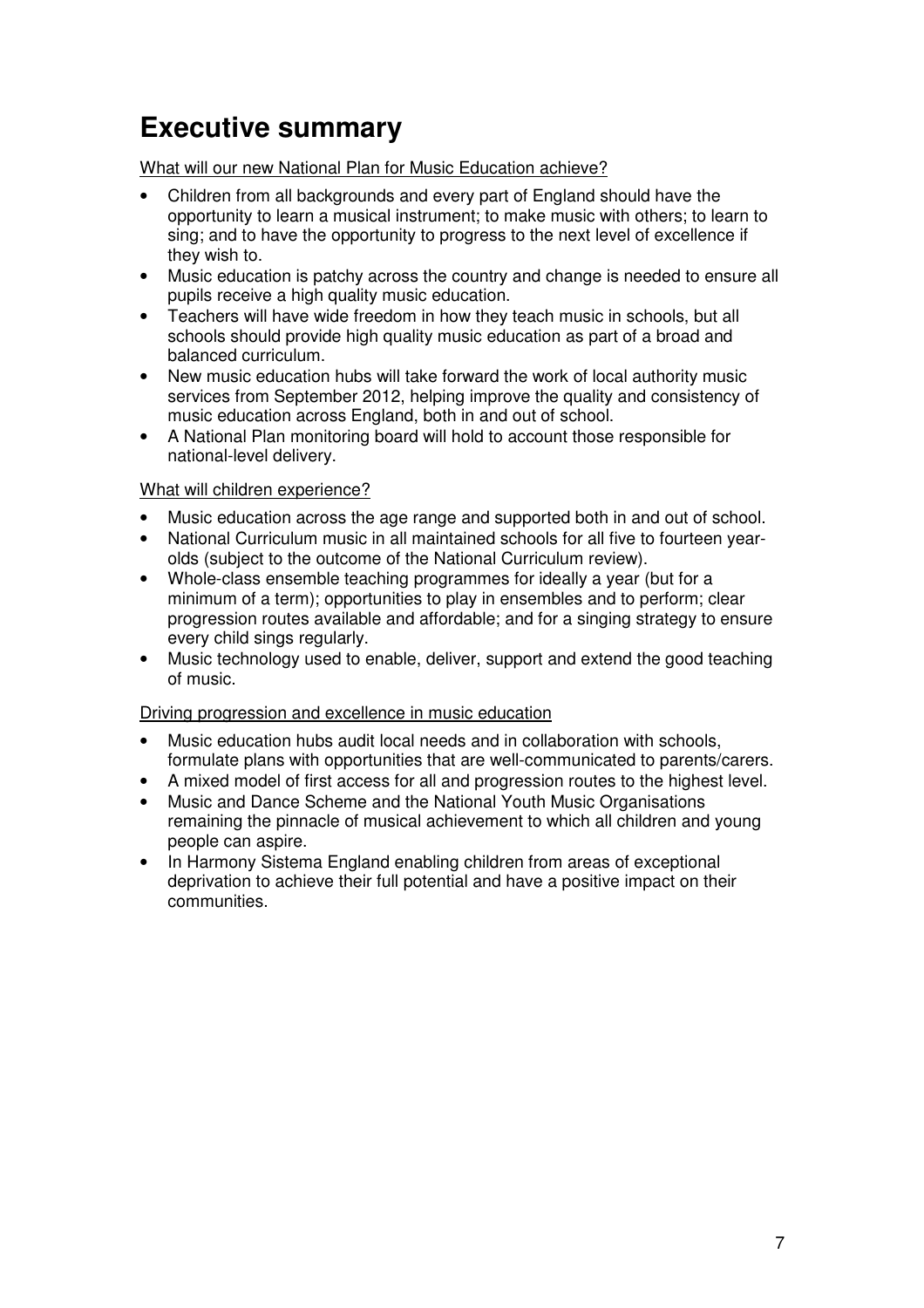# Executive summary

What will our new National Plan for Music Education achieve?

- Children from all backgrounds and every part of England should have the opportunity to learn a musical instrument; to make music with others; to learn to sing; and to have the opportunity to progress to the next level of excellence if they wish to.
- Music education is patchy across the country and change is needed to ensure all pupils receive a high quality music education.
- Teachers will have wide freedom in how they teach music in schools, but all schools should provide high quality music education as part of a broad and balanced curriculum.
- New music education hubs will take forward the work of local authority music services from September 2012, helping improve the quality and consistency of music education across England, both in and out of school.
- A National Plan monitoring board will hold to account those responsible for national-level delivery.

What will children experience?

- Music education across the age range and supported both in and out of school.
- National Curriculum music in all maintained schools for all five to fourteen year-olds (subject to the outcome of the National Curriculum review).
- Whole-class ensemble teaching programmes for ideally a year (but for a minimum of a term); opportunities to play in ensembles and to perform; clear progression routes available and affordable; and for a singing strategy to ensure every child sings regularly.
- Music technology used to enable, deliver, support and extend the good teaching of music.

Driving progression and excellence in music education

- Music education hubs audit local needs and in collaboration with schools, formulate plans with opportunities that are well-communicated to parents/carers.
- A mixed model of first access for all and progression routes to the highest level.
- Music and Dance Scheme and the National Youth Music Organisations remaining the pinnacle of musical achievement to which all children and young people can aspire.
- In Harmony Sistema England enabling children from areas of exceptional deprivation to achieve their full potential and have a positive impact on their communities.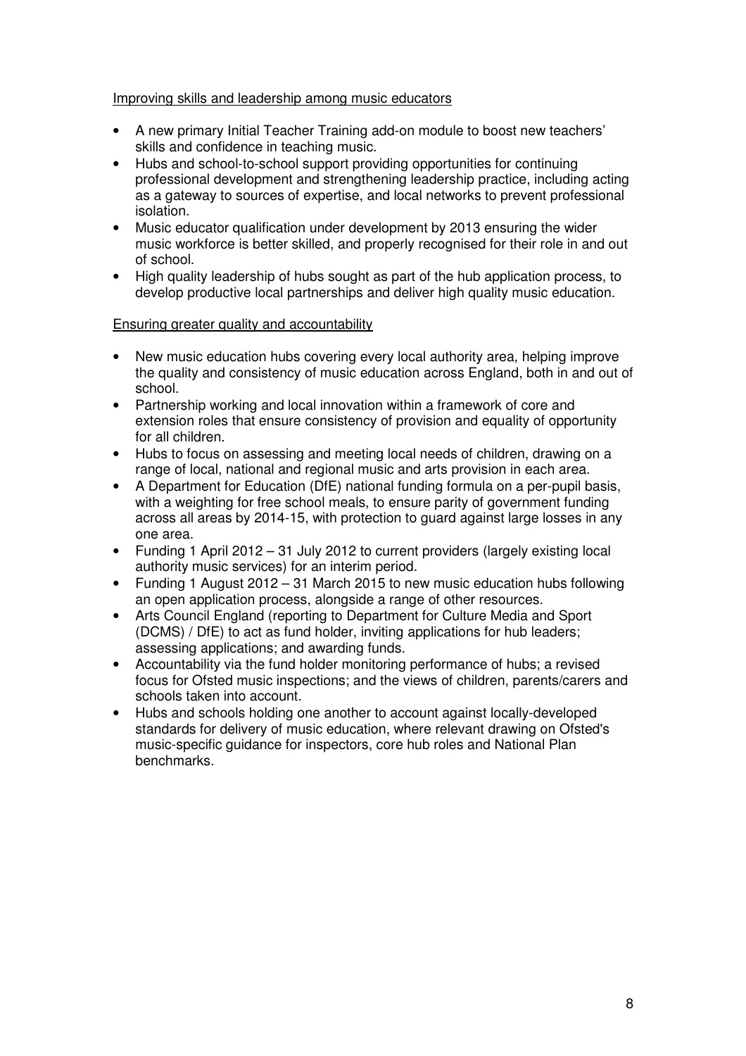Improving skills and leadership among music educators

- A new primary Initial Teacher Training add-on module to boost new teachers' skills and confidence in teaching music.
- Hubs and school-to-school support providing opportunities for continuing professional development and strengthening leadership practice, including acting as a gateway to sources of expertise, and local networks to prevent professional isolation.
- Music educator qualification under development by 2013 ensuring the wider music workforce is better skilled, and properly recognised for their role in and out of school.
- High quality leadership of hubs sought as part of the hub application process, to develop productive local partnerships and deliver high quality music education.

Ensuring greater quality and accountability

- New music education hubs covering every local authority area, helping improve the quality and consistency of music education across England, both in and out of school.
- Partnership working and local innovation within a framework of core and extension roles that ensure consistency of provision and equality of opportunity for all children.
- Hubs to focus on assessing and meeting local needs of children, drawing on a range of local, national and regional music and arts provision in each area.
- A Department for Education (DfE) national funding formula on a per-pupil basis, with a weighting for free school meals, to ensure parity of government funding across all areas by 2014-15, with protection to guard against large losses in any one area.
- Funding 1 April 2012 – 31 July 2012 to current providers (largely existing local authority music services) for an interim period.
- Funding 1 August 2012 – 31 March 2015 to new music education hubs following an open application process, alongside a range of other resources.
- Arts Council England (reporting to Department for Culture Media and Sport (DCMS) / DfE) to act as fund holder, inviting applications for hub leaders; assessing applications; and awarding funds.
- Accountability via the fund holder monitoring performance of hubs; a revised focus for Ofsted music inspections; and the views of children, parents/carers and schools taken into account.
- Hubs and schools holding one another to account against locally-developed standards for delivery of music education, where relevant drawing on Ofsted's music-specific guidance for inspectors, core hub roles and National Plan benchmarks.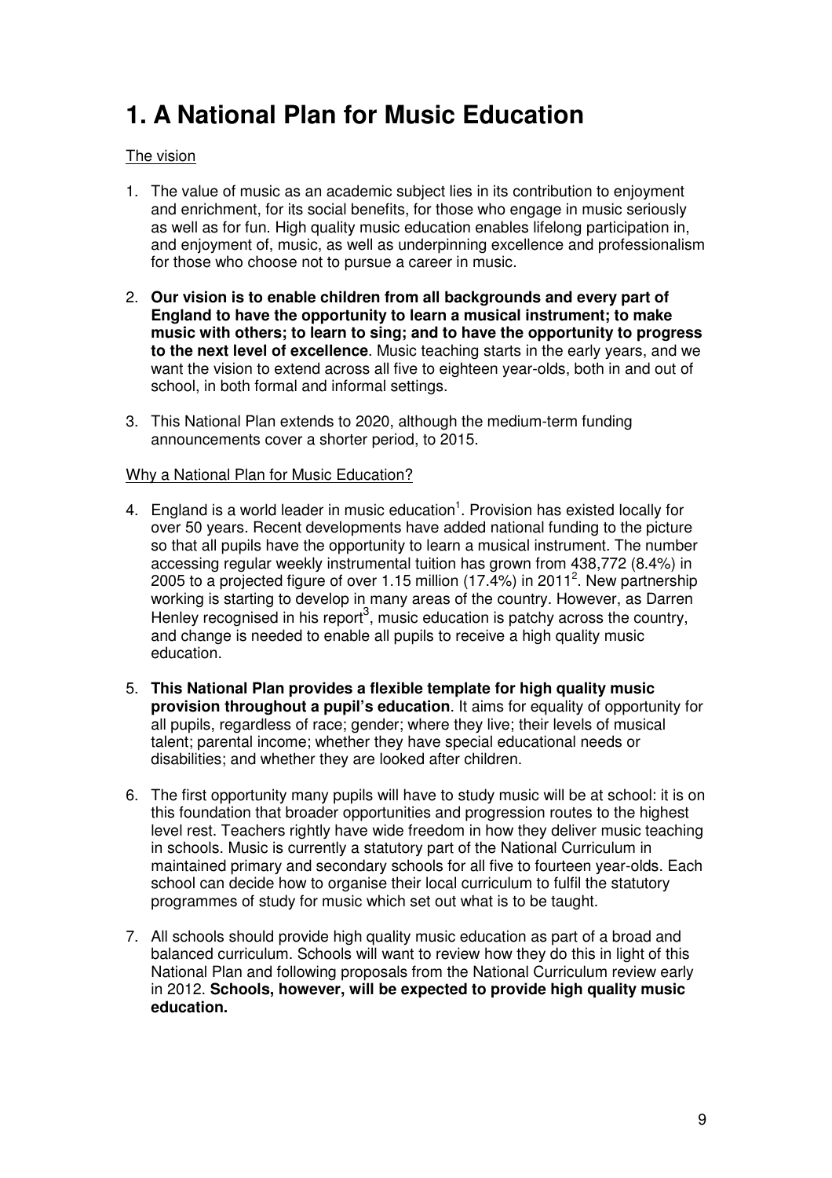# 1. A National Plan for Music Education

The vision

1. The value of music as an academic subject lies in its contribution to enjoyment and enrichment, for its social benefits, for those who engage in music seriously as well as for fun. High quality music education enables lifelong participation in, and enjoyment of, music, as well as underpinning excellence and professionalism for those who choose not to pursue a career in music.

2. **Our vision is to enable children from all backgrounds and every part of England to have the opportunity to learn a musical instrument; to make music with others; to learn to sing; and to have the opportunity to progress to the next level of excellence**. Music teaching starts in the early years, and we want the vision to extend across all five to eighteen year-olds, both in and out of school, in both formal and informal settings.

3. This National Plan extends to 2020, although the medium-term funding announcements cover a shorter period, to 2015.

Why a National Plan for Music Education?

4. England is a world leader in music education[1]. Provision has existed locally for over 50 years. Recent developments have added national funding to the picture so that all pupils have the opportunity to learn a musical instrument. The number accessing regular weekly instrumental tuition has grown from 438,772 (8.4%) in 2005 to a projected figure of over 1.15 million (17.4%) in 2011[2]. New partnership working is starting to develop in many areas of the country. However, as Darren Henley recognised in his report[3], music education is patchy across the country, and change is needed to enable all pupils to receive a high quality music education.

5. **This National Plan provides a flexible template for high quality music provision throughout a pupil's education**. It aims for equality of opportunity for all pupils, regardless of race; gender; where they live; their levels of musical talent; parental income; whether they have special educational needs or disabilities; and whether they are looked after children.

6. The first opportunity many pupils will have to study music will be at school: it is on this foundation that broader opportunities and progression routes to the highest level rest. Teachers rightly have wide freedom in how they deliver music teaching in schools. Music is currently a statutory part of the National Curriculum in maintained primary and secondary schools for all five to fourteen year-olds. Each school can decide how to organise their local curriculum to fulfil the statutory programmes of study for music which set out what is to be taught.

7. All schools should provide high quality music education as part of a broad and balanced curriculum. Schools will want to review how they do this in light of this National Plan and following proposals from the National Curriculum review early in 2012. **Schools, however, will be expected to provide high quality music education.**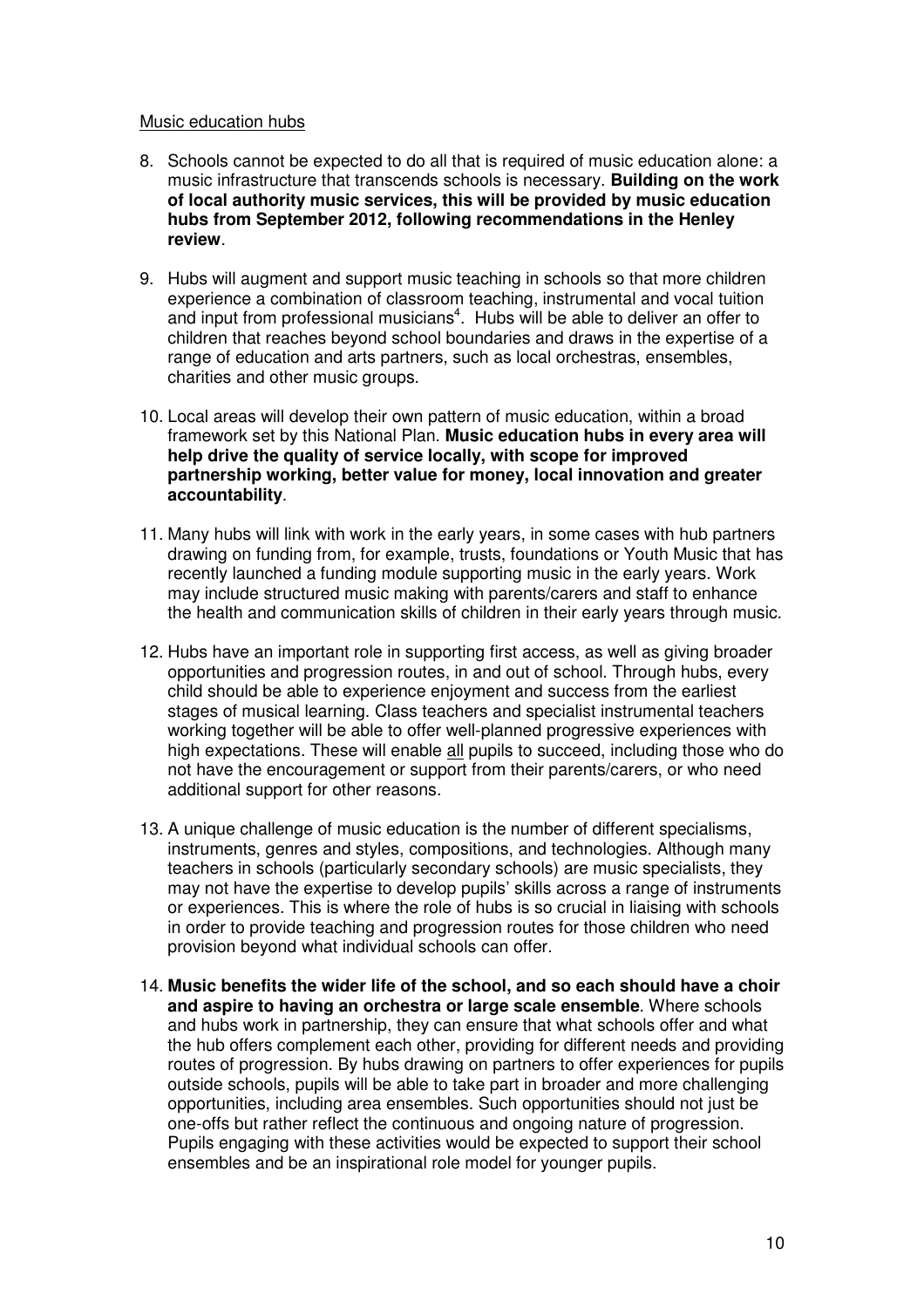Music education hubs

8. Schools cannot be expected to do all that is required of music education alone: a music infrastructure that transcends schools is necessary. **Building on the work of local authority music services, this will be provided by music education hubs from September 2012, following recommendations in the Henley review**.

9. Hubs will augment and support music teaching in schools so that more children experience a combination of classroom teaching, instrumental and vocal tuition and input from professional musicians[4]. Hubs will be able to deliver an offer to children that reaches beyond school boundaries and draws in the expertise of a range of education and arts partners, such as local orchestras, ensembles, charities and other music groups.

10. Local areas will develop their own pattern of music education, within a broad framework set by this National Plan. **Music education hubs in every area will help drive the quality of service locally, with scope for improved partnership working, better value for money, local innovation and greater accountability**.

11. Many hubs will link with work in the early years, in some cases with hub partners drawing on funding from, for example, trusts, foundations or Youth Music that has recently launched a funding module supporting music in the early years. Work may include structured music making with parents/carers and staff to enhance the health and communication skills of children in their early years through music.

12. Hubs have an important role in supporting first access, as well as giving broader opportunities and progression routes, in and out of school. Through hubs, every child should be able to experience enjoyment and success from the earliest stages of musical learning. Class teachers and specialist instrumental teachers working together will be able to offer well-planned progressive experiences with high expectations. These will enable all pupils to succeed, including those who do not have the encouragement or support from their parents/carers, or who need additional support for other reasons.

13. A unique challenge of music education is the number of different specialisms, instruments, genres and styles, compositions, and technologies. Although many teachers in schools (particularly secondary schools) are music specialists, they may not have the expertise to develop pupils' skills across a range of instruments or experiences. This is where the role of hubs is so crucial in liaising with schools in order to provide teaching and progression routes for those children who need provision beyond what individual schools can offer.

14. **Music benefits the wider life of the school, and so each should have a choir and aspire to having an orchestra or large scale ensemble**. Where schools and hubs work in partnership, they can ensure that what schools offer and what the hub offers complement each other, providing for different needs and providing routes of progression. By hubs drawing on partners to offer experiences for pupils outside schools, pupils will be able to take part in broader and more challenging opportunities, including area ensembles. Such opportunities should not just be one-offs but rather reflect the continuous and ongoing nature of progression. Pupils engaging with these activities would be expected to support their school ensembles and be an inspirational role model for younger pupils.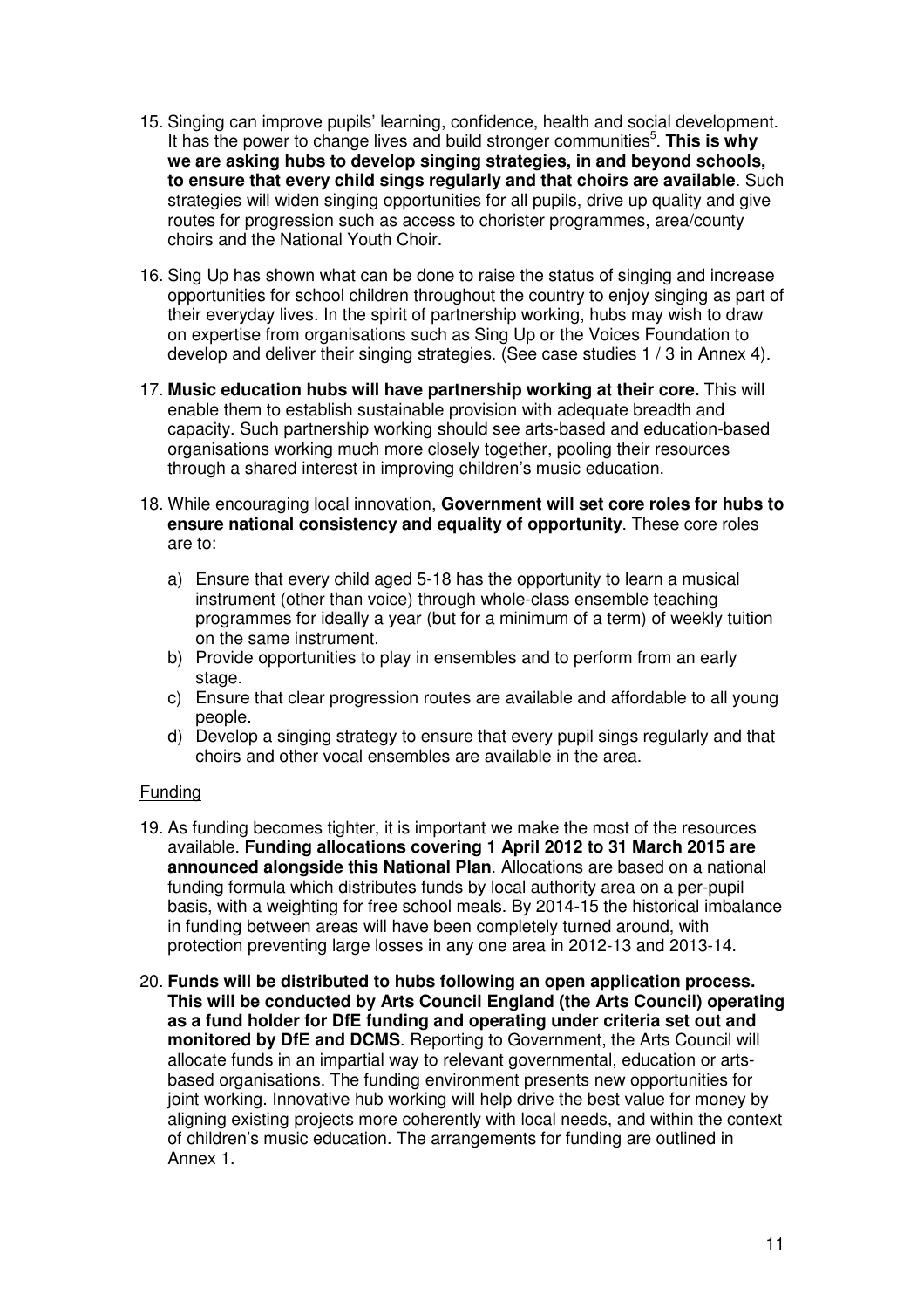15. Singing can improve pupils' learning, confidence, health and social development. It has the power to change lives and build stronger communities[5]. **This is why we are asking hubs to develop singing strategies, in and beyond schools, to ensure that every child sings regularly and that choirs are available**. Such strategies will widen singing opportunities for all pupils, drive up quality and give routes for progression such as access to chorister programmes, area/county choirs and the National Youth Choir.

16. Sing Up has shown what can be done to raise the status of singing and increase opportunities for school children throughout the country to enjoy singing as part of their everyday lives. In the spirit of partnership working, hubs may wish to draw on expertise from organisations such as Sing Up or the Voices Foundation to develop and deliver their singing strategies. (See case studies 1 / 3 in Annex 4).

17. **Music education hubs will have partnership working at their core.** This will enable them to establish sustainable provision with adequate breadth and capacity. Such partnership working should see arts-based and education-based organisations working much more closely together, pooling their resources through a shared interest in improving children's music education.

18. While encouraging local innovation, **Government will set core roles for hubs to ensure national consistency and equality of opportunity**. These core roles are to:

    a) Ensure that every child aged 5-18 has the opportunity to learn a musical instrument (other than voice) through whole-class ensemble teaching programmes for ideally a year (but for a minimum of a term) of weekly tuition on the same instrument.
    b) Provide opportunities to play in ensembles and to perform from an early stage.
    c) Ensure that clear progression routes are available and affordable to all young people.
    d) Develop a singing strategy to ensure that every pupil sings regularly and that choirs and other vocal ensembles are available in the area.

<u>Funding</u>

19. As funding becomes tighter, it is important we make the most of the resources available. **Funding allocations covering 1 April 2012 to 31 March 2015 are announced alongside this National Plan**. Allocations are based on a national funding formula which distributes funds by local authority area on a per-pupil basis, with a weighting for free school meals. By 2014-15 the historical imbalance in funding between areas will have been completely turned around, with protection preventing large losses in any one area in 2012-13 and 2013-14.

20. **Funds will be distributed to hubs following an open application process. This will be conducted by Arts Council England (the Arts Council) operating as a fund holder for DfE funding and operating under criteria set out and monitored by DfE and DCMS**. Reporting to Government, the Arts Council will allocate funds in an impartial way to relevant governmental, education or arts-based organisations. The funding environment presents new opportunities for joint working. Innovative hub working will help drive the best value for money by aligning existing projects more coherently with local needs, and within the context of children's music education. The arrangements for funding are outlined in Annex 1.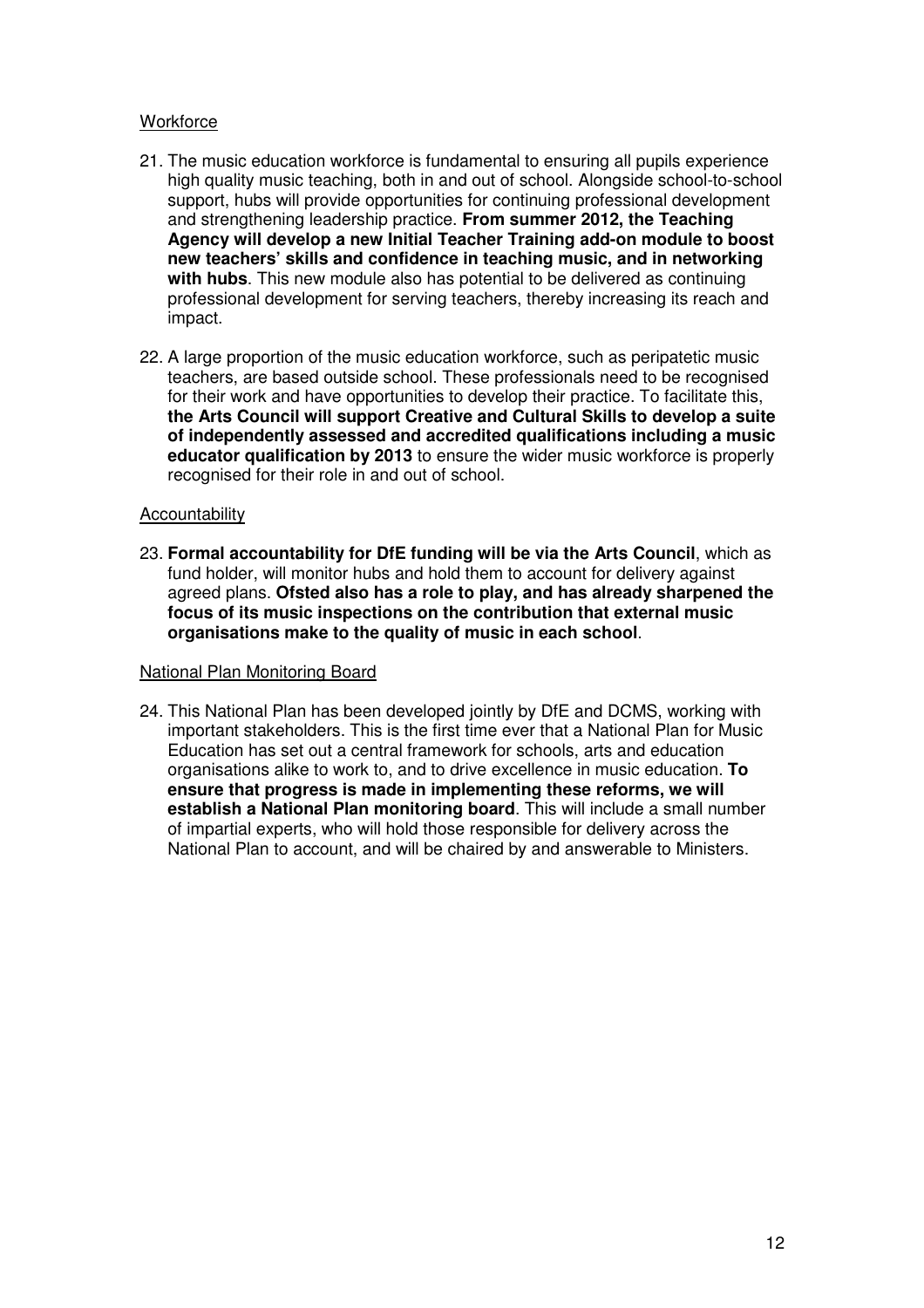Workforce

21. The music education workforce is fundamental to ensuring all pupils experience high quality music teaching, both in and out of school. Alongside school-to-school support, hubs will provide opportunities for continuing professional development and strengthening leadership practice. **From summer 2012, the Teaching Agency will develop a new Initial Teacher Training add-on module to boost new teachers' skills and confidence in teaching music, and in networking with hubs**. This new module also has potential to be delivered as continuing professional development for serving teachers, thereby increasing its reach and impact.

22. A large proportion of the music education workforce, such as peripatetic music teachers, are based outside school. These professionals need to be recognised for their work and have opportunities to develop their practice. To facilitate this, **the Arts Council will support Creative and Cultural Skills to develop a suite of independently assessed and accredited qualifications including a music educator qualification by 2013** to ensure the wider music workforce is properly recognised for their role in and out of school.

Accountability

23. **Formal accountability for DfE funding will be via the Arts Council**, which as fund holder, will monitor hubs and hold them to account for delivery against agreed plans. **Ofsted also has a role to play, and has already sharpened the focus of its music inspections on the contribution that external music organisations make to the quality of music in each school**.

National Plan Monitoring Board

24. This National Plan has been developed jointly by DfE and DCMS, working with important stakeholders. This is the first time ever that a National Plan for Music Education has set out a central framework for schools, arts and education organisations alike to work to, and to drive excellence in music education. **To ensure that progress is made in implementing these reforms, we will establish a National Plan monitoring board**. This will include a small number of impartial experts, who will hold those responsible for delivery across the National Plan to account, and will be chaired by and answerable to Ministers.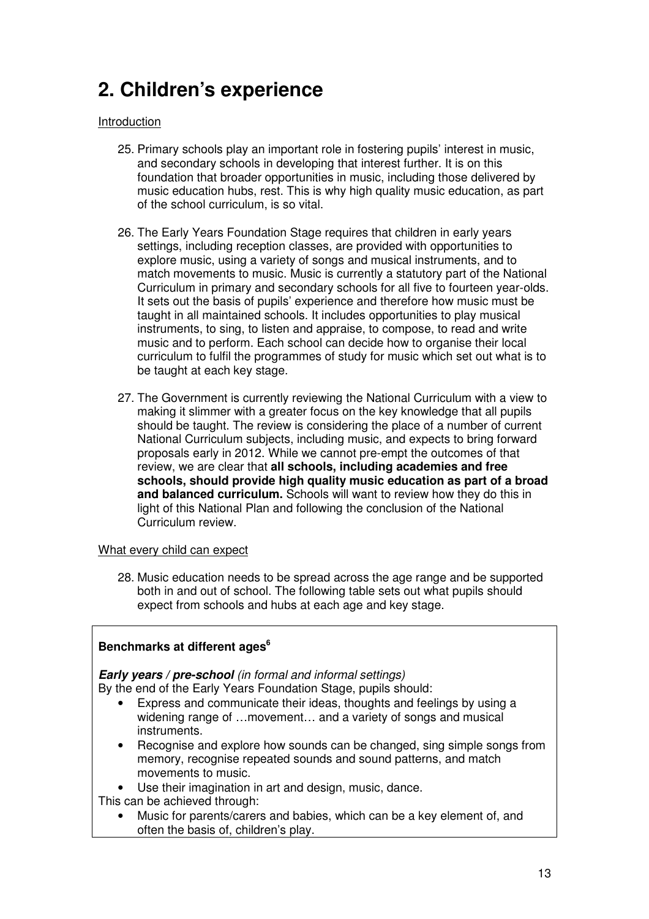# 2. Children's experience

Introduction

25. Primary schools play an important role in fostering pupils' interest in music, and secondary schools in developing that interest further. It is on this foundation that broader opportunities in music, including those delivered by music education hubs, rest. This is why high quality music education, as part of the school curriculum, is so vital.

26. The Early Years Foundation Stage requires that children in early years settings, including reception classes, are provided with opportunities to explore music, using a variety of songs and musical instruments, and to match movements to music. Music is currently a statutory part of the National Curriculum in primary and secondary schools for all five to fourteen year-olds. It sets out the basis of pupils' experience and therefore how music must be taught in all maintained schools. It includes opportunities to play musical instruments, to sing, to listen and appraise, to compose, to read and write music and to perform. Each school can decide how to organise their local curriculum to fulfil the programmes of study for music which set out what is to be taught at each key stage.

27. The Government is currently reviewing the National Curriculum with a view to making it slimmer with a greater focus on the key knowledge that all pupils should be taught. The review is considering the place of a number of current National Curriculum subjects, including music, and expects to bring forward proposals early in 2012. While we cannot pre-empt the outcomes of that review, we are clear that **all schools, including academies and free schools, should provide high quality music education as part of a broad and balanced curriculum.** Schools will want to review how they do this in light of this National Plan and following the conclusion of the National Curriculum review.

What every child can expect

28. Music education needs to be spread across the age range and be supported both in and out of school. The following table sets out what pupils should expect from schools and hubs at each age and key stage.

**Benchmarks at different ages**[6]

***Early years / pre-school*** *(in formal and informal settings)*

By the end of the Early Years Foundation Stage, pupils should:

- Express and communicate their ideas, thoughts and feelings by using a widening range of …movement… and a variety of songs and musical instruments.
- Recognise and explore how sounds can be changed, sing simple songs from memory, recognise repeated sounds and sound patterns, and match movements to music.
- Use their imagination in art and design, music, dance.

This can be achieved through:

- Music for parents/carers and babies, which can be a key element of, and often the basis of, children's play.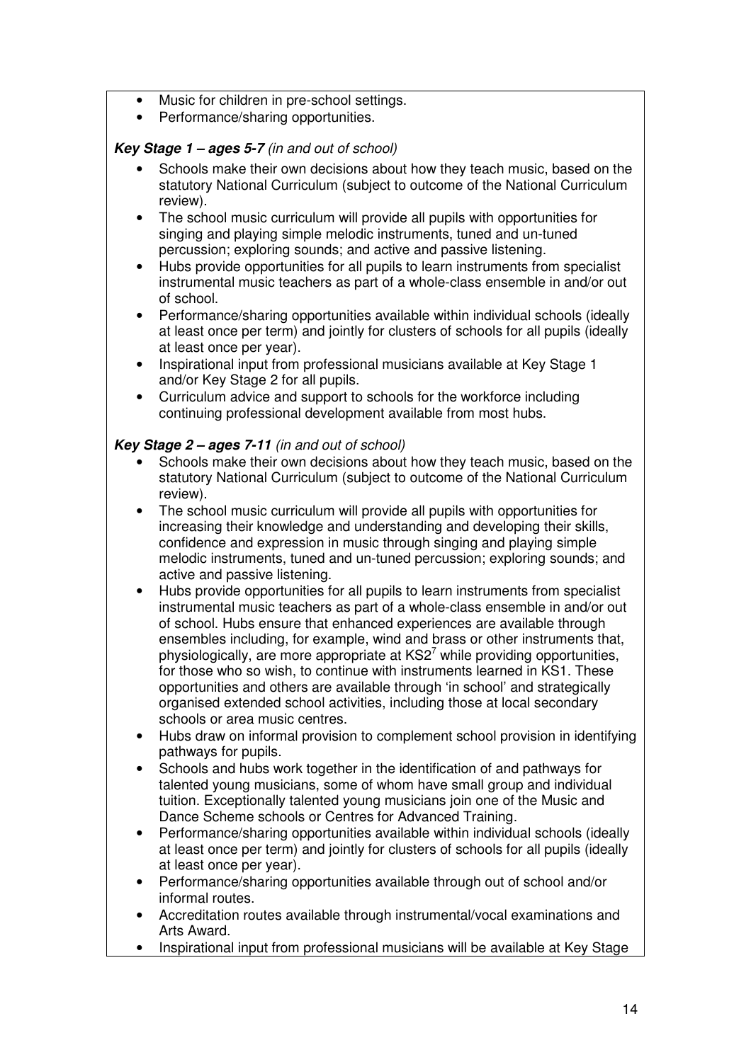- Music for children in pre-school settings.
- Performance/sharing opportunities.

***Key Stage 1 – ages 5-7*** *(in and out of school)*

- Schools make their own decisions about how they teach music, based on the statutory National Curriculum (subject to outcome of the National Curriculum review).
- The school music curriculum will provide all pupils with opportunities for singing and playing simple melodic instruments, tuned and un-tuned percussion; exploring sounds; and active and passive listening.
- Hubs provide opportunities for all pupils to learn instruments from specialist instrumental music teachers as part of a whole-class ensemble in and/or out of school.
- Performance/sharing opportunities available within individual schools (ideally at least once per term) and jointly for clusters of schools for all pupils (ideally at least once per year).
- Inspirational input from professional musicians available at Key Stage 1 and/or Key Stage 2 for all pupils.
- Curriculum advice and support to schools for the workforce including continuing professional development available from most hubs.

***Key Stage 2 – ages 7-11*** *(in and out of school)*

- Schools make their own decisions about how they teach music, based on the statutory National Curriculum (subject to outcome of the National Curriculum review).
- The school music curriculum will provide all pupils with opportunities for increasing their knowledge and understanding and developing their skills, confidence and expression in music through singing and playing simple melodic instruments, tuned and un-tuned percussion; exploring sounds; and active and passive listening.
- Hubs provide opportunities for all pupils to learn instruments from specialist instrumental music teachers as part of a whole-class ensemble in and/or out of school. Hubs ensure that enhanced experiences are available through ensembles including, for example, wind and brass or other instruments that, physiologically, are more appropriate at KS2[7] while providing opportunities, for those who so wish, to continue with instruments learned in KS1. These opportunities and others are available through 'in school' and strategically organised extended school activities, including those at local secondary schools or area music centres.
- Hubs draw on informal provision to complement school provision in identifying pathways for pupils.
- Schools and hubs work together in the identification of and pathways for talented young musicians, some of whom have small group and individual tuition. Exceptionally talented young musicians join one of the Music and Dance Scheme schools or Centres for Advanced Training.
- Performance/sharing opportunities available within individual schools (ideally at least once per term) and jointly for clusters of schools for all pupils (ideally at least once per year).
- Performance/sharing opportunities available through out of school and/or informal routes.
- Accreditation routes available through instrumental/vocal examinations and Arts Award.
- Inspirational input from professional musicians will be available at Key Stage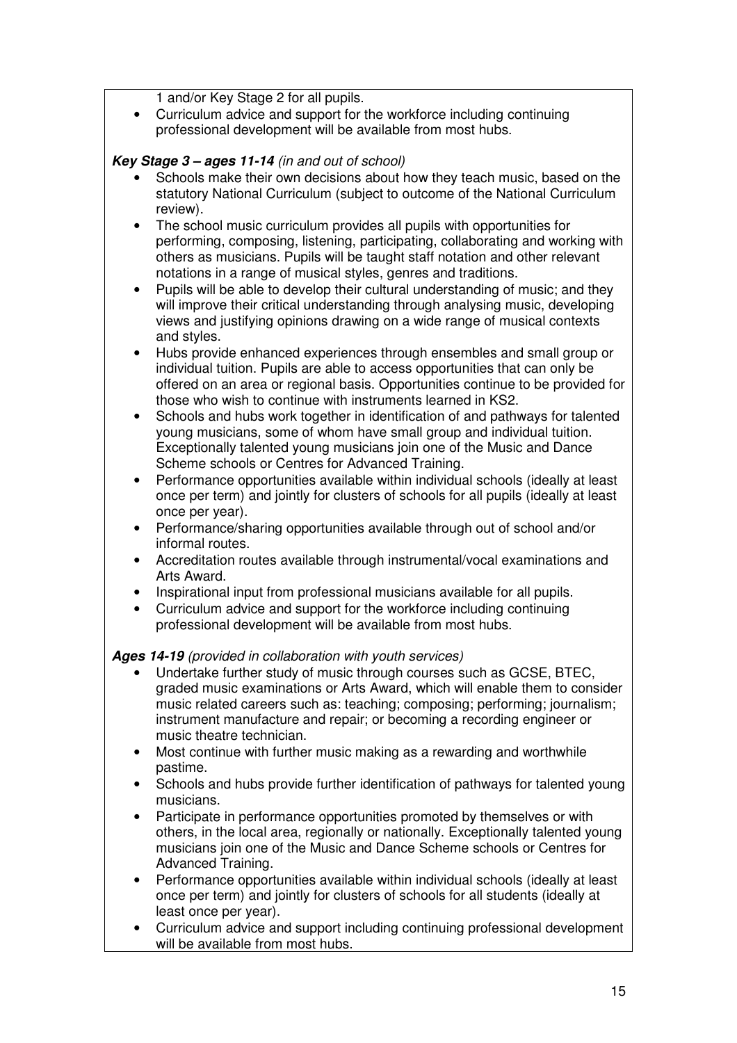1 and/or Key Stage 2 for all pupils.

- Curriculum advice and support for the workforce including continuing professional development will be available from most hubs.

***Key Stage 3 – ages 11-14*** *(in and out of school)*

- Schools make their own decisions about how they teach music, based on the statutory National Curriculum (subject to outcome of the National Curriculum review).
- The school music curriculum provides all pupils with opportunities for performing, composing, listening, participating, collaborating and working with others as musicians. Pupils will be taught staff notation and other relevant notations in a range of musical styles, genres and traditions.
- Pupils will be able to develop their cultural understanding of music; and they will improve their critical understanding through analysing music, developing views and justifying opinions drawing on a wide range of musical contexts and styles.
- Hubs provide enhanced experiences through ensembles and small group or individual tuition. Pupils are able to access opportunities that can only be offered on an area or regional basis. Opportunities continue to be provided for those who wish to continue with instruments learned in KS2.
- Schools and hubs work together in identification of and pathways for talented young musicians, some of whom have small group and individual tuition. Exceptionally talented young musicians join one of the Music and Dance Scheme schools or Centres for Advanced Training.
- Performance opportunities available within individual schools (ideally at least once per term) and jointly for clusters of schools for all pupils (ideally at least once per year).
- Performance/sharing opportunities available through out of school and/or informal routes.
- Accreditation routes available through instrumental/vocal examinations and Arts Award.
- Inspirational input from professional musicians available for all pupils.
- Curriculum advice and support for the workforce including continuing professional development will be available from most hubs.

***Ages 14-19*** *(provided in collaboration with youth services)*

- Undertake further study of music through courses such as GCSE, BTEC, graded music examinations or Arts Award, which will enable them to consider music related careers such as: teaching; composing; performing; journalism; instrument manufacture and repair; or becoming a recording engineer or music theatre technician.
- Most continue with further music making as a rewarding and worthwhile pastime.
- Schools and hubs provide further identification of pathways for talented young musicians.
- Participate in performance opportunities promoted by themselves or with others, in the local area, regionally or nationally. Exceptionally talented young musicians join one of the Music and Dance Scheme schools or Centres for Advanced Training.
- Performance opportunities available within individual schools (ideally at least once per term) and jointly for clusters of schools for all students (ideally at least once per year).
- Curriculum advice and support including continuing professional development will be available from most hubs.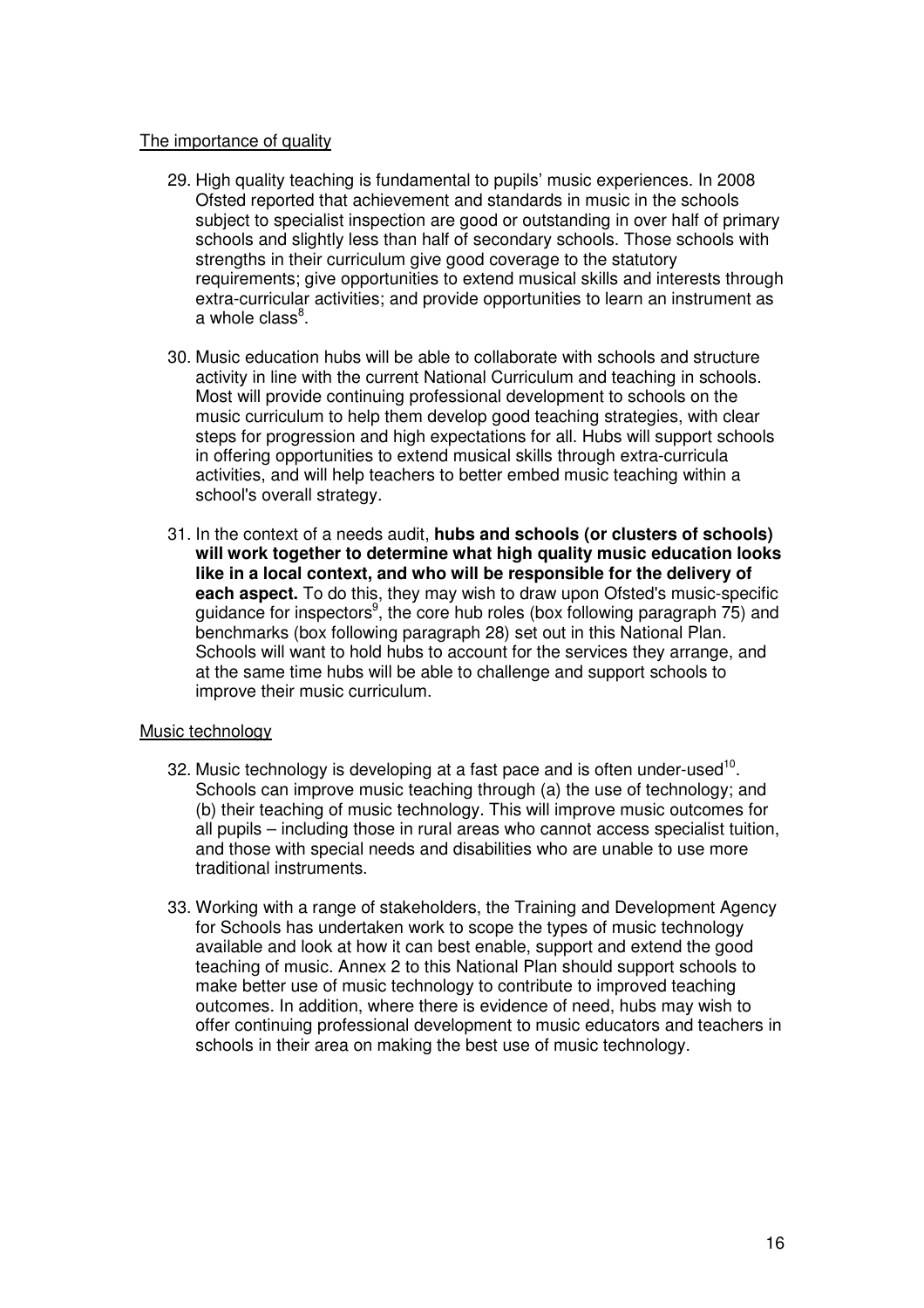The importance of quality

29. High quality teaching is fundamental to pupils' music experiences. In 2008 Ofsted reported that achievement and standards in music in the schools subject to specialist inspection are good or outstanding in over half of primary schools and slightly less than half of secondary schools. Those schools with strengths in their curriculum give good coverage to the statutory requirements; give opportunities to extend musical skills and interests through extra-curricular activities; and provide opportunities to learn an instrument as a whole class[8].

30. Music education hubs will be able to collaborate with schools and structure activity in line with the current National Curriculum and teaching in schools. Most will provide continuing professional development to schools on the music curriculum to help them develop good teaching strategies, with clear steps for progression and high expectations for all. Hubs will support schools in offering opportunities to extend musical skills through extra-curricula activities, and will help teachers to better embed music teaching within a school's overall strategy.

31. In the context of a needs audit, **hubs and schools (or clusters of schools) will work together to determine what high quality music education looks like in a local context, and who will be responsible for the delivery of each aspect.** To do this, they may wish to draw upon Ofsted's music-specific guidance for inspectors[9], the core hub roles (box following paragraph 75) and benchmarks (box following paragraph 28) set out in this National Plan. Schools will want to hold hubs to account for the services they arrange, and at the same time hubs will be able to challenge and support schools to improve their music curriculum.

Music technology

32. Music technology is developing at a fast pace and is often under-used[10]. Schools can improve music teaching through (a) the use of technology; and (b) their teaching of music technology. This will improve music outcomes for all pupils – including those in rural areas who cannot access specialist tuition, and those with special needs and disabilities who are unable to use more traditional instruments.

33. Working with a range of stakeholders, the Training and Development Agency for Schools has undertaken work to scope the types of music technology available and look at how it can best enable, support and extend the good teaching of music. Annex 2 to this National Plan should support schools to make better use of music technology to contribute to improved teaching outcomes. In addition, where there is evidence of need, hubs may wish to offer continuing professional development to music educators and teachers in schools in their area on making the best use of music technology.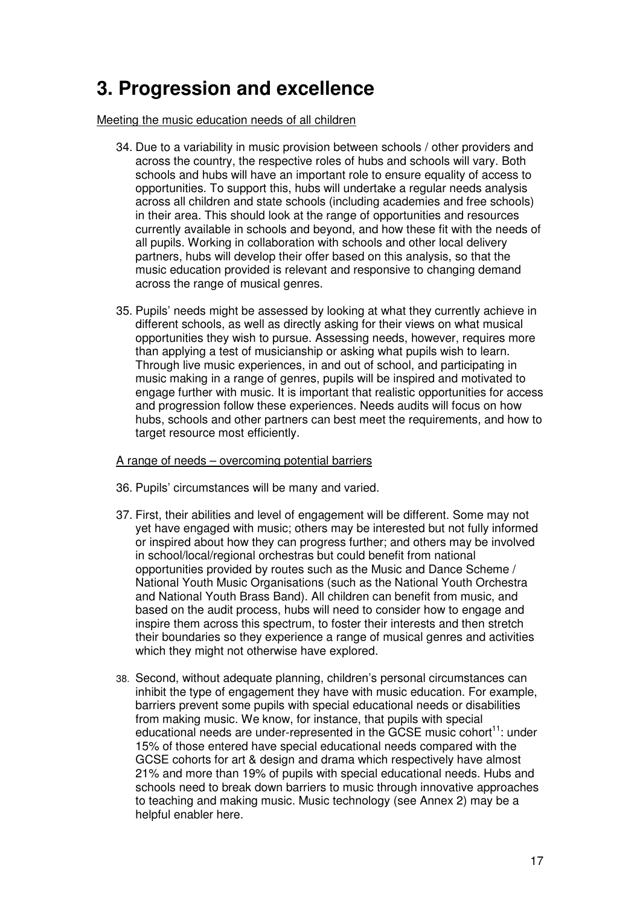# 3. Progression and excellence

Meeting the music education needs of all children

34. Due to a variability in music provision between schools / other providers and across the country, the respective roles of hubs and schools will vary. Both schools and hubs will have an important role to ensure equality of access to opportunities. To support this, hubs will undertake a regular needs analysis across all children and state schools (including academies and free schools) in their area. This should look at the range of opportunities and resources currently available in schools and beyond, and how these fit with the needs of all pupils. Working in collaboration with schools and other local delivery partners, hubs will develop their offer based on this analysis, so that the music education provided is relevant and responsive to changing demand across the range of musical genres.

35. Pupils' needs might be assessed by looking at what they currently achieve in different schools, as well as directly asking for their views on what musical opportunities they wish to pursue. Assessing needs, however, requires more than applying a test of musicianship or asking what pupils wish to learn. Through live music experiences, in and out of school, and participating in music making in a range of genres, pupils will be inspired and motivated to engage further with music. It is important that realistic opportunities for access and progression follow these experiences. Needs audits will focus on how hubs, schools and other partners can best meet the requirements, and how to target resource most efficiently.

A range of needs – overcoming potential barriers

36. Pupils' circumstances will be many and varied.

37. First, their abilities and level of engagement will be different. Some may not yet have engaged with music; others may be interested but not fully informed or inspired about how they can progress further; and others may be involved in school/local/regional orchestras but could benefit from national opportunities provided by routes such as the Music and Dance Scheme / National Youth Music Organisations (such as the National Youth Orchestra and National Youth Brass Band). All children can benefit from music, and based on the audit process, hubs will need to consider how to engage and inspire them across this spectrum, to foster their interests and then stretch their boundaries so they experience a range of musical genres and activities which they might not otherwise have explored.

38. Second, without adequate planning, children's personal circumstances can inhibit the type of engagement they have with music education. For example, barriers prevent some pupils with special educational needs or disabilities from making music. We know, for instance, that pupils with special educational needs are under-represented in the GCSE music cohort[11]: under 15% of those entered have special educational needs compared with the GCSE cohorts for art & design and drama which respectively have almost 21% and more than 19% of pupils with special educational needs. Hubs and schools need to break down barriers to music through innovative approaches to teaching and making music. Music technology (see Annex 2) may be a helpful enabler here.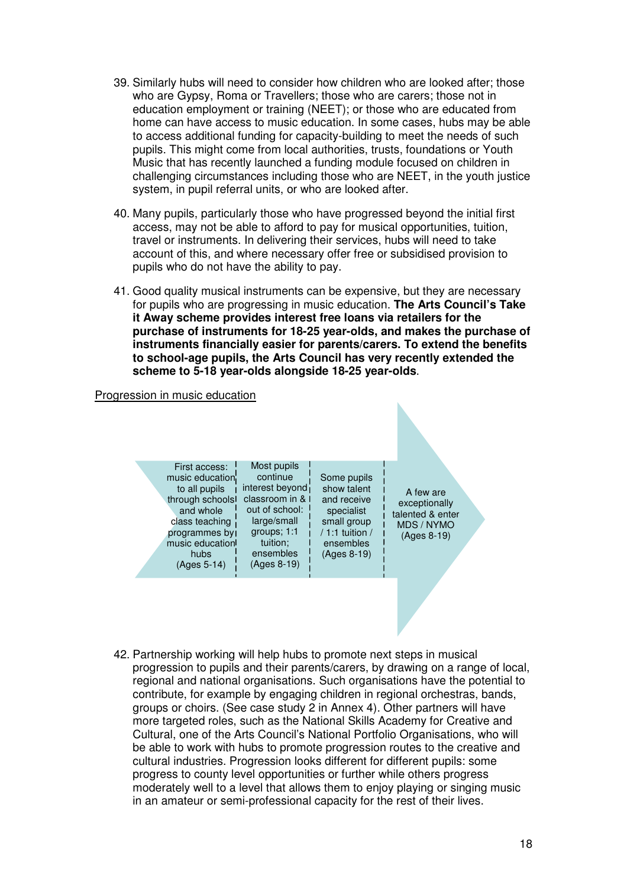39. Similarly hubs will need to consider how children who are looked after; those who are Gypsy, Roma or Travellers; those who are carers; those not in education employment or training (NEET); or those who are educated from home can have access to music education. In some cases, hubs may be able to access additional funding for capacity-building to meet the needs of such pupils. This might come from local authorities, trusts, foundations or Youth Music that has recently launched a funding module focused on children in challenging circumstances including those who are NEET, in the youth justice system, in pupil referral units, or who are looked after.

40. Many pupils, particularly those who have progressed beyond the initial first access, may not be able to afford to pay for musical opportunities, tuition, travel or instruments. In delivering their services, hubs will need to take account of this, and where necessary offer free or subsidised provision to pupils who do not have the ability to pay.

41. Good quality musical instruments can be expensive, but they are necessary for pupils who are progressing in music education. **The Arts Council's Take it Away scheme provides interest free loans via retailers for the purchase of instruments for 18-25 year-olds, and makes the purchase of instruments financially easier for parents/carers. To extend the benefits to school-age pupils, the Arts Council has very recently extended the scheme to 5-18 year-olds alongside 18-25 year-olds**.

Progression in music education

| First access: music education to all pupils through schools and whole class teaching programmes by music education hubs (Ages 5-14) | Most pupils continue interest beyond classroom in & out of school: large/small groups; 1:1 tuition; ensembles (Ages 8-19) | Some pupils show talent and receive specialist small group / 1:1 tuition / ensembles (Ages 8-19) | A few are exceptionally talented & enter MDS / NYMO (Ages 8-19) |
| --- | --- | --- | --- |

42. Partnership working will help hubs to promote next steps in musical progression to pupils and their parents/carers, by drawing on a range of local, regional and national organisations. Such organisations have the potential to contribute, for example by engaging children in regional orchestras, bands, groups or choirs. (See case study 2 in Annex 4). Other partners will have more targeted roles, such as the National Skills Academy for Creative and Cultural, one of the Arts Council's National Portfolio Organisations, who will be able to work with hubs to promote progression routes to the creative and cultural industries. Progression looks different for different pupils: some progress to county level opportunities or further while others progress moderately well to a level that allows them to enjoy playing or singing music in an amateur or semi-professional capacity for the rest of their lives.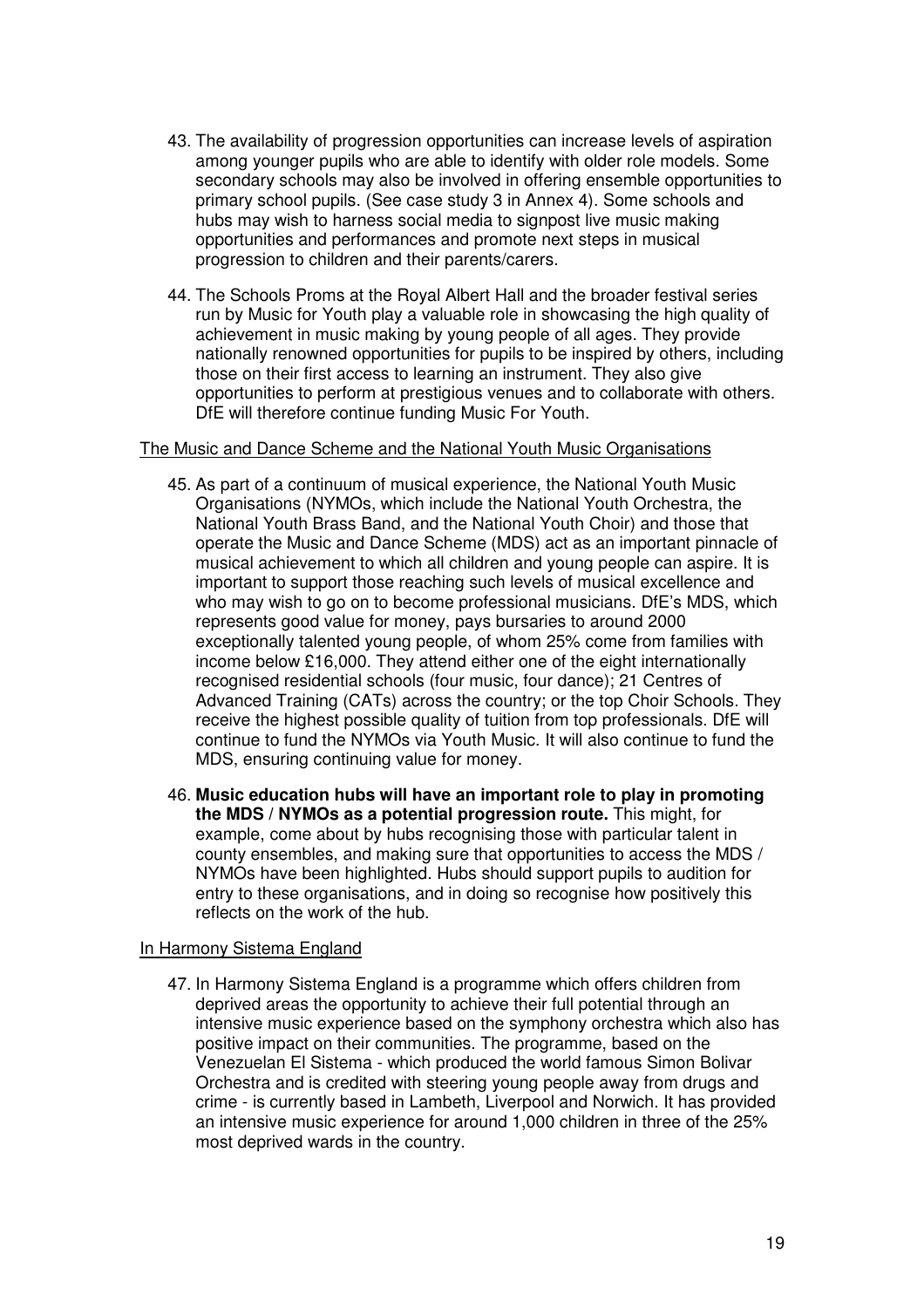43. The availability of progression opportunities can increase levels of aspiration among younger pupils who are able to identify with older role models. Some secondary schools may also be involved in offering ensemble opportunities to primary school pupils. (See case study 3 in Annex 4). Some schools and hubs may wish to harness social media to signpost live music making opportunities and performances and promote next steps in musical progression to children and their parents/carers.

44. The Schools Proms at the Royal Albert Hall and the broader festival series run by Music for Youth play a valuable role in showcasing the high quality of achievement in music making by young people of all ages. They provide nationally renowned opportunities for pupils to be inspired by others, including those on their first access to learning an instrument. They also give opportunities to perform at prestigious venues and to collaborate with others. DfE will therefore continue funding Music For Youth.

<u>The Music and Dance Scheme and the National Youth Music Organisations</u>

45. As part of a continuum of musical experience, the National Youth Music Organisations (NYMOs, which include the National Youth Orchestra, the National Youth Brass Band, and the National Youth Choir) and those that operate the Music and Dance Scheme (MDS) act as an important pinnacle of musical achievement to which all children and young people can aspire. It is important to support those reaching such levels of musical excellence and who may wish to go on to become professional musicians. DfE's MDS, which represents good value for money, pays bursaries to around 2000 exceptionally talented young people, of whom 25% come from families with income below £16,000. They attend either one of the eight internationally recognised residential schools (four music, four dance); 21 Centres of Advanced Training (CATs) across the country; or the top Choir Schools. They receive the highest possible quality of tuition from top professionals. DfE will continue to fund the NYMOs via Youth Music. It will also continue to fund the MDS, ensuring continuing value for money.

46. **Music education hubs will have an important role to play in promoting the MDS / NYMOs as a potential progression route.** This might, for example, come about by hubs recognising those with particular talent in county ensembles, and making sure that opportunities to access the MDS / NYMOs have been highlighted. Hubs should support pupils to audition for entry to these organisations, and in doing so recognise how positively this reflects on the work of the hub.

<u>In Harmony Sistema England</u>

47. In Harmony Sistema England is a programme which offers children from deprived areas the opportunity to achieve their full potential through an intensive music experience based on the symphony orchestra which also has positive impact on their communities. The programme, based on the Venezuelan El Sistema - which produced the world famous Simon Bolivar Orchestra and is credited with steering young people away from drugs and crime - is currently based in Lambeth, Liverpool and Norwich. It has provided an intensive music experience for around 1,000 children in three of the 25% most deprived wards in the country.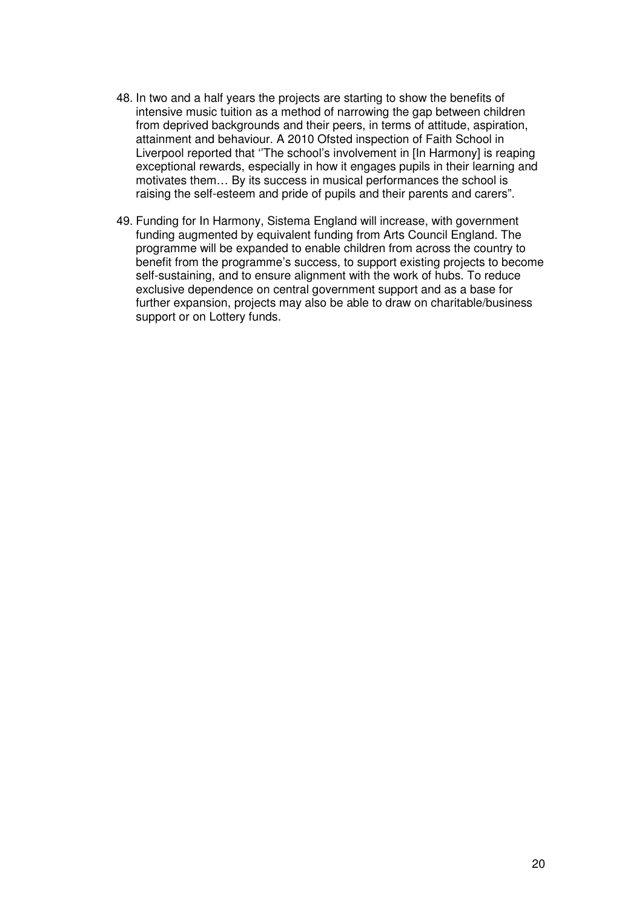48. In two and a half years the projects are starting to show the benefits of intensive music tuition as a method of narrowing the gap between children from deprived backgrounds and their peers, in terms of attitude, aspiration, attainment and behaviour. A 2010 Ofsted inspection of Faith School in Liverpool reported that ''The school's involvement in [In Harmony] is reaping exceptional rewards, especially in how it engages pupils in their learning and motivates them… By its success in musical performances the school is raising the self-esteem and pride of pupils and their parents and carers".

49. Funding for In Harmony, Sistema England will increase, with government funding augmented by equivalent funding from Arts Council England. The programme will be expanded to enable children from across the country to benefit from the programme's success, to support existing projects to become self-sustaining, and to ensure alignment with the work of hubs. To reduce exclusive dependence on central government support and as a base for further expansion, projects may also be able to draw on charitable/business support or on Lottery funds.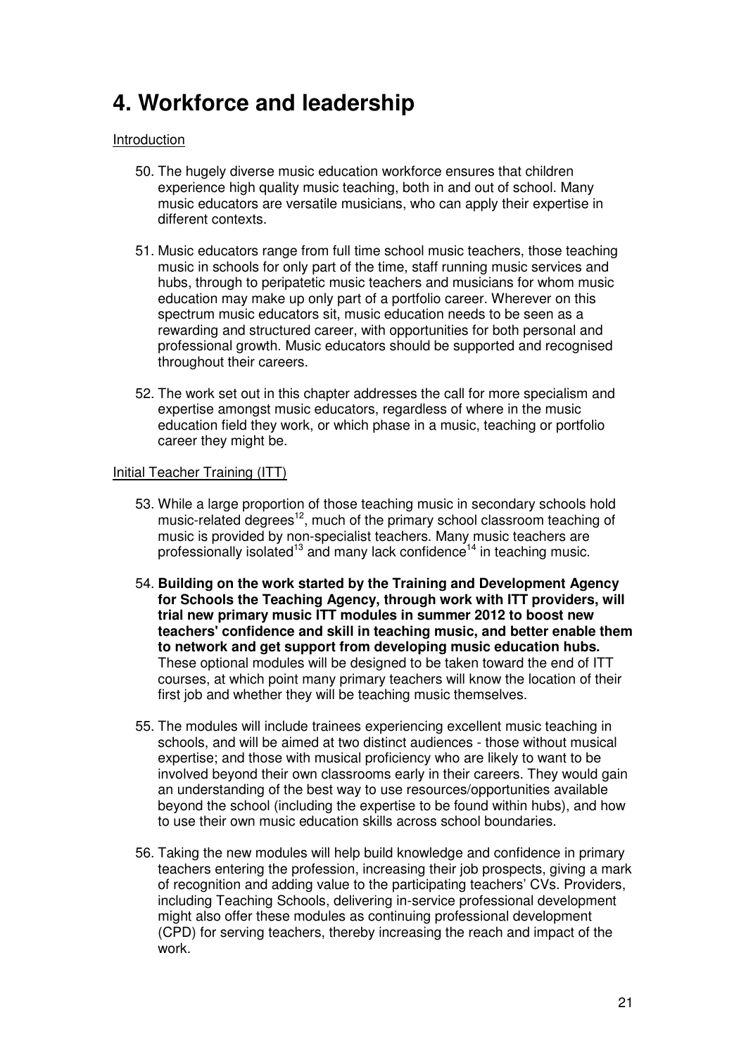# 4. Workforce and leadership

Introduction

50. The hugely diverse music education workforce ensures that children experience high quality music teaching, both in and out of school. Many music educators are versatile musicians, who can apply their expertise in different contexts.

51. Music educators range from full time school music teachers, those teaching music in schools for only part of the time, staff running music services and hubs, through to peripatetic music teachers and musicians for whom music education may make up only part of a portfolio career. Wherever on this spectrum music educators sit, music education needs to be seen as a rewarding and structured career, with opportunities for both personal and professional growth. Music educators should be supported and recognised throughout their careers.

52. The work set out in this chapter addresses the call for more specialism and expertise amongst music educators, regardless of where in the music education field they work, or which phase in a music, teaching or portfolio career they might be.

Initial Teacher Training (ITT)

53. While a large proportion of those teaching music in secondary schools hold music-related degrees[12], much of the primary school classroom teaching of music is provided by non-specialist teachers. Many music teachers are professionally isolated[13] and many lack confidence[14] in teaching music.

54. **Building on the work started by the Training and Development Agency for Schools the Teaching Agency, through work with ITT providers, will trial new primary music ITT modules in summer 2012 to boost new teachers' confidence and skill in teaching music, and better enable them to network and get support from developing music education hubs.** These optional modules will be designed to be taken toward the end of ITT courses, at which point many primary teachers will know the location of their first job and whether they will be teaching music themselves.

55. The modules will include trainees experiencing excellent music teaching in schools, and will be aimed at two distinct audiences - those without musical expertise; and those with musical proficiency who are likely to want to be involved beyond their own classrooms early in their careers. They would gain an understanding of the best way to use resources/opportunities available beyond the school (including the expertise to be found within hubs), and how to use their own music education skills across school boundaries.

56. Taking the new modules will help build knowledge and confidence in primary teachers entering the profession, increasing their job prospects, giving a mark of recognition and adding value to the participating teachers' CVs. Providers, including Teaching Schools, delivering in-service professional development might also offer these modules as continuing professional development (CPD) for serving teachers, thereby increasing the reach and impact of the work.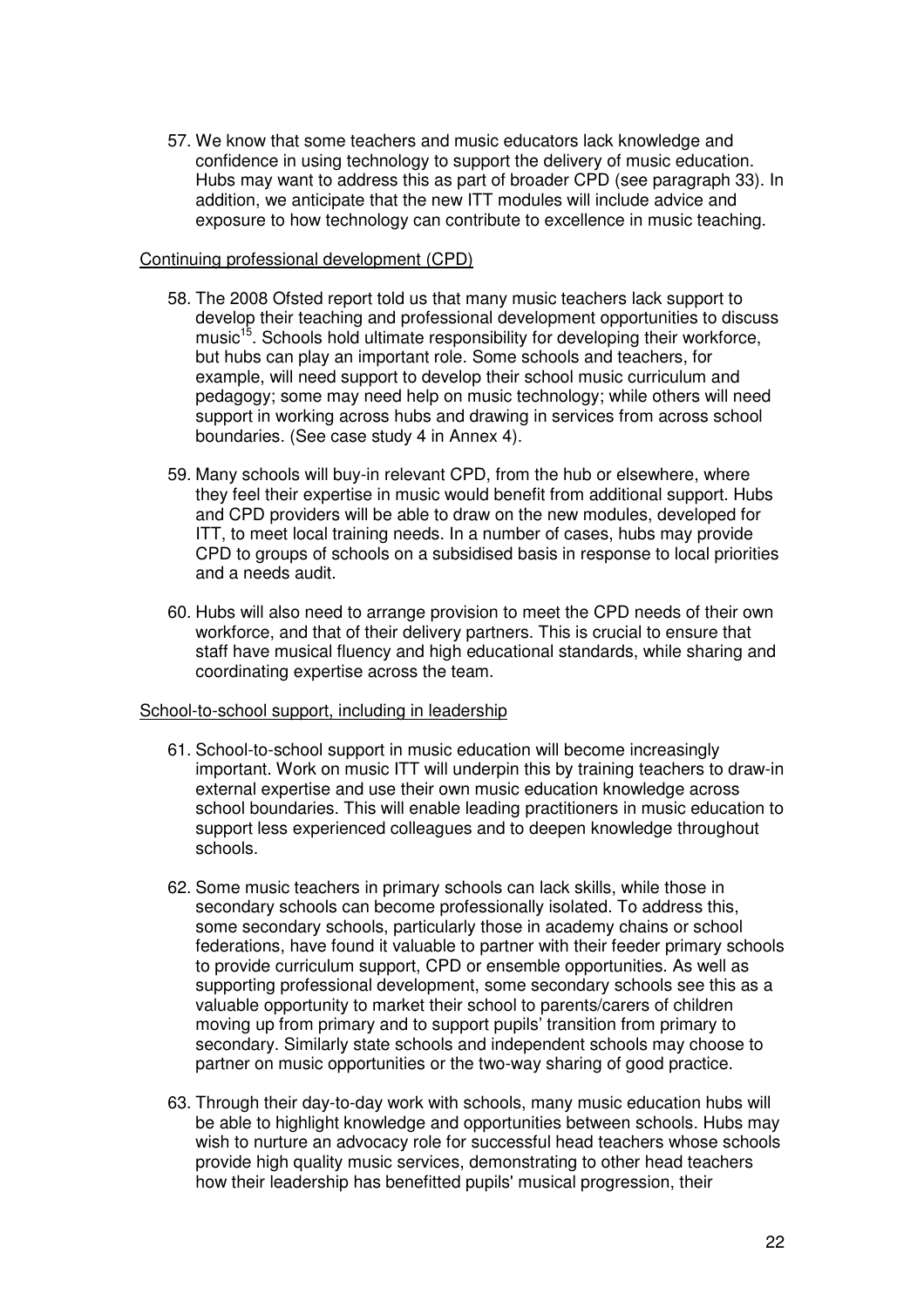57. We know that some teachers and music educators lack knowledge and confidence in using technology to support the delivery of music education. Hubs may want to address this as part of broader CPD (see paragraph 33). In addition, we anticipate that the new ITT modules will include advice and exposure to how technology can contribute to excellence in music teaching.

<u>Continuing professional development (CPD)</u>

58. The 2008 Ofsted report told us that many music teachers lack support to develop their teaching and professional development opportunities to discuss music[15]. Schools hold ultimate responsibility for developing their workforce, but hubs can play an important role. Some schools and teachers, for example, will need support to develop their school music curriculum and pedagogy; some may need help on music technology; while others will need support in working across hubs and drawing in services from across school boundaries. (See case study 4 in Annex 4).

59. Many schools will buy-in relevant CPD, from the hub or elsewhere, where they feel their expertise in music would benefit from additional support. Hubs and CPD providers will be able to draw on the new modules, developed for ITT, to meet local training needs. In a number of cases, hubs may provide CPD to groups of schools on a subsidised basis in response to local priorities and a needs audit.

60. Hubs will also need to arrange provision to meet the CPD needs of their own workforce, and that of their delivery partners. This is crucial to ensure that staff have musical fluency and high educational standards, while sharing and coordinating expertise across the team.

<u>School-to-school support, including in leadership</u>

61. School-to-school support in music education will become increasingly important. Work on music ITT will underpin this by training teachers to draw-in external expertise and use their own music education knowledge across school boundaries. This will enable leading practitioners in music education to support less experienced colleagues and to deepen knowledge throughout schools.

62. Some music teachers in primary schools can lack skills, while those in secondary schools can become professionally isolated. To address this, some secondary schools, particularly those in academy chains or school federations, have found it valuable to partner with their feeder primary schools to provide curriculum support, CPD or ensemble opportunities. As well as supporting professional development, some secondary schools see this as a valuable opportunity to market their school to parents/carers of children moving up from primary and to support pupils' transition from primary to secondary. Similarly state schools and independent schools may choose to partner on music opportunities or the two-way sharing of good practice.

63. Through their day-to-day work with schools, many music education hubs will be able to highlight knowledge and opportunities between schools. Hubs may wish to nurture an advocacy role for successful head teachers whose schools provide high quality music services, demonstrating to other head teachers how their leadership has benefitted pupils' musical progression, their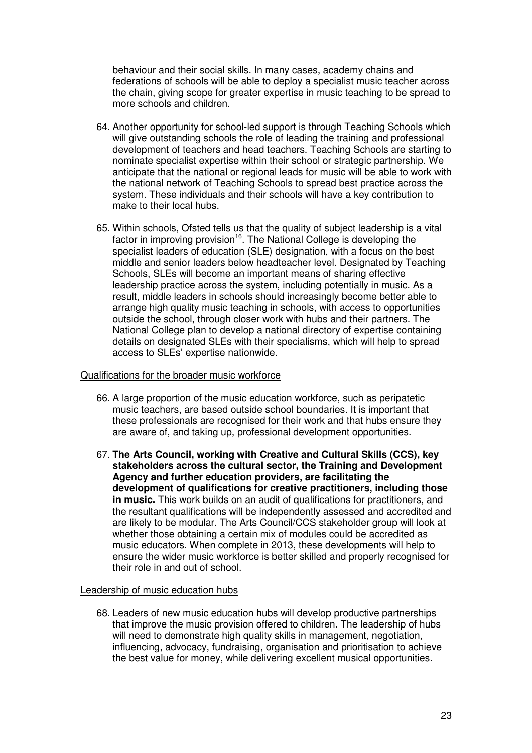behaviour and their social skills. In many cases, academy chains and federations of schools will be able to deploy a specialist music teacher across the chain, giving scope for greater expertise in music teaching to be spread to more schools and children.

64. Another opportunity for school-led support is through Teaching Schools which will give outstanding schools the role of leading the training and professional development of teachers and head teachers. Teaching Schools are starting to nominate specialist expertise within their school or strategic partnership. We anticipate that the national or regional leads for music will be able to work with the national network of Teaching Schools to spread best practice across the system. These individuals and their schools will have a key contribution to make to their local hubs.

65. Within schools, Ofsted tells us that the quality of subject leadership is a vital factor in improving provision[16]. The National College is developing the specialist leaders of education (SLE) designation, with a focus on the best middle and senior leaders below headteacher level. Designated by Teaching Schools, SLEs will become an important means of sharing effective leadership practice across the system, including potentially in music. As a result, middle leaders in schools should increasingly become better able to arrange high quality music teaching in schools, with access to opportunities outside the school, through closer work with hubs and their partners. The National College plan to develop a national directory of expertise containing details on designated SLEs with their specialisms, which will help to spread access to SLEs' expertise nationwide.

<u>Qualifications for the broader music workforce</u>

66. A large proportion of the music education workforce, such as peripatetic music teachers, are based outside school boundaries. It is important that these professionals are recognised for their work and that hubs ensure they are aware of, and taking up, professional development opportunities.

67. **The Arts Council, working with Creative and Cultural Skills (CCS), key stakeholders across the cultural sector, the Training and Development Agency and further education providers, are facilitating the development of qualifications for creative practitioners, including those in music.** This work builds on an audit of qualifications for practitioners, and the resultant qualifications will be independently assessed and accredited and are likely to be modular. The Arts Council/CCS stakeholder group will look at whether those obtaining a certain mix of modules could be accredited as music educators. When complete in 2013, these developments will help to ensure the wider music workforce is better skilled and properly recognised for their role in and out of school.

<u>Leadership of music education hubs</u>

68. Leaders of new music education hubs will develop productive partnerships that improve the music provision offered to children. The leadership of hubs will need to demonstrate high quality skills in management, negotiation, influencing, advocacy, fundraising, organisation and prioritisation to achieve the best value for money, while delivering excellent musical opportunities.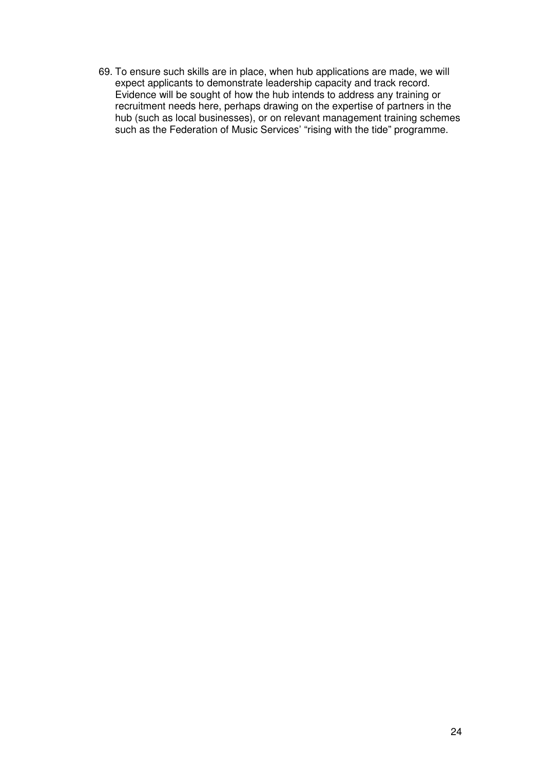69. To ensure such skills are in place, when hub applications are made, we will expect applicants to demonstrate leadership capacity and track record. Evidence will be sought of how the hub intends to address any training or recruitment needs here, perhaps drawing on the expertise of partners in the hub (such as local businesses), or on relevant management training schemes such as the Federation of Music Services' "rising with the tide" programme.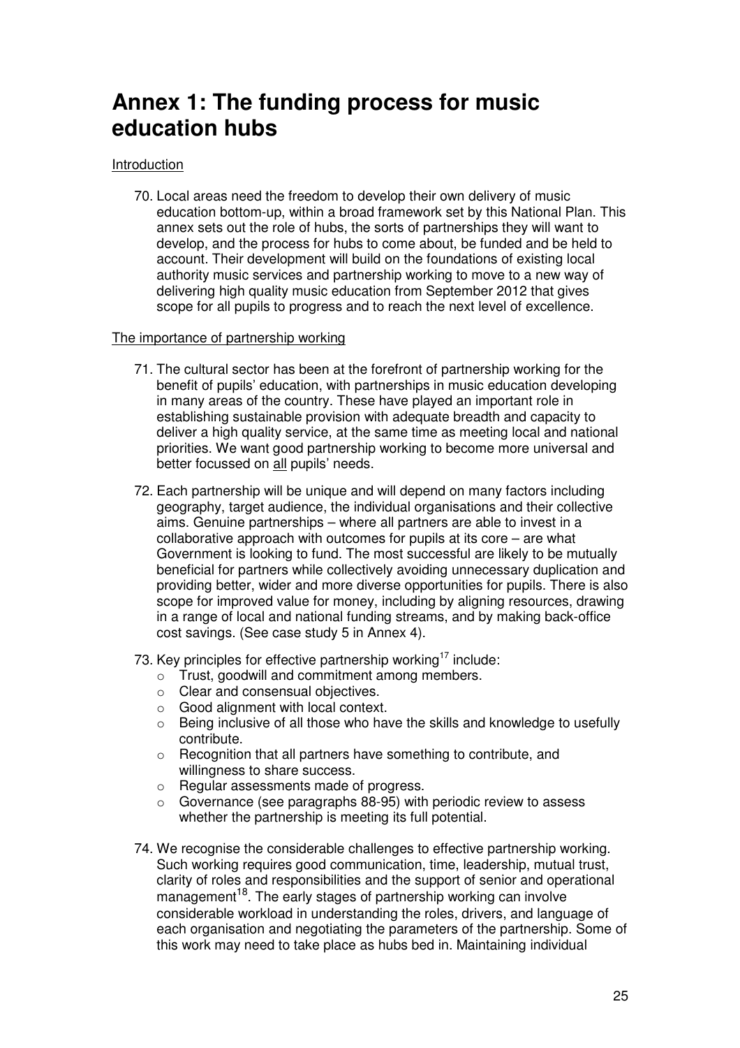# Annex 1: The funding process for music education hubs

Introduction

70. Local areas need the freedom to develop their own delivery of music education bottom-up, within a broad framework set by this National Plan. This annex sets out the role of hubs, the sorts of partnerships they will want to develop, and the process for hubs to come about, be funded and be held to account. Their development will build on the foundations of existing local authority music services and partnership working to move to a new way of delivering high quality music education from September 2012 that gives scope for all pupils to progress and to reach the next level of excellence.

The importance of partnership working

71. The cultural sector has been at the forefront of partnership working for the benefit of pupils' education, with partnerships in music education developing in many areas of the country. These have played an important role in establishing sustainable provision with adequate breadth and capacity to deliver a high quality service, at the same time as meeting local and national priorities. We want good partnership working to become more universal and better focussed on all pupils' needs.

72. Each partnership will be unique and will depend on many factors including geography, target audience, the individual organisations and their collective aims. Genuine partnerships – where all partners are able to invest in a collaborative approach with outcomes for pupils at its core – are what Government is looking to fund. The most successful are likely to be mutually beneficial for partners while collectively avoiding unnecessary duplication and providing better, wider and more diverse opportunities for pupils. There is also scope for improved value for money, including by aligning resources, drawing in a range of local and national funding streams, and by making back-office cost savings. (See case study 5 in Annex 4).

73. Key principles for effective partnership working[17] include:
    - Trust, goodwill and commitment among members.
    - Clear and consensual objectives.
    - Good alignment with local context.
    - Being inclusive of all those who have the skills and knowledge to usefully contribute.
    - Recognition that all partners have something to contribute, and willingness to share success.
    - Regular assessments made of progress.
    - Governance (see paragraphs 88-95) with periodic review to assess whether the partnership is meeting its full potential.

74. We recognise the considerable challenges to effective partnership working. Such working requires good communication, time, leadership, mutual trust, clarity of roles and responsibilities and the support of senior and operational management[18]. The early stages of partnership working can involve considerable workload in understanding the roles, drivers, and language of each organisation and negotiating the parameters of the partnership. Some of this work may need to take place as hubs bed in. Maintaining individual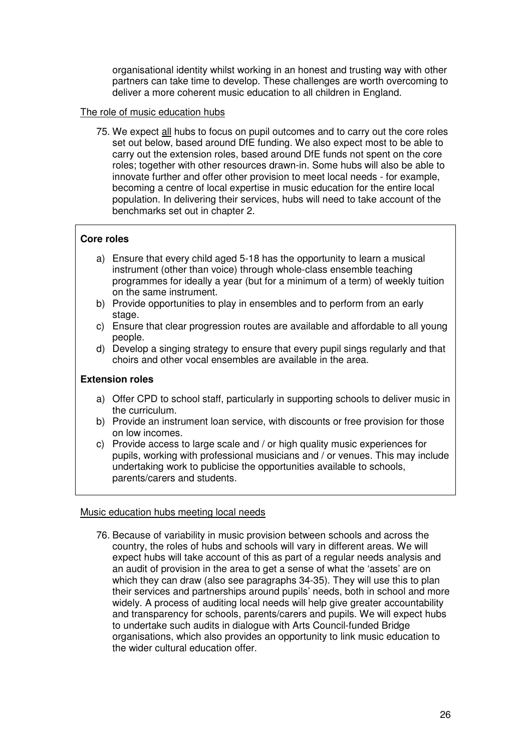organisational identity whilst working in an honest and trusting way with other partners can take time to develop. These challenges are worth overcoming to deliver a more coherent music education to all children in England.

The role of music education hubs

75. We expect all hubs to focus on pupil outcomes and to carry out the core roles set out below, based around DfE funding. We also expect most to be able to carry out the extension roles, based around DfE funds not spent on the core roles; together with other resources drawn-in. Some hubs will also be able to innovate further and offer other provision to meet local needs - for example, becoming a centre of local expertise in music education for the entire local population. In delivering their services, hubs will need to take account of the benchmarks set out in chapter 2.

**Core roles**

a) Ensure that every child aged 5-18 has the opportunity to learn a musical instrument (other than voice) through whole-class ensemble teaching programmes for ideally a year (but for a minimum of a term) of weekly tuition on the same instrument.
b) Provide opportunities to play in ensembles and to perform from an early stage.
c) Ensure that clear progression routes are available and affordable to all young people.
d) Develop a singing strategy to ensure that every pupil sings regularly and that choirs and other vocal ensembles are available in the area.

**Extension roles**

a) Offer CPD to school staff, particularly in supporting schools to deliver music in the curriculum.
b) Provide an instrument loan service, with discounts or free provision for those on low incomes.
c) Provide access to large scale and / or high quality music experiences for pupils, working with professional musicians and / or venues. This may include undertaking work to publicise the opportunities available to schools, parents/carers and students.

Music education hubs meeting local needs

76. Because of variability in music provision between schools and across the country, the roles of hubs and schools will vary in different areas. We will expect hubs will take account of this as part of a regular needs analysis and an audit of provision in the area to get a sense of what the 'assets' are on which they can draw (also see paragraphs 34-35). They will use this to plan their services and partnerships around pupils' needs, both in school and more widely. A process of auditing local needs will help give greater accountability and transparency for schools, parents/carers and pupils. We will expect hubs to undertake such audits in dialogue with Arts Council-funded Bridge organisations, which also provides an opportunity to link music education to the wider cultural education offer.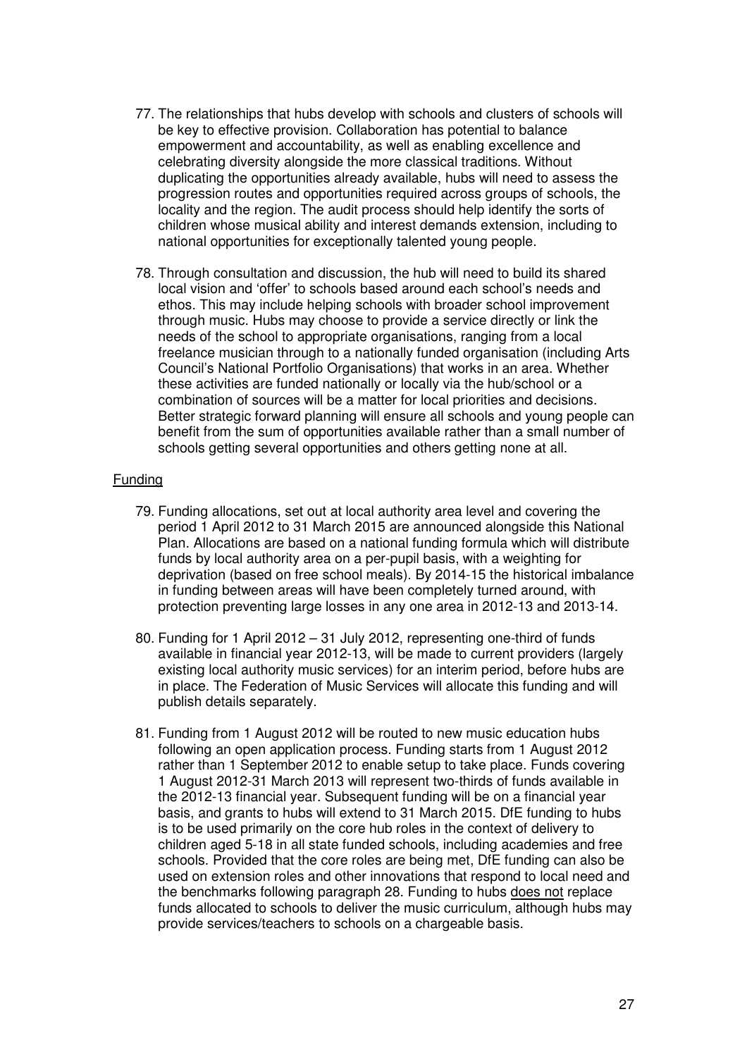77. The relationships that hubs develop with schools and clusters of schools will be key to effective provision. Collaboration has potential to balance empowerment and accountability, as well as enabling excellence and celebrating diversity alongside the more classical traditions. Without duplicating the opportunities already available, hubs will need to assess the progression routes and opportunities required across groups of schools, the locality and the region. The audit process should help identify the sorts of children whose musical ability and interest demands extension, including to national opportunities for exceptionally talented young people.

78. Through consultation and discussion, the hub will need to build its shared local vision and 'offer' to schools based around each school's needs and ethos. This may include helping schools with broader school improvement through music. Hubs may choose to provide a service directly or link the needs of the school to appropriate organisations, ranging from a local freelance musician through to a nationally funded organisation (including Arts Council's National Portfolio Organisations) that works in an area. Whether these activities are funded nationally or locally via the hub/school or a combination of sources will be a matter for local priorities and decisions. Better strategic forward planning will ensure all schools and young people can benefit from the sum of opportunities available rather than a small number of schools getting several opportunities and others getting none at all.

<u>Funding</u>

79. Funding allocations, set out at local authority area level and covering the period 1 April 2012 to 31 March 2015 are announced alongside this National Plan. Allocations are based on a national funding formula which will distribute funds by local authority area on a per-pupil basis, with a weighting for deprivation (based on free school meals). By 2014-15 the historical imbalance in funding between areas will have been completely turned around, with protection preventing large losses in any one area in 2012-13 and 2013-14.

80. Funding for 1 April 2012 – 31 July 2012, representing one-third of funds available in financial year 2012-13, will be made to current providers (largely existing local authority music services) for an interim period, before hubs are in place. The Federation of Music Services will allocate this funding and will publish details separately.

81. Funding from 1 August 2012 will be routed to new music education hubs following an open application process. Funding starts from 1 August 2012 rather than 1 September 2012 to enable setup to take place. Funds covering 1 August 2012-31 March 2013 will represent two-thirds of funds available in the 2012-13 financial year. Subsequent funding will be on a financial year basis, and grants to hubs will extend to 31 March 2015. DfE funding to hubs is to be used primarily on the core hub roles in the context of delivery to children aged 5-18 in all state funded schools, including academies and free schools. Provided that the core roles are being met, DfE funding can also be used on extension roles and other innovations that respond to local need and the benchmarks following paragraph 28. Funding to hubs <u>does not</u> replace funds allocated to schools to deliver the music curriculum, although hubs may provide services/teachers to schools on a chargeable basis.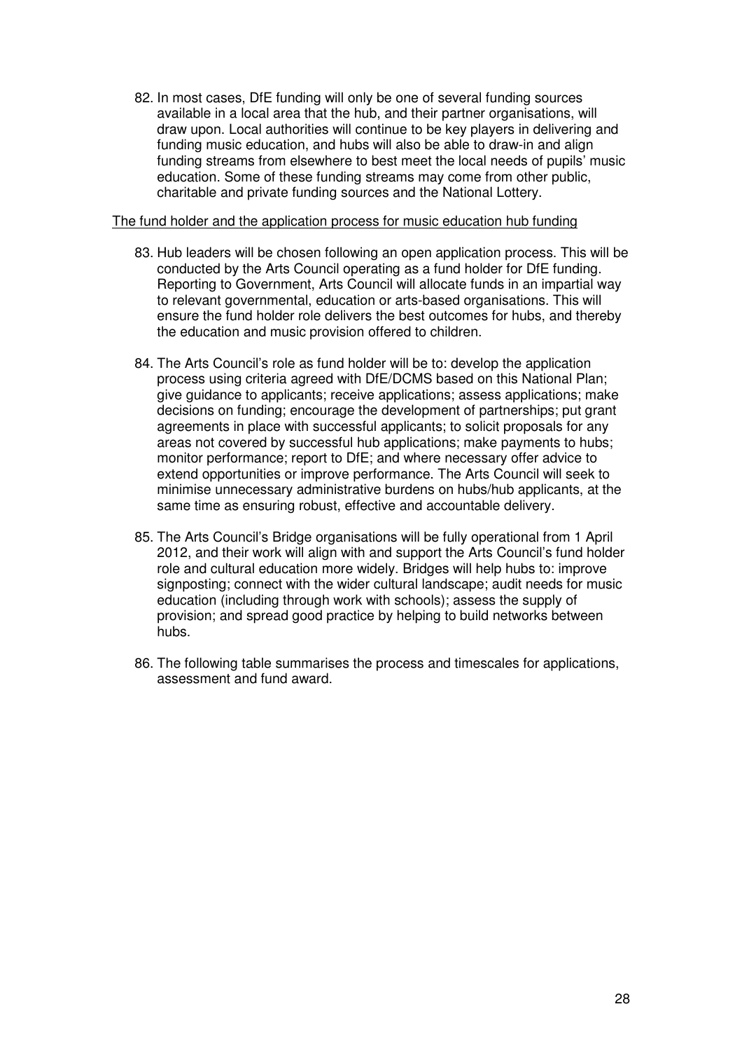82. In most cases, DfE funding will only be one of several funding sources available in a local area that the hub, and their partner organisations, will draw upon. Local authorities will continue to be key players in delivering and funding music education, and hubs will also be able to draw-in and align funding streams from elsewhere to best meet the local needs of pupils' music education. Some of these funding streams may come from other public, charitable and private funding sources and the National Lottery.

<u>The fund holder and the application process for music education hub funding</u>

83. Hub leaders will be chosen following an open application process. This will be conducted by the Arts Council operating as a fund holder for DfE funding. Reporting to Government, Arts Council will allocate funds in an impartial way to relevant governmental, education or arts-based organisations. This will ensure the fund holder role delivers the best outcomes for hubs, and thereby the education and music provision offered to children.

84. The Arts Council's role as fund holder will be to: develop the application process using criteria agreed with DfE/DCMS based on this National Plan; give guidance to applicants; receive applications; assess applications; make decisions on funding; encourage the development of partnerships; put grant agreements in place with successful applicants; to solicit proposals for any areas not covered by successful hub applications; make payments to hubs; monitor performance; report to DfE; and where necessary offer advice to extend opportunities or improve performance. The Arts Council will seek to minimise unnecessary administrative burdens on hubs/hub applicants, at the same time as ensuring robust, effective and accountable delivery.

85. The Arts Council's Bridge organisations will be fully operational from 1 April 2012, and their work will align with and support the Arts Council's fund holder role and cultural education more widely. Bridges will help hubs to: improve signposting; connect with the wider cultural landscape; audit needs for music education (including through work with schools); assess the supply of provision; and spread good practice by helping to build networks between hubs.

86. The following table summarises the process and timescales for applications, assessment and fund award.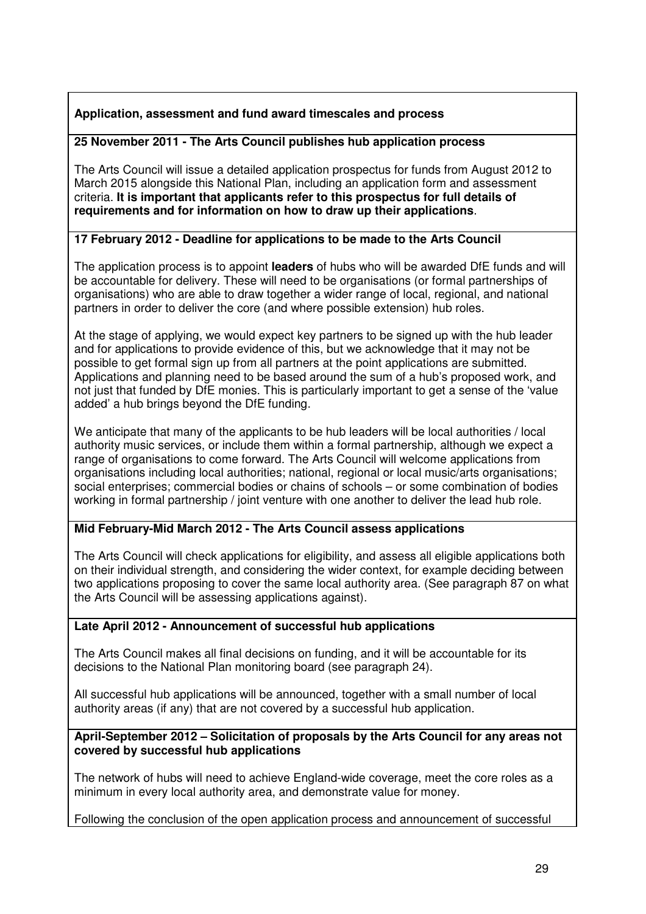**Application, assessment and fund award timescales and process**

**25 November 2011 - The Arts Council publishes hub application process**

The Arts Council will issue a detailed application prospectus for funds from August 2012 to March 2015 alongside this National Plan, including an application form and assessment criteria. **It is important that applicants refer to this prospectus for full details of requirements and for information on how to draw up their applications**.

**17 February 2012 - Deadline for applications to be made to the Arts Council**

The application process is to appoint **leaders** of hubs who will be awarded DfE funds and will be accountable for delivery. These will need to be organisations (or formal partnerships of organisations) who are able to draw together a wider range of local, regional, and national partners in order to deliver the core (and where possible extension) hub roles.

At the stage of applying, we would expect key partners to be signed up with the hub leader and for applications to provide evidence of this, but we acknowledge that it may not be possible to get formal sign up from all partners at the point applications are submitted. Applications and planning need to be based around the sum of a hub's proposed work, and not just that funded by DfE monies. This is particularly important to get a sense of the 'value added' a hub brings beyond the DfE funding.

We anticipate that many of the applicants to be hub leaders will be local authorities / local authority music services, or include them within a formal partnership, although we expect a range of organisations to come forward. The Arts Council will welcome applications from organisations including local authorities; national, regional or local music/arts organisations; social enterprises; commercial bodies or chains of schools – or some combination of bodies working in formal partnership / joint venture with one another to deliver the lead hub role.

**Mid February-Mid March 2012 - The Arts Council assess applications**

The Arts Council will check applications for eligibility, and assess all eligible applications both on their individual strength, and considering the wider context, for example deciding between two applications proposing to cover the same local authority area. (See paragraph 87 on what the Arts Council will be assessing applications against).

**Late April 2012 - Announcement of successful hub applications**

The Arts Council makes all final decisions on funding, and it will be accountable for its decisions to the National Plan monitoring board (see paragraph 24).

All successful hub applications will be announced, together with a small number of local authority areas (if any) that are not covered by a successful hub application.

**April-September 2012 – Solicitation of proposals by the Arts Council for any areas not covered by successful hub applications**

The network of hubs will need to achieve England-wide coverage, meet the core roles as a minimum in every local authority area, and demonstrate value for money.

Following the conclusion of the open application process and announcement of successful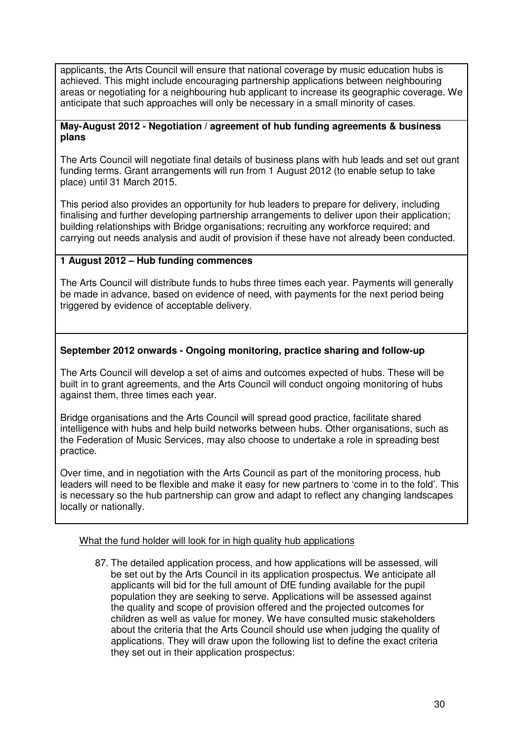applicants, the Arts Council will ensure that national coverage by music education hubs is achieved. This might include encouraging partnership applications between neighbouring areas or negotiating for a neighbouring hub applicant to increase its geographic coverage. We anticipate that such approaches will only be necessary in a small minority of cases.

**May-August 2012 - Negotiation / agreement of hub funding agreements & business plans**

The Arts Council will negotiate final details of business plans with hub leads and set out grant funding terms. Grant arrangements will run from 1 August 2012 (to enable setup to take place) until 31 March 2015.

This period also provides an opportunity for hub leaders to prepare for delivery, including finalising and further developing partnership arrangements to deliver upon their application; building relationships with Bridge organisations; recruiting any workforce required; and carrying out needs analysis and audit of provision if these have not already been conducted.

**1 August 2012 – Hub funding commences**

The Arts Council will distribute funds to hubs three times each year. Payments will generally be made in advance, based on evidence of need, with payments for the next period being triggered by evidence of acceptable delivery.

**September 2012 onwards - Ongoing monitoring, practice sharing and follow-up**

The Arts Council will develop a set of aims and outcomes expected of hubs. These will be built in to grant agreements, and the Arts Council will conduct ongoing monitoring of hubs against them, three times each year.

Bridge organisations and the Arts Council will spread good practice, facilitate shared intelligence with hubs and help build networks between hubs. Other organisations, such as the Federation of Music Services, may also choose to undertake a role in spreading best practice.

Over time, and in negotiation with the Arts Council as part of the monitoring process, hub leaders will need to be flexible and make it easy for new partners to 'come in to the fold'. This is necessary so the hub partnership can grow and adapt to reflect any changing landscapes locally or nationally.

What the fund holder will look for in high quality hub applications

87. The detailed application process, and how applications will be assessed, will be set out by the Arts Council in its application prospectus. We anticipate all applicants will bid for the full amount of DfE funding available for the pupil population they are seeking to serve. Applications will be assessed against the quality and scope of provision offered and the projected outcomes for children as well as value for money. We have consulted music stakeholders about the criteria that the Arts Council should use when judging the quality of applications. They will draw upon the following list to define the exact criteria they set out in their application prospectus: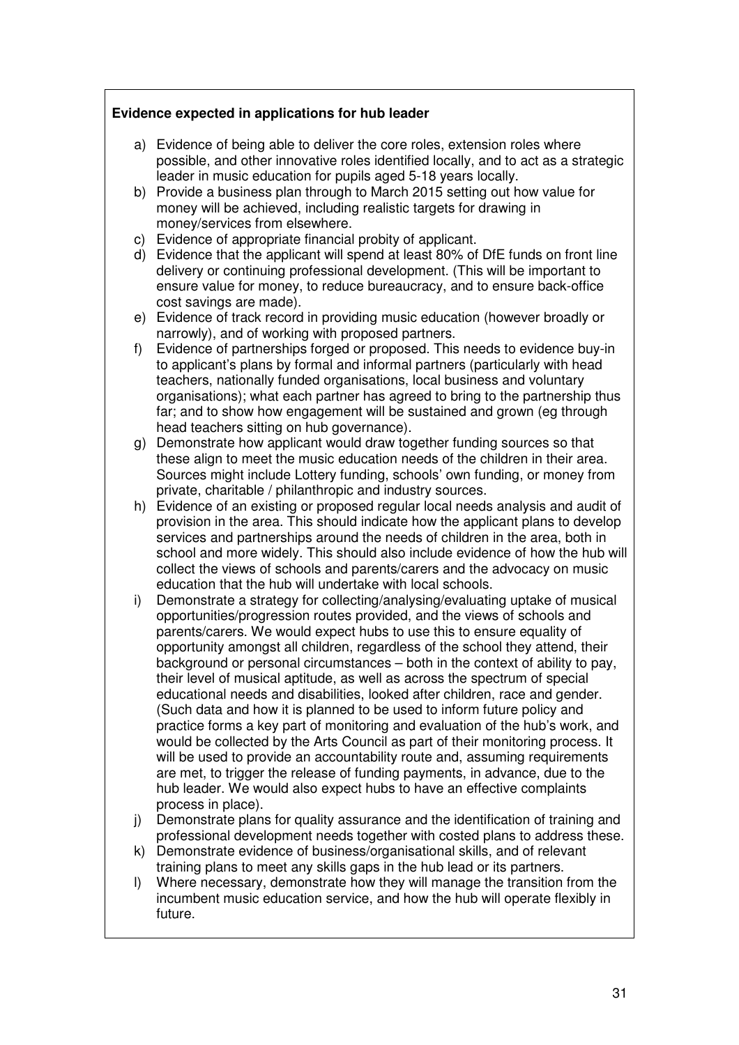**Evidence expected in applications for hub leader**

a) Evidence of being able to deliver the core roles, extension roles where possible, and other innovative roles identified locally, and to act as a strategic leader in music education for pupils aged 5-18 years locally.
b) Provide a business plan through to March 2015 setting out how value for money will be achieved, including realistic targets for drawing in money/services from elsewhere.
c) Evidence of appropriate financial probity of applicant.
d) Evidence that the applicant will spend at least 80% of DfE funds on front line delivery or continuing professional development. (This will be important to ensure value for money, to reduce bureaucracy, and to ensure back-office cost savings are made).
e) Evidence of track record in providing music education (however broadly or narrowly), and of working with proposed partners.
f) Evidence of partnerships forged or proposed. This needs to evidence buy-in to applicant's plans by formal and informal partners (particularly with head teachers, nationally funded organisations, local business and voluntary organisations); what each partner has agreed to bring to the partnership thus far; and to show how engagement will be sustained and grown (eg through head teachers sitting on hub governance).
g) Demonstrate how applicant would draw together funding sources so that these align to meet the music education needs of the children in their area. Sources might include Lottery funding, schools' own funding, or money from private, charitable / philanthropic and industry sources.
h) Evidence of an existing or proposed regular local needs analysis and audit of provision in the area. This should indicate how the applicant plans to develop services and partnerships around the needs of children in the area, both in school and more widely. This should also include evidence of how the hub will collect the views of schools and parents/carers and the advocacy on music education that the hub will undertake with local schools.
i) Demonstrate a strategy for collecting/analysing/evaluating uptake of musical opportunities/progression routes provided, and the views of schools and parents/carers. We would expect hubs to use this to ensure equality of opportunity amongst all children, regardless of the school they attend, their background or personal circumstances – both in the context of ability to pay, their level of musical aptitude, as well as across the spectrum of special educational needs and disabilities, looked after children, race and gender. (Such data and how it is planned to be used to inform future policy and practice forms a key part of monitoring and evaluation of the hub's work, and would be collected by the Arts Council as part of their monitoring process. It will be used to provide an accountability route and, assuming requirements are met, to trigger the release of funding payments, in advance, due to the hub leader. We would also expect hubs to have an effective complaints process in place).
j) Demonstrate plans for quality assurance and the identification of training and professional development needs together with costed plans to address these.
k) Demonstrate evidence of business/organisational skills, and of relevant training plans to meet any skills gaps in the hub lead or its partners.
l) Where necessary, demonstrate how they will manage the transition from the incumbent music education service, and how the hub will operate flexibly in future.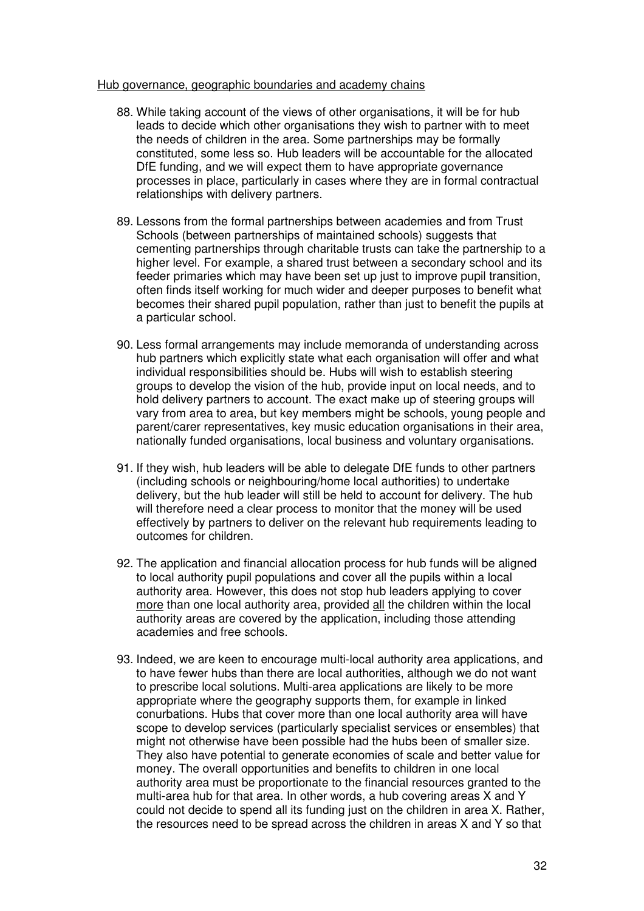<u>Hub governance, geographic boundaries and academy chains</u>

88. While taking account of the views of other organisations, it will be for hub leads to decide which other organisations they wish to partner with to meet the needs of children in the area. Some partnerships may be formally constituted, some less so. Hub leaders will be accountable for the allocated DfE funding, and we will expect them to have appropriate governance processes in place, particularly in cases where they are in formal contractual relationships with delivery partners.

89. Lessons from the formal partnerships between academies and from Trust Schools (between partnerships of maintained schools) suggests that cementing partnerships through charitable trusts can take the partnership to a higher level. For example, a shared trust between a secondary school and its feeder primaries which may have been set up just to improve pupil transition, often finds itself working for much wider and deeper purposes to benefit what becomes their shared pupil population, rather than just to benefit the pupils at a particular school.

90. Less formal arrangements may include memoranda of understanding across hub partners which explicitly state what each organisation will offer and what individual responsibilities should be. Hubs will wish to establish steering groups to develop the vision of the hub, provide input on local needs, and to hold delivery partners to account. The exact make up of steering groups will vary from area to area, but key members might be schools, young people and parent/carer representatives, key music education organisations in their area, nationally funded organisations, local business and voluntary organisations.

91. If they wish, hub leaders will be able to delegate DfE funds to other partners (including schools or neighbouring/home local authorities) to undertake delivery, but the hub leader will still be held to account for delivery. The hub will therefore need a clear process to monitor that the money will be used effectively by partners to deliver on the relevant hub requirements leading to outcomes for children.

92. The application and financial allocation process for hub funds will be aligned to local authority pupil populations and cover all the pupils within a local authority area. However, this does not stop hub leaders applying to cover <u>more</u> than one local authority area, provided <u>all</u> the children within the local authority areas are covered by the application, including those attending academies and free schools.

93. Indeed, we are keen to encourage multi-local authority area applications, and to have fewer hubs than there are local authorities, although we do not want to prescribe local solutions. Multi-area applications are likely to be more appropriate where the geography supports them, for example in linked conurbations. Hubs that cover more than one local authority area will have scope to develop services (particularly specialist services or ensembles) that might not otherwise have been possible had the hubs been of smaller size. They also have potential to generate economies of scale and better value for money. The overall opportunities and benefits to children in one local authority area must be proportionate to the financial resources granted to the multi-area hub for that area. In other words, a hub covering areas X and Y could not decide to spend all its funding just on the children in area X. Rather, the resources need to be spread across the children in areas X and Y so that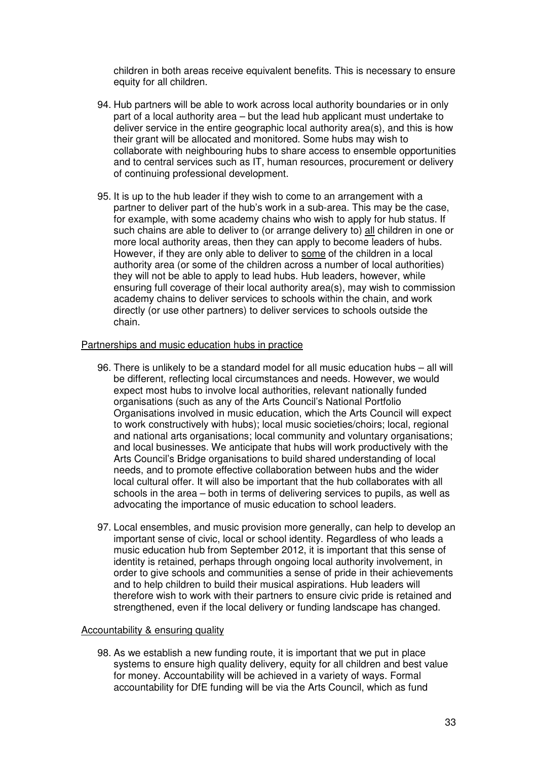children in both areas receive equivalent benefits. This is necessary to ensure equity for all children.

94. Hub partners will be able to work across local authority boundaries or in only part of a local authority area – but the lead hub applicant must undertake to deliver service in the entire geographic local authority area(s), and this is how their grant will be allocated and monitored. Some hubs may wish to collaborate with neighbouring hubs to share access to ensemble opportunities and to central services such as IT, human resources, procurement or delivery of continuing professional development.

95. It is up to the hub leader if they wish to come to an arrangement with a partner to deliver part of the hub's work in a sub-area. This may be the case, for example, with some academy chains who wish to apply for hub status. If such chains are able to deliver to (or arrange delivery to) all children in one or more local authority areas, then they can apply to become leaders of hubs. However, if they are only able to deliver to some of the children in a local authority area (or some of the children across a number of local authorities) they will not be able to apply to lead hubs. Hub leaders, however, while ensuring full coverage of their local authority area(s), may wish to commission academy chains to deliver services to schools within the chain, and work directly (or use other partners) to deliver services to schools outside the chain.

Partnerships and music education hubs in practice

96. There is unlikely to be a standard model for all music education hubs – all will be different, reflecting local circumstances and needs. However, we would expect most hubs to involve local authorities, relevant nationally funded organisations (such as any of the Arts Council's National Portfolio Organisations involved in music education, which the Arts Council will expect to work constructively with hubs); local music societies/choirs; local, regional and national arts organisations; local community and voluntary organisations; and local businesses. We anticipate that hubs will work productively with the Arts Council's Bridge organisations to build shared understanding of local needs, and to promote effective collaboration between hubs and the wider local cultural offer. It will also be important that the hub collaborates with all schools in the area – both in terms of delivering services to pupils, as well as advocating the importance of music education to school leaders.

97. Local ensembles, and music provision more generally, can help to develop an important sense of civic, local or school identity. Regardless of who leads a music education hub from September 2012, it is important that this sense of identity is retained, perhaps through ongoing local authority involvement, in order to give schools and communities a sense of pride in their achievements and to help children to build their musical aspirations. Hub leaders will therefore wish to work with their partners to ensure civic pride is retained and strengthened, even if the local delivery or funding landscape has changed.

Accountability & ensuring quality

98. As we establish a new funding route, it is important that we put in place systems to ensure high quality delivery, equity for all children and best value for money. Accountability will be achieved in a variety of ways. Formal accountability for DfE funding will be via the Arts Council, which as fund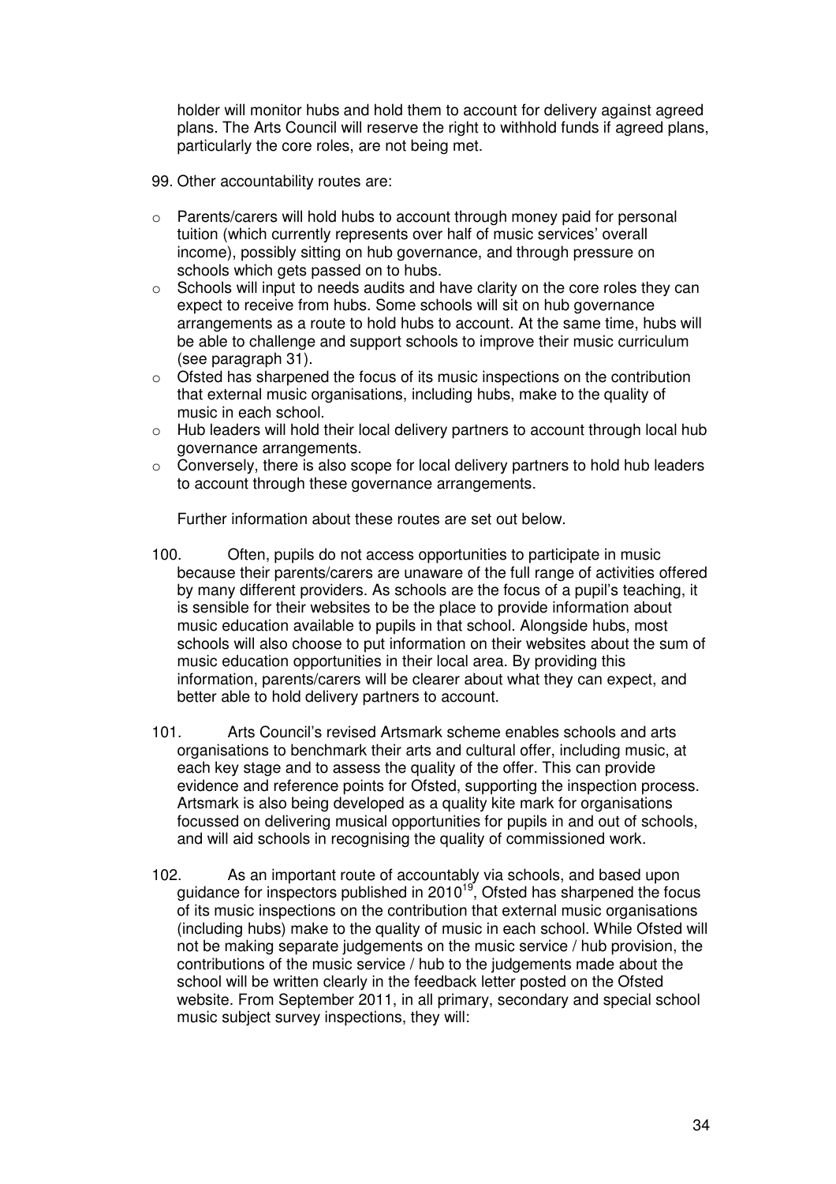holder will monitor hubs and hold them to account for delivery against agreed plans. The Arts Council will reserve the right to withhold funds if agreed plans, particularly the core roles, are not being met.

99. Other accountability routes are:

- Parents/carers will hold hubs to account through money paid for personal tuition (which currently represents over half of music services' overall income), possibly sitting on hub governance, and through pressure on schools which gets passed on to hubs.
- Schools will input to needs audits and have clarity on the core roles they can expect to receive from hubs. Some schools will sit on hub governance arrangements as a route to hold hubs to account. At the same time, hubs will be able to challenge and support schools to improve their music curriculum (see paragraph 31).
- Ofsted has sharpened the focus of its music inspections on the contribution that external music organisations, including hubs, make to the quality of music in each school.
- Hub leaders will hold their local delivery partners to account through local hub governance arrangements.
- Conversely, there is also scope for local delivery partners to hold hub leaders to account through these governance arrangements.

Further information about these routes are set out below.

100. Often, pupils do not access opportunities to participate in music because their parents/carers are unaware of the full range of activities offered by many different providers. As schools are the focus of a pupil's teaching, it is sensible for their websites to be the place to provide information about music education available to pupils in that school. Alongside hubs, most schools will also choose to put information on their websites about the sum of music education opportunities in their local area. By providing this information, parents/carers will be clearer about what they can expect, and better able to hold delivery partners to account.

101. Arts Council's revised Artsmark scheme enables schools and arts organisations to benchmark their arts and cultural offer, including music, at each key stage and to assess the quality of the offer. This can provide evidence and reference points for Ofsted, supporting the inspection process. Artsmark is also being developed as a quality kite mark for organisations focussed on delivering musical opportunities for pupils in and out of schools, and will aid schools in recognising the quality of commissioned work.

102. As an important route of accountably via schools, and based upon guidance for inspectors published in 2010[19], Ofsted has sharpened the focus of its music inspections on the contribution that external music organisations (including hubs) make to the quality of music in each school. While Ofsted will not be making separate judgements on the music service / hub provision, the contributions of the music service / hub to the judgements made about the school will be written clearly in the feedback letter posted on the Ofsted website. From September 2011, in all primary, secondary and special school music subject survey inspections, they will: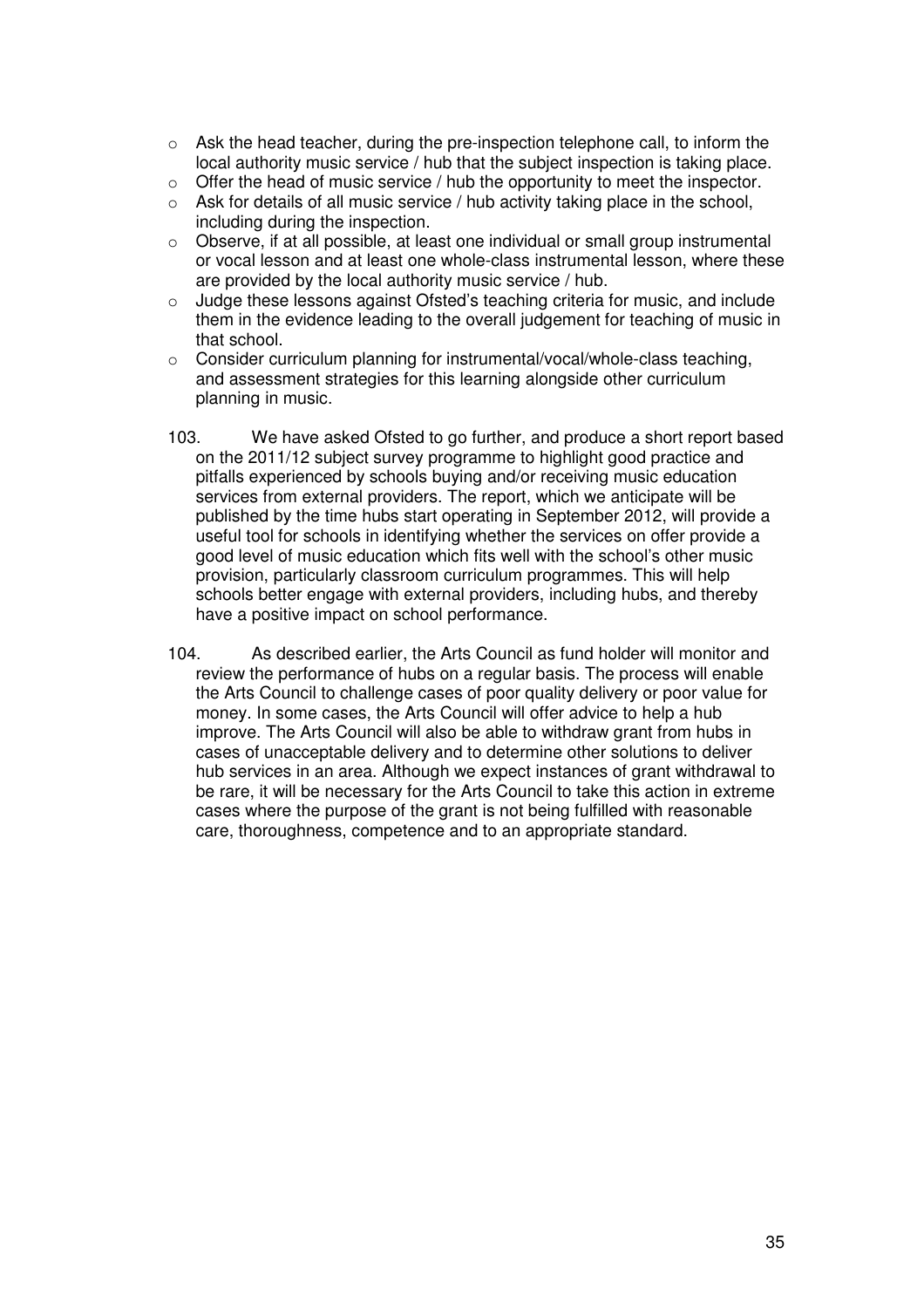- Ask the head teacher, during the pre-inspection telephone call, to inform the local authority music service / hub that the subject inspection is taking place.
- Offer the head of music service / hub the opportunity to meet the inspector.
- Ask for details of all music service / hub activity taking place in the school, including during the inspection.
- Observe, if at all possible, at least one individual or small group instrumental or vocal lesson and at least one whole-class instrumental lesson, where these are provided by the local authority music service / hub.
- Judge these lessons against Ofsted's teaching criteria for music, and include them in the evidence leading to the overall judgement for teaching of music in that school.
- Consider curriculum planning for instrumental/vocal/whole-class teaching, and assessment strategies for this learning alongside other curriculum planning in music.

103. We have asked Ofsted to go further, and produce a short report based on the 2011/12 subject survey programme to highlight good practice and pitfalls experienced by schools buying and/or receiving music education services from external providers. The report, which we anticipate will be published by the time hubs start operating in September 2012, will provide a useful tool for schools in identifying whether the services on offer provide a good level of music education which fits well with the school's other music provision, particularly classroom curriculum programmes. This will help schools better engage with external providers, including hubs, and thereby have a positive impact on school performance.

104. As described earlier, the Arts Council as fund holder will monitor and review the performance of hubs on a regular basis. The process will enable the Arts Council to challenge cases of poor quality delivery or poor value for money. In some cases, the Arts Council will offer advice to help a hub improve. The Arts Council will also be able to withdraw grant from hubs in cases of unacceptable delivery and to determine other solutions to deliver hub services in an area. Although we expect instances of grant withdrawal to be rare, it will be necessary for the Arts Council to take this action in extreme cases where the purpose of the grant is not being fulfilled with reasonable care, thoroughness, competence and to an appropriate standard.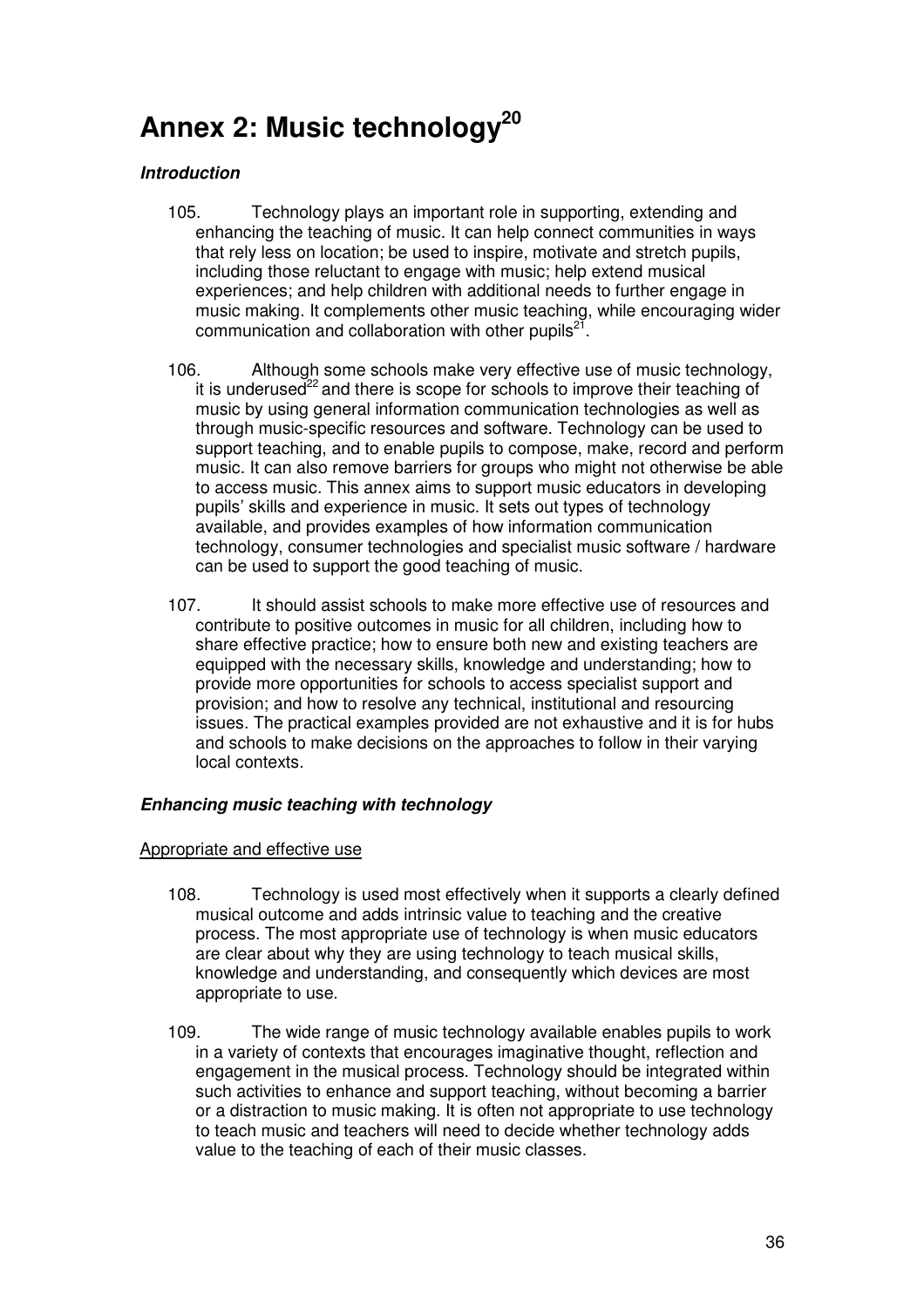# Annex 2: Music technology[20]

***Introduction***

105. Technology plays an important role in supporting, extending and enhancing the teaching of music. It can help connect communities in ways that rely less on location; be used to inspire, motivate and stretch pupils, including those reluctant to engage with music; help extend musical experiences; and help children with additional needs to further engage in music making. It complements other music teaching, while encouraging wider communication and collaboration with other pupils[21].

106. Although some schools make very effective use of music technology, it is underused[22] and there is scope for schools to improve their teaching of music by using general information communication technologies as well as through music-specific resources and software. Technology can be used to support teaching, and to enable pupils to compose, make, record and perform music. It can also remove barriers for groups who might not otherwise be able to access music. This annex aims to support music educators in developing pupils' skills and experience in music. It sets out types of technology available, and provides examples of how information communication technology, consumer technologies and specialist music software / hardware can be used to support the good teaching of music.

107. It should assist schools to make more effective use of resources and contribute to positive outcomes in music for all children, including how to share effective practice; how to ensure both new and existing teachers are equipped with the necessary skills, knowledge and understanding; how to provide more opportunities for schools to access specialist support and provision; and how to resolve any technical, institutional and resourcing issues. The practical examples provided are not exhaustive and it is for hubs and schools to make decisions on the approaches to follow in their varying local contexts.

***Enhancing music teaching with technology***

Appropriate and effective use

108. Technology is used most effectively when it supports a clearly defined musical outcome and adds intrinsic value to teaching and the creative process. The most appropriate use of technology is when music educators are clear about why they are using technology to teach musical skills, knowledge and understanding, and consequently which devices are most appropriate to use.

109. The wide range of music technology available enables pupils to work in a variety of contexts that encourages imaginative thought, reflection and engagement in the musical process. Technology should be integrated within such activities to enhance and support teaching, without becoming a barrier or a distraction to music making. It is often not appropriate to use technology to teach music and teachers will need to decide whether technology adds value to the teaching of each of their music classes.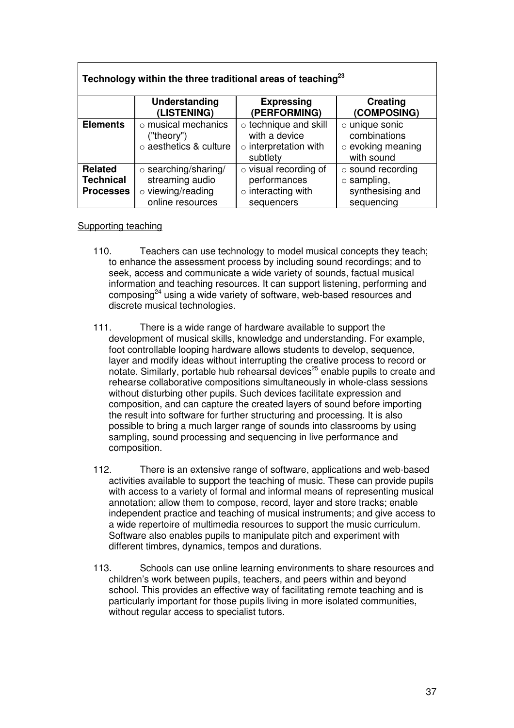| Technology within the three traditional areas of teaching[23] | | | |
|---|---|---|---|
| | **Understanding (LISTENING)** | **Expressing (PERFORMING)** | **Creating (COMPOSING)** |
| **Elements** | ○ musical mechanics ("theory")<br>○ aesthetics & culture | ○ technique and skill with a device<br>○ interpretation with subtlety | ○ unique sonic combinations<br>○ evoking meaning with sound |
| **Related Technical Processes** | ○ searching/sharing/ streaming audio<br>○ viewing/reading online resources | ○ visual recording of performances<br>○ interacting with sequencers | ○ sound recording<br>○ sampling, synthesising and sequencing |

<u>Supporting teaching</u>

110. Teachers can use technology to model musical concepts they teach; to enhance the assessment process by including sound recordings; and to seek, access and communicate a wide variety of sounds, factual musical information and teaching resources. It can support listening, performing and composing[24] using a wide variety of software, web-based resources and discrete musical technologies.

111. There is a wide range of hardware available to support the development of musical skills, knowledge and understanding. For example, foot controllable looping hardware allows students to develop, sequence, layer and modify ideas without interrupting the creative process to record or notate. Similarly, portable hub rehearsal devices[25] enable pupils to create and rehearse collaborative compositions simultaneously in whole-class sessions without disturbing other pupils. Such devices facilitate expression and composition, and can capture the created layers of sound before importing the result into software for further structuring and processing. It is also possible to bring a much larger range of sounds into classrooms by using sampling, sound processing and sequencing in live performance and composition.

112. There is an extensive range of software, applications and web-based activities available to support the teaching of music. These can provide pupils with access to a variety of formal and informal means of representing musical annotation; allow them to compose, record, layer and store tracks; enable independent practice and teaching of musical instruments; and give access to a wide repertoire of multimedia resources to support the music curriculum. Software also enables pupils to manipulate pitch and experiment with different timbres, dynamics, tempos and durations.

113. Schools can use online learning environments to share resources and children's work between pupils, teachers, and peers within and beyond school. This provides an effective way of facilitating remote teaching and is particularly important for those pupils living in more isolated communities, without regular access to specialist tutors.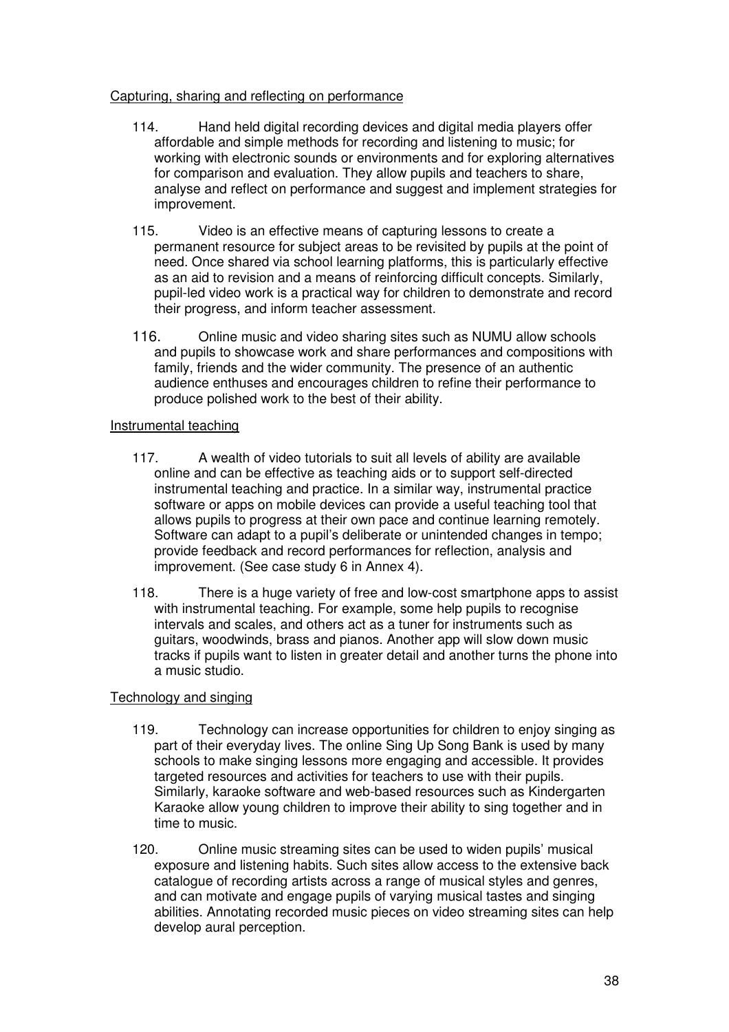Capturing, sharing and reflecting on performance

114. Hand held digital recording devices and digital media players offer affordable and simple methods for recording and listening to music; for working with electronic sounds or environments and for exploring alternatives for comparison and evaluation. They allow pupils and teachers to share, analyse and reflect on performance and suggest and implement strategies for improvement.

115. Video is an effective means of capturing lessons to create a permanent resource for subject areas to be revisited by pupils at the point of need. Once shared via school learning platforms, this is particularly effective as an aid to revision and a means of reinforcing difficult concepts. Similarly, pupil-led video work is a practical way for children to demonstrate and record their progress, and inform teacher assessment.

116. Online music and video sharing sites such as NUMU allow schools and pupils to showcase work and share performances and compositions with family, friends and the wider community. The presence of an authentic audience enthuses and encourages children to refine their performance to produce polished work to the best of their ability.

Instrumental teaching

117. A wealth of video tutorials to suit all levels of ability are available online and can be effective as teaching aids or to support self-directed instrumental teaching and practice. In a similar way, instrumental practice software or apps on mobile devices can provide a useful teaching tool that allows pupils to progress at their own pace and continue learning remotely. Software can adapt to a pupil's deliberate or unintended changes in tempo; provide feedback and record performances for reflection, analysis and improvement. (See case study 6 in Annex 4).

118. There is a huge variety of free and low-cost smartphone apps to assist with instrumental teaching. For example, some help pupils to recognise intervals and scales, and others act as a tuner for instruments such as guitars, woodwinds, brass and pianos. Another app will slow down music tracks if pupils want to listen in greater detail and another turns the phone into a music studio.

Technology and singing

119. Technology can increase opportunities for children to enjoy singing as part of their everyday lives. The online Sing Up Song Bank is used by many schools to make singing lessons more engaging and accessible. It provides targeted resources and activities for teachers to use with their pupils. Similarly, karaoke software and web-based resources such as Kindergarten Karaoke allow young children to improve their ability to sing together and in time to music.

120. Online music streaming sites can be used to widen pupils' musical exposure and listening habits. Such sites allow access to the extensive back catalogue of recording artists across a range of musical styles and genres, and can motivate and engage pupils of varying musical tastes and singing abilities. Annotating recorded music pieces on video streaming sites can help develop aural perception.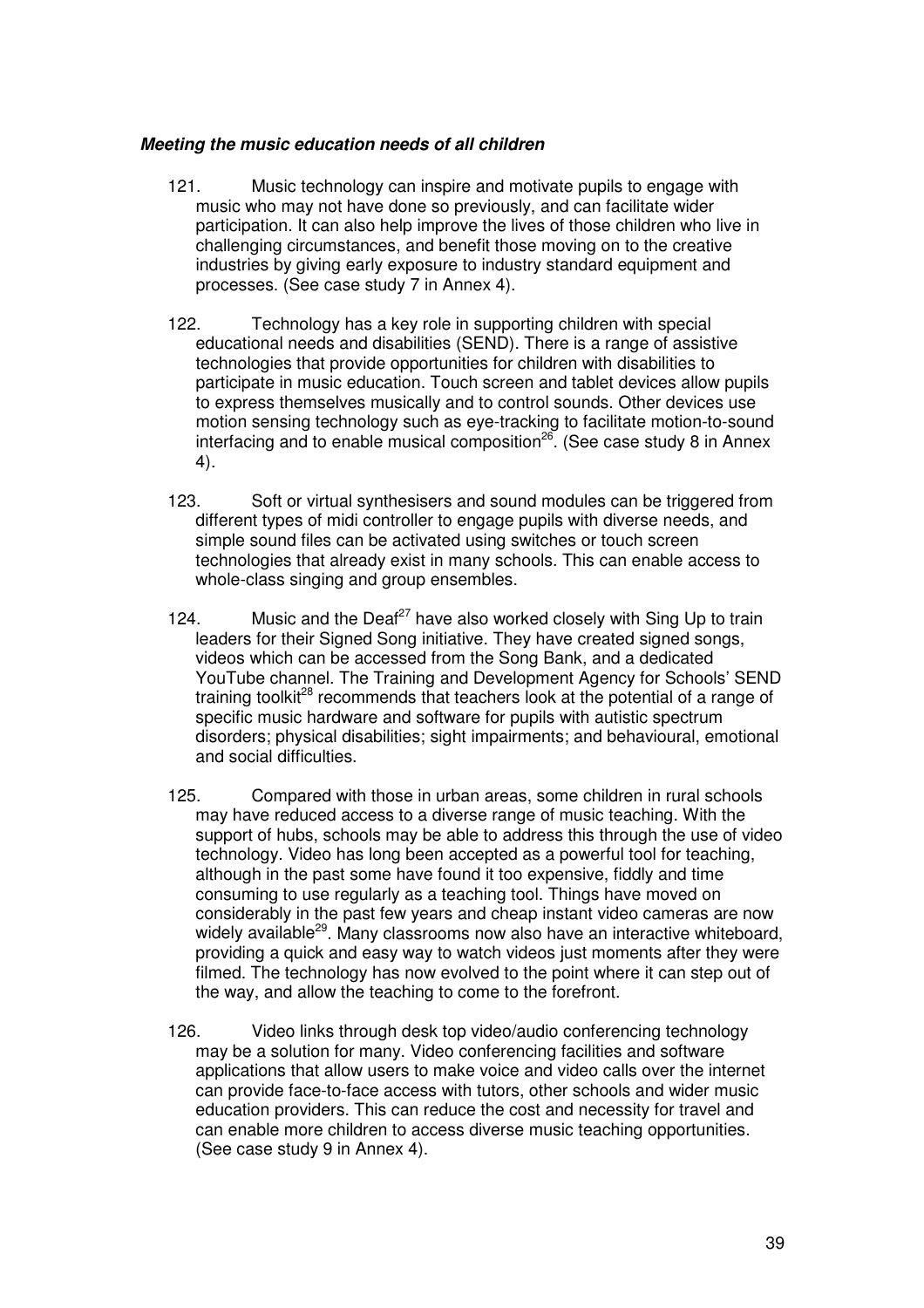***Meeting the music education needs of all children***

121. Music technology can inspire and motivate pupils to engage with music who may not have done so previously, and can facilitate wider participation. It can also help improve the lives of those children who live in challenging circumstances, and benefit those moving on to the creative industries by giving early exposure to industry standard equipment and processes. (See case study 7 in Annex 4).

122. Technology has a key role in supporting children with special educational needs and disabilities (SEND). There is a range of assistive technologies that provide opportunities for children with disabilities to participate in music education. Touch screen and tablet devices allow pupils to express themselves musically and to control sounds. Other devices use motion sensing technology such as eye-tracking to facilitate motion-to-sound interfacing and to enable musical composition[26]. (See case study 8 in Annex 4).

123. Soft or virtual synthesisers and sound modules can be triggered from different types of midi controller to engage pupils with diverse needs, and simple sound files can be activated using switches or touch screen technologies that already exist in many schools. This can enable access to whole-class singing and group ensembles.

124. Music and the Deaf[27] have also worked closely with Sing Up to train leaders for their Signed Song initiative. They have created signed songs, videos which can be accessed from the Song Bank, and a dedicated YouTube channel. The Training and Development Agency for Schools' SEND training toolkit[28] recommends that teachers look at the potential of a range of specific music hardware and software for pupils with autistic spectrum disorders; physical disabilities; sight impairments; and behavioural, emotional and social difficulties.

125. Compared with those in urban areas, some children in rural schools may have reduced access to a diverse range of music teaching. With the support of hubs, schools may be able to address this through the use of video technology. Video has long been accepted as a powerful tool for teaching, although in the past some have found it too expensive, fiddly and time consuming to use regularly as a teaching tool. Things have moved on considerably in the past few years and cheap instant video cameras are now widely available[29]. Many classrooms now also have an interactive whiteboard, providing a quick and easy way to watch videos just moments after they were filmed. The technology has now evolved to the point where it can step out of the way, and allow the teaching to come to the forefront.

126. Video links through desk top video/audio conferencing technology may be a solution for many. Video conferencing facilities and software applications that allow users to make voice and video calls over the internet can provide face-to-face access with tutors, other schools and wider music education providers. This can reduce the cost and necessity for travel and can enable more children to access diverse music teaching opportunities. (See case study 9 in Annex 4).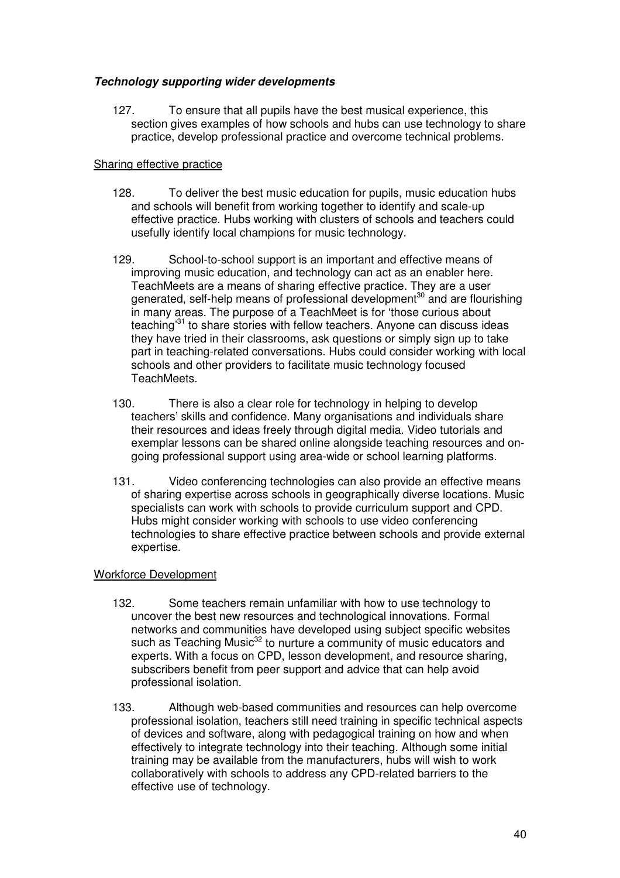***Technology supporting wider developments***

127. To ensure that all pupils have the best musical experience, this section gives examples of how schools and hubs can use technology to share practice, develop professional practice and overcome technical problems.

Sharing effective practice

128. To deliver the best music education for pupils, music education hubs and schools will benefit from working together to identify and scale-up effective practice. Hubs working with clusters of schools and teachers could usefully identify local champions for music technology.

129. School-to-school support is an important and effective means of improving music education, and technology can act as an enabler here. TeachMeets are a means of sharing effective practice. They are a user generated, self-help means of professional development[30] and are flourishing in many areas. The purpose of a TeachMeet is for 'those curious about teaching'[31] to share stories with fellow teachers. Anyone can discuss ideas they have tried in their classrooms, ask questions or simply sign up to take part in teaching-related conversations. Hubs could consider working with local schools and other providers to facilitate music technology focused TeachMeets.

130. There is also a clear role for technology in helping to develop teachers' skills and confidence. Many organisations and individuals share their resources and ideas freely through digital media. Video tutorials and exemplar lessons can be shared online alongside teaching resources and on-going professional support using area-wide or school learning platforms.

131. Video conferencing technologies can also provide an effective means of sharing expertise across schools in geographically diverse locations. Music specialists can work with schools to provide curriculum support and CPD. Hubs might consider working with schools to use video conferencing technologies to share effective practice between schools and provide external expertise.

Workforce Development

132. Some teachers remain unfamiliar with how to use technology to uncover the best new resources and technological innovations. Formal networks and communities have developed using subject specific websites such as Teaching Music[32] to nurture a community of music educators and experts. With a focus on CPD, lesson development, and resource sharing, subscribers benefit from peer support and advice that can help avoid professional isolation.

133. Although web-based communities and resources can help overcome professional isolation, teachers still need training in specific technical aspects of devices and software, along with pedagogical training on how and when effectively to integrate technology into their teaching. Although some initial training may be available from the manufacturers, hubs will wish to work collaboratively with schools to address any CPD-related barriers to the effective use of technology.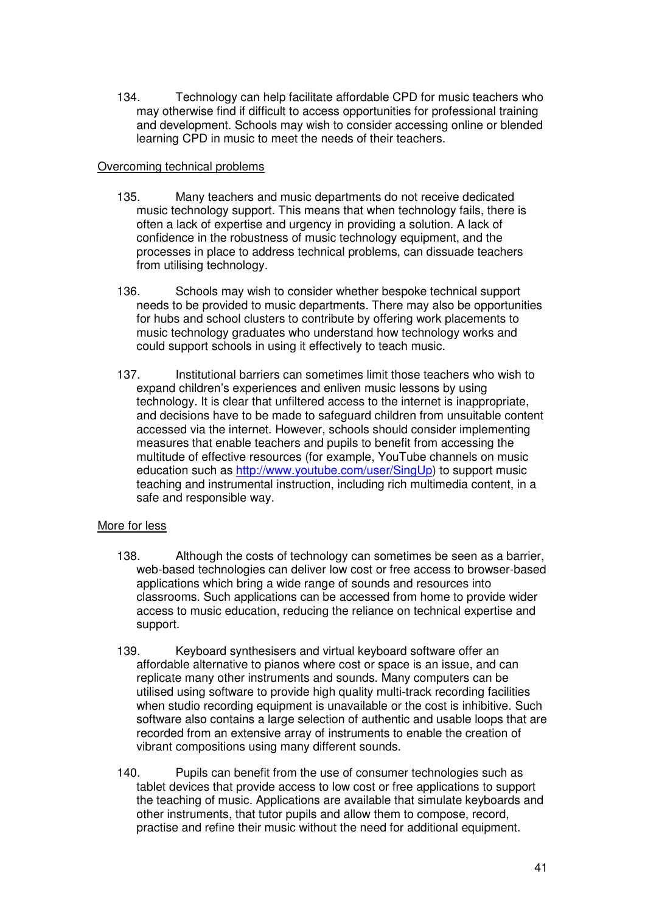134. Technology can help facilitate affordable CPD for music teachers who may otherwise find if difficult to access opportunities for professional training and development. Schools may wish to consider accessing online or blended learning CPD in music to meet the needs of their teachers.

Overcoming technical problems

135. Many teachers and music departments do not receive dedicated music technology support. This means that when technology fails, there is often a lack of expertise and urgency in providing a solution. A lack of confidence in the robustness of music technology equipment, and the processes in place to address technical problems, can dissuade teachers from utilising technology.

136. Schools may wish to consider whether bespoke technical support needs to be provided to music departments. There may also be opportunities for hubs and school clusters to contribute by offering work placements to music technology graduates who understand how technology works and could support schools in using it effectively to teach music.

137. Institutional barriers can sometimes limit those teachers who wish to expand children's experiences and enliven music lessons by using technology. It is clear that unfiltered access to the internet is inappropriate, and decisions have to be made to safeguard children from unsuitable content accessed via the internet. However, schools should consider implementing measures that enable teachers and pupils to benefit from accessing the multitude of effective resources (for example, YouTube channels on music education such as http://www.youtube.com/user/SingUp) to support music teaching and instrumental instruction, including rich multimedia content, in a safe and responsible way.

More for less

138. Although the costs of technology can sometimes be seen as a barrier, web-based technologies can deliver low cost or free access to browser-based applications which bring a wide range of sounds and resources into classrooms. Such applications can be accessed from home to provide wider access to music education, reducing the reliance on technical expertise and support.

139. Keyboard synthesisers and virtual keyboard software offer an affordable alternative to pianos where cost or space is an issue, and can replicate many other instruments and sounds. Many computers can be utilised using software to provide high quality multi-track recording facilities when studio recording equipment is unavailable or the cost is inhibitive. Such software also contains a large selection of authentic and usable loops that are recorded from an extensive array of instruments to enable the creation of vibrant compositions using many different sounds.

140. Pupils can benefit from the use of consumer technologies such as tablet devices that provide access to low cost or free applications to support the teaching of music. Applications are available that simulate keyboards and other instruments, that tutor pupils and allow them to compose, record, practise and refine their music without the need for additional equipment.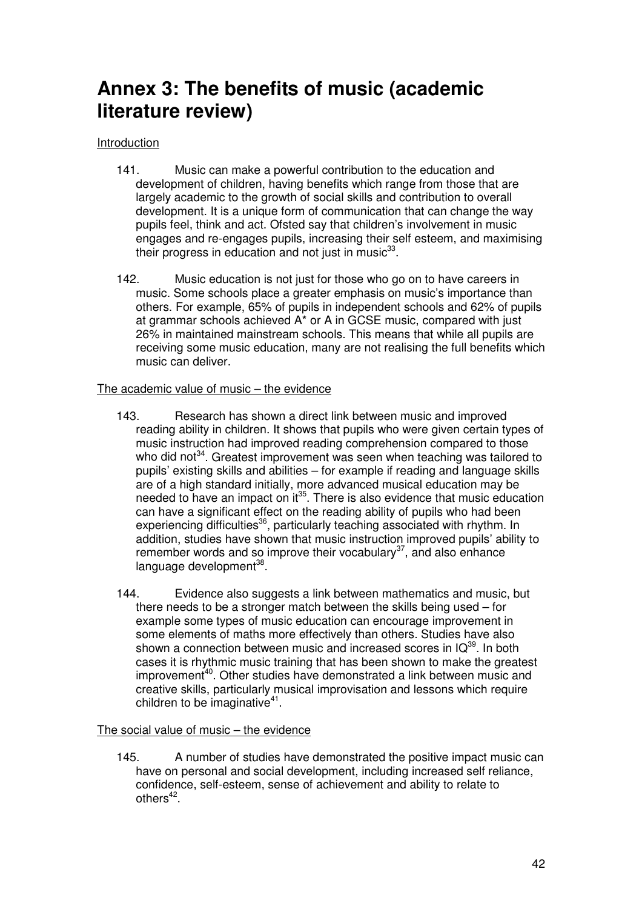# Annex 3: The benefits of music (academic literature review)

Introduction

141. Music can make a powerful contribution to the education and development of children, having benefits which range from those that are largely academic to the growth of social skills and contribution to overall development. It is a unique form of communication that can change the way pupils feel, think and act. Ofsted say that children's involvement in music engages and re-engages pupils, increasing their self esteem, and maximising their progress in education and not just in music[33].

142. Music education is not just for those who go on to have careers in music. Some schools place a greater emphasis on music's importance than others. For example, 65% of pupils in independent schools and 62% of pupils at grammar schools achieved A* or A in GCSE music, compared with just 26% in maintained mainstream schools. This means that while all pupils are receiving some music education, many are not realising the full benefits which music can deliver.

The academic value of music – the evidence

143. Research has shown a direct link between music and improved reading ability in children. It shows that pupils who were given certain types of music instruction had improved reading comprehension compared to those who did not[34]. Greatest improvement was seen when teaching was tailored to pupils' existing skills and abilities – for example if reading and language skills are of a high standard initially, more advanced musical education may be needed to have an impact on it[35]. There is also evidence that music education can have a significant effect on the reading ability of pupils who had been experiencing difficulties[36], particularly teaching associated with rhythm. In addition, studies have shown that music instruction improved pupils' ability to remember words and so improve their vocabulary[37], and also enhance language development[38].

144. Evidence also suggests a link between mathematics and music, but there needs to be a stronger match between the skills being used – for example some types of music education can encourage improvement in some elements of maths more effectively than others. Studies have also shown a connection between music and increased scores in IQ[39]. In both cases it is rhythmic music training that has been shown to make the greatest improvement[40]. Other studies have demonstrated a link between music and creative skills, particularly musical improvisation and lessons which require children to be imaginative[41].

The social value of music – the evidence

145. A number of studies have demonstrated the positive impact music can have on personal and social development, including increased self reliance, confidence, self-esteem, sense of achievement and ability to relate to others[42].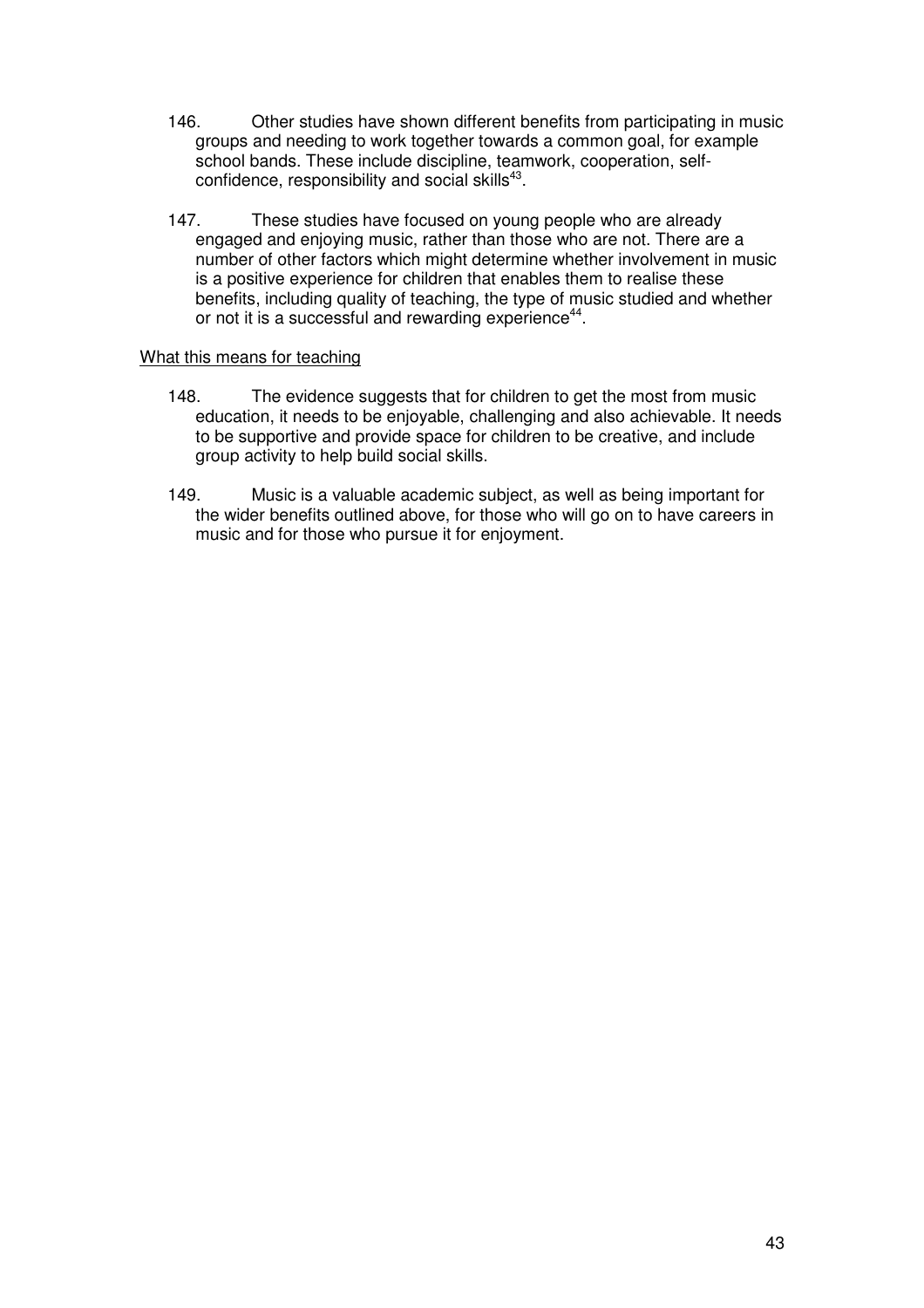146. Other studies have shown different benefits from participating in music groups and needing to work together towards a common goal, for example school bands. These include discipline, teamwork, cooperation, self-confidence, responsibility and social skills[43].

147. These studies have focused on young people who are already engaged and enjoying music, rather than those who are not. There are a number of other factors which might determine whether involvement in music is a positive experience for children that enables them to realise these benefits, including quality of teaching, the type of music studied and whether or not it is a successful and rewarding experience[44].

<u>What this means for teaching</u>

148. The evidence suggests that for children to get the most from music education, it needs to be enjoyable, challenging and also achievable. It needs to be supportive and provide space for children to be creative, and include group activity to help build social skills.

149. Music is a valuable academic subject, as well as being important for the wider benefits outlined above, for those who will go on to have careers in music and for those who pursue it for enjoyment.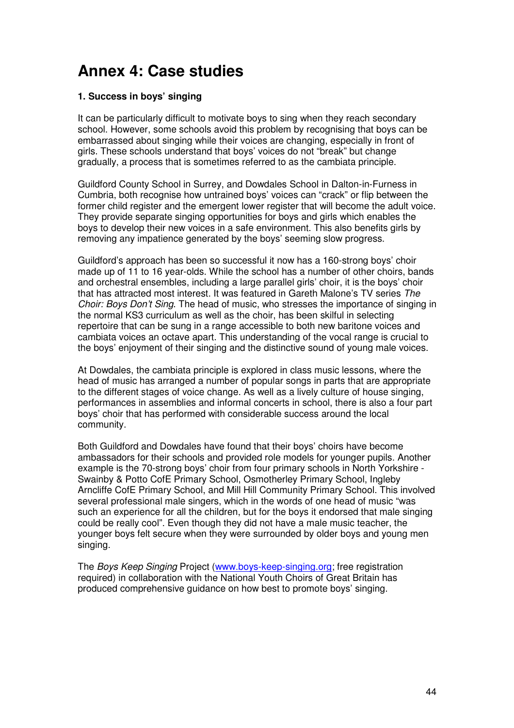# Annex 4: Case studies

### 1. Success in boys' singing

It can be particularly difficult to motivate boys to sing when they reach secondary school. However, some schools avoid this problem by recognising that boys can be embarrassed about singing while their voices are changing, especially in front of girls. These schools understand that boys' voices do not "break" but change gradually, a process that is sometimes referred to as the cambiata principle.

Guildford County School in Surrey, and Dowdales School in Dalton-in-Furness in Cumbria, both recognise how untrained boys' voices can "crack" or flip between the former child register and the emergent lower register that will become the adult voice. They provide separate singing opportunities for boys and girls which enables the boys to develop their new voices in a safe environment. This also benefits girls by removing any impatience generated by the boys' seeming slow progress.

Guildford's approach has been so successful it now has a 160-strong boys' choir made up of 11 to 16 year-olds. While the school has a number of other choirs, bands and orchestral ensembles, including a large parallel girls' choir, it is the boys' choir that has attracted most interest. It was featured in Gareth Malone's TV series *The Choir: Boys Don't Sing*. The head of music, who stresses the importance of singing in the normal KS3 curriculum as well as the choir, has been skilful in selecting repertoire that can be sung in a range accessible to both new baritone voices and cambiata voices an octave apart. This understanding of the vocal range is crucial to the boys' enjoyment of their singing and the distinctive sound of young male voices.

At Dowdales, the cambiata principle is explored in class music lessons, where the head of music has arranged a number of popular songs in parts that are appropriate to the different stages of voice change. As well as a lively culture of house singing, performances in assemblies and informal concerts in school, there is also a four part boys' choir that has performed with considerable success around the local community.

Both Guildford and Dowdales have found that their boys' choirs have become ambassadors for their schools and provided role models for younger pupils. Another example is the 70-strong boys' choir from four primary schools in North Yorkshire - Swainby & Potto CofE Primary School, Osmotherley Primary School, Ingleby Arncliffe CofE Primary School, and Mill Hill Community Primary School. This involved several professional male singers, which in the words of one head of music "was such an experience for all the children, but for the boys it endorsed that male singing could be really cool". Even though they did not have a male music teacher, the younger boys felt secure when they were surrounded by older boys and young men singing.

The *Boys Keep Singing* Project (www.boys-keep-singing.org; free registration required) in collaboration with the National Youth Choirs of Great Britain has produced comprehensive guidance on how best to promote boys' singing.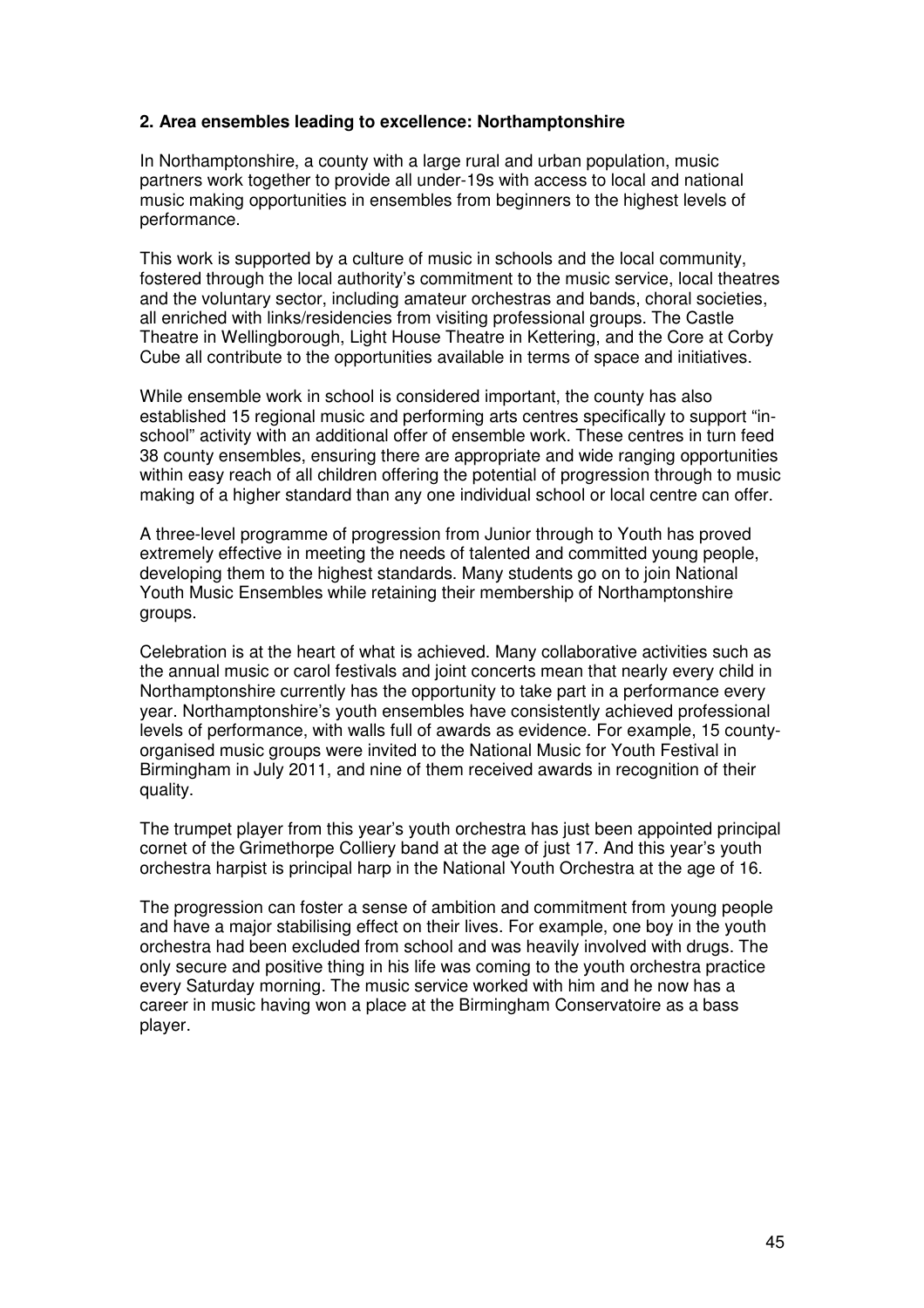**2. Area ensembles leading to excellence: Northamptonshire**

In Northamptonshire, a county with a large rural and urban population, music partners work together to provide all under-19s with access to local and national music making opportunities in ensembles from beginners to the highest levels of performance.

This work is supported by a culture of music in schools and the local community, fostered through the local authority's commitment to the music service, local theatres and the voluntary sector, including amateur orchestras and bands, choral societies, all enriched with links/residencies from visiting professional groups. The Castle Theatre in Wellingborough, Light House Theatre in Kettering, and the Core at Corby Cube all contribute to the opportunities available in terms of space and initiatives.

While ensemble work in school is considered important, the county has also established 15 regional music and performing arts centres specifically to support "in-school" activity with an additional offer of ensemble work. These centres in turn feed 38 county ensembles, ensuring there are appropriate and wide ranging opportunities within easy reach of all children offering the potential of progression through to music making of a higher standard than any one individual school or local centre can offer.

A three-level programme of progression from Junior through to Youth has proved extremely effective in meeting the needs of talented and committed young people, developing them to the highest standards. Many students go on to join National Youth Music Ensembles while retaining their membership of Northamptonshire groups.

Celebration is at the heart of what is achieved. Many collaborative activities such as the annual music or carol festivals and joint concerts mean that nearly every child in Northamptonshire currently has the opportunity to take part in a performance every year. Northamptonshire's youth ensembles have consistently achieved professional levels of performance, with walls full of awards as evidence. For example, 15 county-organised music groups were invited to the National Music for Youth Festival in Birmingham in July 2011, and nine of them received awards in recognition of their quality.

The trumpet player from this year's youth orchestra has just been appointed principal cornet of the Grimethorpe Colliery band at the age of just 17. And this year's youth orchestra harpist is principal harp in the National Youth Orchestra at the age of 16.

The progression can foster a sense of ambition and commitment from young people and have a major stabilising effect on their lives. For example, one boy in the youth orchestra had been excluded from school and was heavily involved with drugs. The only secure and positive thing in his life was coming to the youth orchestra practice every Saturday morning. The music service worked with him and he now has a career in music having won a place at the Birmingham Conservatoire as a bass player.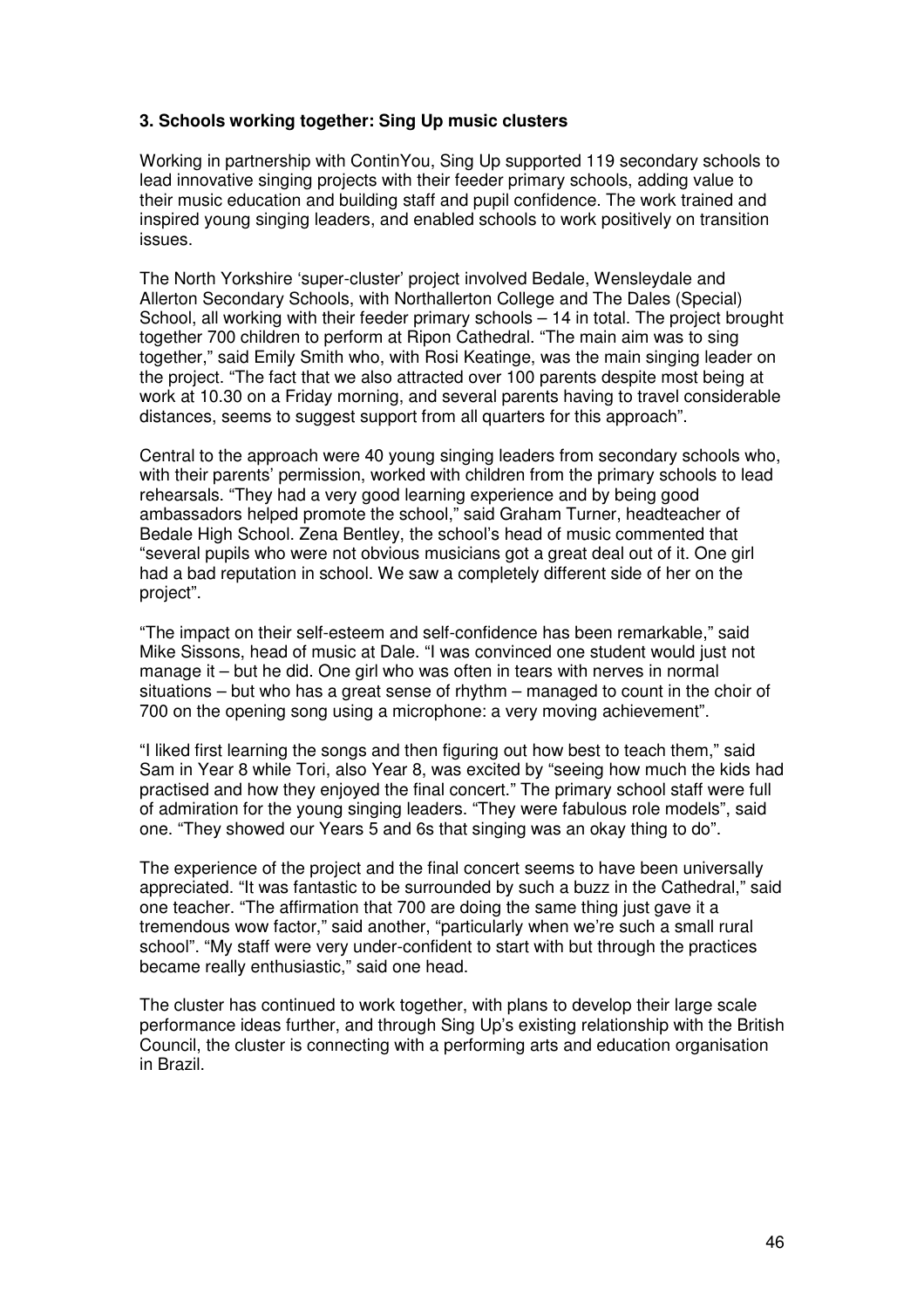### 3. Schools working together: Sing Up music clusters

Working in partnership with ContinYou, Sing Up supported 119 secondary schools to lead innovative singing projects with their feeder primary schools, adding value to their music education and building staff and pupil confidence. The work trained and inspired young singing leaders, and enabled schools to work positively on transition issues.

The North Yorkshire 'super-cluster' project involved Bedale, Wensleydale and Allerton Secondary Schools, with Northallerton College and The Dales (Special) School, all working with their feeder primary schools – 14 in total. The project brought together 700 children to perform at Ripon Cathedral. "The main aim was to sing together," said Emily Smith who, with Rosi Keatinge, was the main singing leader on the project. "The fact that we also attracted over 100 parents despite most being at work at 10.30 on a Friday morning, and several parents having to travel considerable distances, seems to suggest support from all quarters for this approach".

Central to the approach were 40 young singing leaders from secondary schools who, with their parents' permission, worked with children from the primary schools to lead rehearsals. "They had a very good learning experience and by being good ambassadors helped promote the school," said Graham Turner, headteacher of Bedale High School. Zena Bentley, the school's head of music commented that "several pupils who were not obvious musicians got a great deal out of it. One girl had a bad reputation in school. We saw a completely different side of her on the project".

"The impact on their self-esteem and self-confidence has been remarkable," said Mike Sissons, head of music at Dale. "I was convinced one student would just not manage it – but he did. One girl who was often in tears with nerves in normal situations – but who has a great sense of rhythm – managed to count in the choir of 700 on the opening song using a microphone: a very moving achievement".

"I liked first learning the songs and then figuring out how best to teach them," said Sam in Year 8 while Tori, also Year 8, was excited by "seeing how much the kids had practised and how they enjoyed the final concert." The primary school staff were full of admiration for the young singing leaders. "They were fabulous role models", said one. "They showed our Years 5 and 6s that singing was an okay thing to do".

The experience of the project and the final concert seems to have been universally appreciated. "It was fantastic to be surrounded by such a buzz in the Cathedral," said one teacher. "The affirmation that 700 are doing the same thing just gave it a tremendous wow factor," said another, "particularly when we're such a small rural school". "My staff were very under-confident to start with but through the practices became really enthusiastic," said one head.

The cluster has continued to work together, with plans to develop their large scale performance ideas further, and through Sing Up's existing relationship with the British Council, the cluster is connecting with a performing arts and education organisation in Brazil.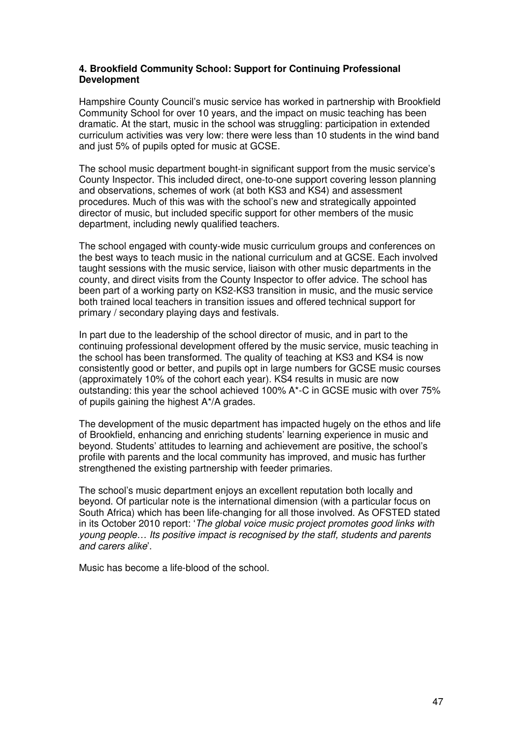#### 4. Brookfield Community School: Support for Continuing Professional Development

Hampshire County Council's music service has worked in partnership with Brookfield Community School for over 10 years, and the impact on music teaching has been dramatic. At the start, music in the school was struggling: participation in extended curriculum activities was very low: there were less than 10 students in the wind band and just 5% of pupils opted for music at GCSE.

The school music department bought-in significant support from the music service's County Inspector. This included direct, one-to-one support covering lesson planning and observations, schemes of work (at both KS3 and KS4) and assessment procedures. Much of this was with the school's new and strategically appointed director of music, but included specific support for other members of the music department, including newly qualified teachers.

The school engaged with county-wide music curriculum groups and conferences on the best ways to teach music in the national curriculum and at GCSE. Each involved taught sessions with the music service, liaison with other music departments in the county, and direct visits from the County Inspector to offer advice. The school has been part of a working party on KS2-KS3 transition in music, and the music service both trained local teachers in transition issues and offered technical support for primary / secondary playing days and festivals.

In part due to the leadership of the school director of music, and in part to the continuing professional development offered by the music service, music teaching in the school has been transformed. The quality of teaching at KS3 and KS4 is now consistently good or better, and pupils opt in large numbers for GCSE music courses (approximately 10% of the cohort each year). KS4 results in music are now outstanding: this year the school achieved 100% A*-C in GCSE music with over 75% of pupils gaining the highest A*/A grades.

The development of the music department has impacted hugely on the ethos and life of Brookfield, enhancing and enriching students' learning experience in music and beyond. Students' attitudes to learning and achievement are positive, the school's profile with parents and the local community has improved, and music has further strengthened the existing partnership with feeder primaries.

The school's music department enjoys an excellent reputation both locally and beyond. Of particular note is the international dimension (with a particular focus on South Africa) which has been life-changing for all those involved. As OFSTED stated in its October 2010 report: '*The global voice music project promotes good links with young people… Its positive impact is recognised by the staff, students and parents and carers alike*'.

Music has become a life-blood of the school.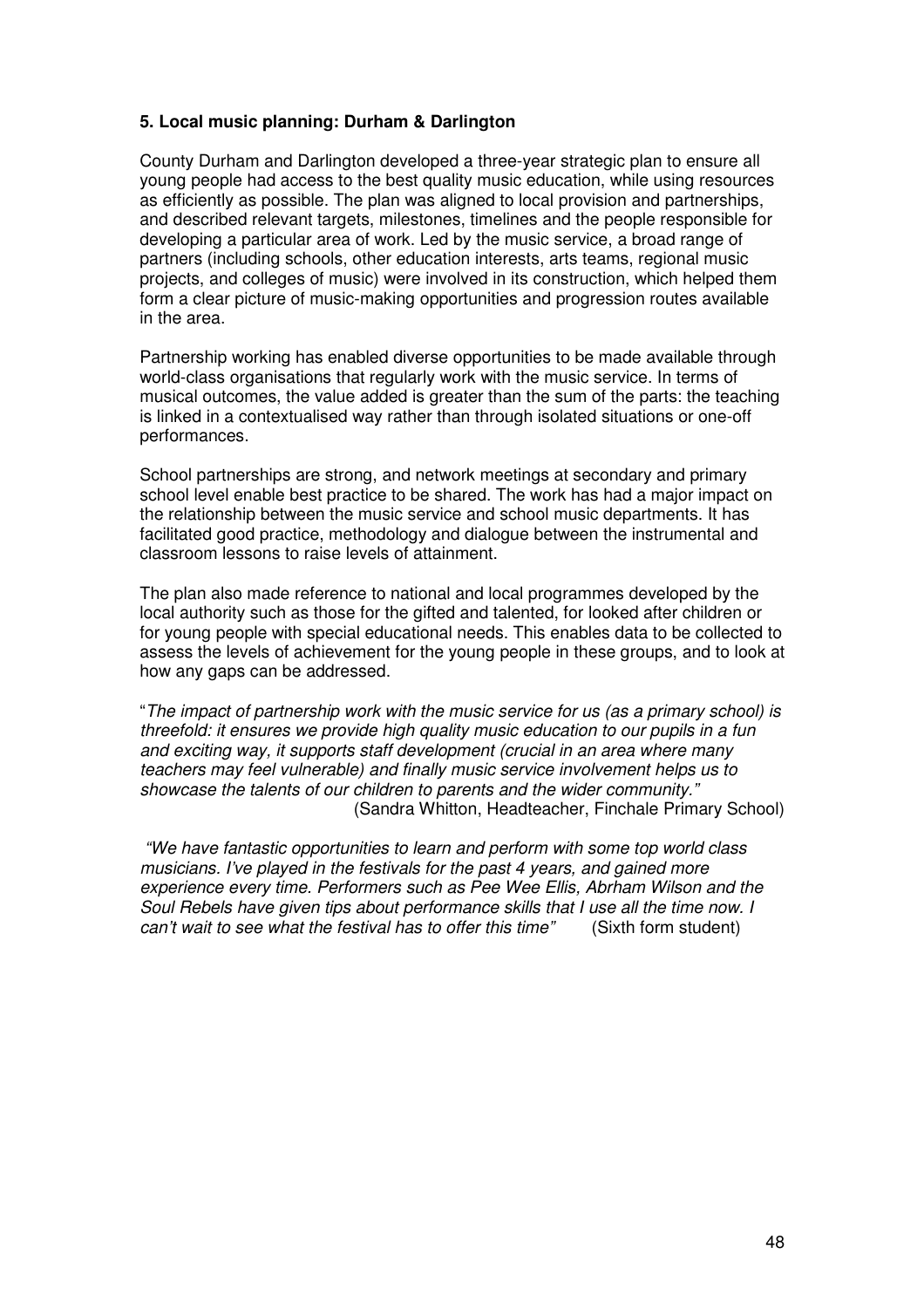**5. Local music planning: Durham & Darlington**

County Durham and Darlington developed a three-year strategic plan to ensure all young people had access to the best quality music education, while using resources as efficiently as possible. The plan was aligned to local provision and partnerships, and described relevant targets, milestones, timelines and the people responsible for developing a particular area of work. Led by the music service, a broad range of partners (including schools, other education interests, arts teams, regional music projects, and colleges of music) were involved in its construction, which helped them form a clear picture of music-making opportunities and progression routes available in the area.

Partnership working has enabled diverse opportunities to be made available through world-class organisations that regularly work with the music service. In terms of musical outcomes, the value added is greater than the sum of the parts: the teaching is linked in a contextualised way rather than through isolated situations or one-off performances.

School partnerships are strong, and network meetings at secondary and primary school level enable best practice to be shared. The work has had a major impact on the relationship between the music service and school music departments. It has facilitated good practice, methodology and dialogue between the instrumental and classroom lessons to raise levels of attainment.

The plan also made reference to national and local programmes developed by the local authority such as those for the gifted and talented, for looked after children or for young people with special educational needs. This enables data to be collected to assess the levels of achievement for the young people in these groups, and to look at how any gaps can be addressed.

"*The impact of partnership work with the music service for us (as a primary school) is threefold: it ensures we provide high quality music education to our pupils in a fun and exciting way, it supports staff development (crucial in an area where many teachers may feel vulnerable) and finally music service involvement helps us to showcase the talents of our children to parents and the wider community."*
(Sandra Whitton, Headteacher, Finchale Primary School)

*"We have fantastic opportunities to learn and perform with some top world class musicians. I've played in the festivals for the past 4 years, and gained more experience every time. Performers such as Pee Wee Ellis, Abrham Wilson and the Soul Rebels have given tips about performance skills that I use all the time now. I can't wait to see what the festival has to offer this time"* (Sixth form student)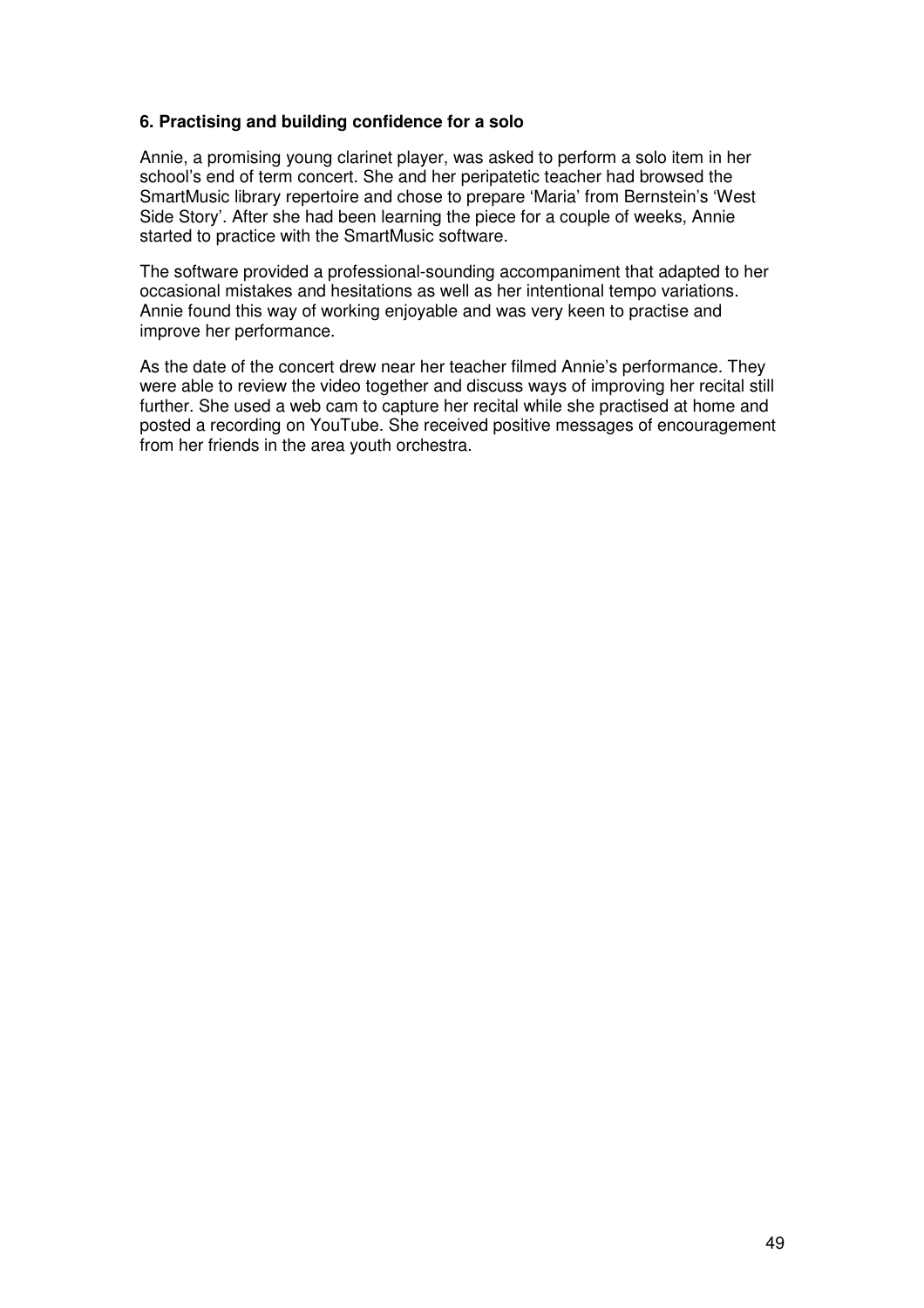### 6. Practising and building confidence for a solo

Annie, a promising young clarinet player, was asked to perform a solo item in her school's end of term concert. She and her peripatetic teacher had browsed the SmartMusic library repertoire and chose to prepare 'Maria' from Bernstein's 'West Side Story'. After she had been learning the piece for a couple of weeks, Annie started to practice with the SmartMusic software.

The software provided a professional-sounding accompaniment that adapted to her occasional mistakes and hesitations as well as her intentional tempo variations. Annie found this way of working enjoyable and was very keen to practise and improve her performance.

As the date of the concert drew near her teacher filmed Annie's performance. They were able to review the video together and discuss ways of improving her recital still further. She used a web cam to capture her recital while she practised at home and posted a recording on YouTube. She received positive messages of encouragement from her friends in the area youth orchestra.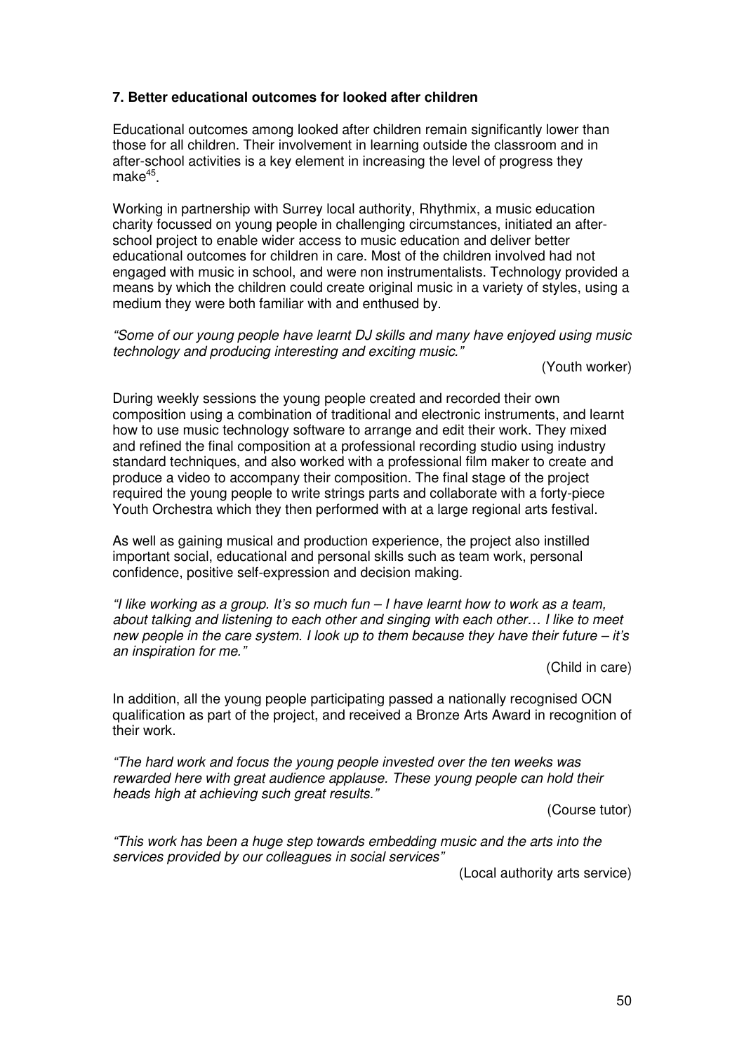**7. Better educational outcomes for looked after children**

Educational outcomes among looked after children remain significantly lower than those for all children. Their involvement in learning outside the classroom and in after-school activities is a key element in increasing the level of progress they make[45].

Working in partnership with Surrey local authority, Rhythmix, a music education charity focussed on young people in challenging circumstances, initiated an after-school project to enable wider access to music education and deliver better educational outcomes for children in care. Most of the children involved had not engaged with music in school, and were non instrumentalists. Technology provided a means by which the children could create original music in a variety of styles, using a medium they were both familiar with and enthused by.

*"Some of our young people have learnt DJ skills and many have enjoyed using music technology and producing interesting and exciting music."*

(Youth worker)

During weekly sessions the young people created and recorded their own composition using a combination of traditional and electronic instruments, and learnt how to use music technology software to arrange and edit their work. They mixed and refined the final composition at a professional recording studio using industry standard techniques, and also worked with a professional film maker to create and produce a video to accompany their composition. The final stage of the project required the young people to write strings parts and collaborate with a forty-piece Youth Orchestra which they then performed with at a large regional arts festival.

As well as gaining musical and production experience, the project also instilled important social, educational and personal skills such as team work, personal confidence, positive self-expression and decision making.

*"I like working as a group. It's so much fun – I have learnt how to work as a team, about talking and listening to each other and singing with each other… I like to meet new people in the care system. I look up to them because they have their future – it's an inspiration for me."*

(Child in care)

In addition, all the young people participating passed a nationally recognised OCN qualification as part of the project, and received a Bronze Arts Award in recognition of their work.

*"The hard work and focus the young people invested over the ten weeks was rewarded here with great audience applause. These young people can hold their heads high at achieving such great results."*

(Course tutor)

*"This work has been a huge step towards embedding music and the arts into the services provided by our colleagues in social services"*

(Local authority arts service)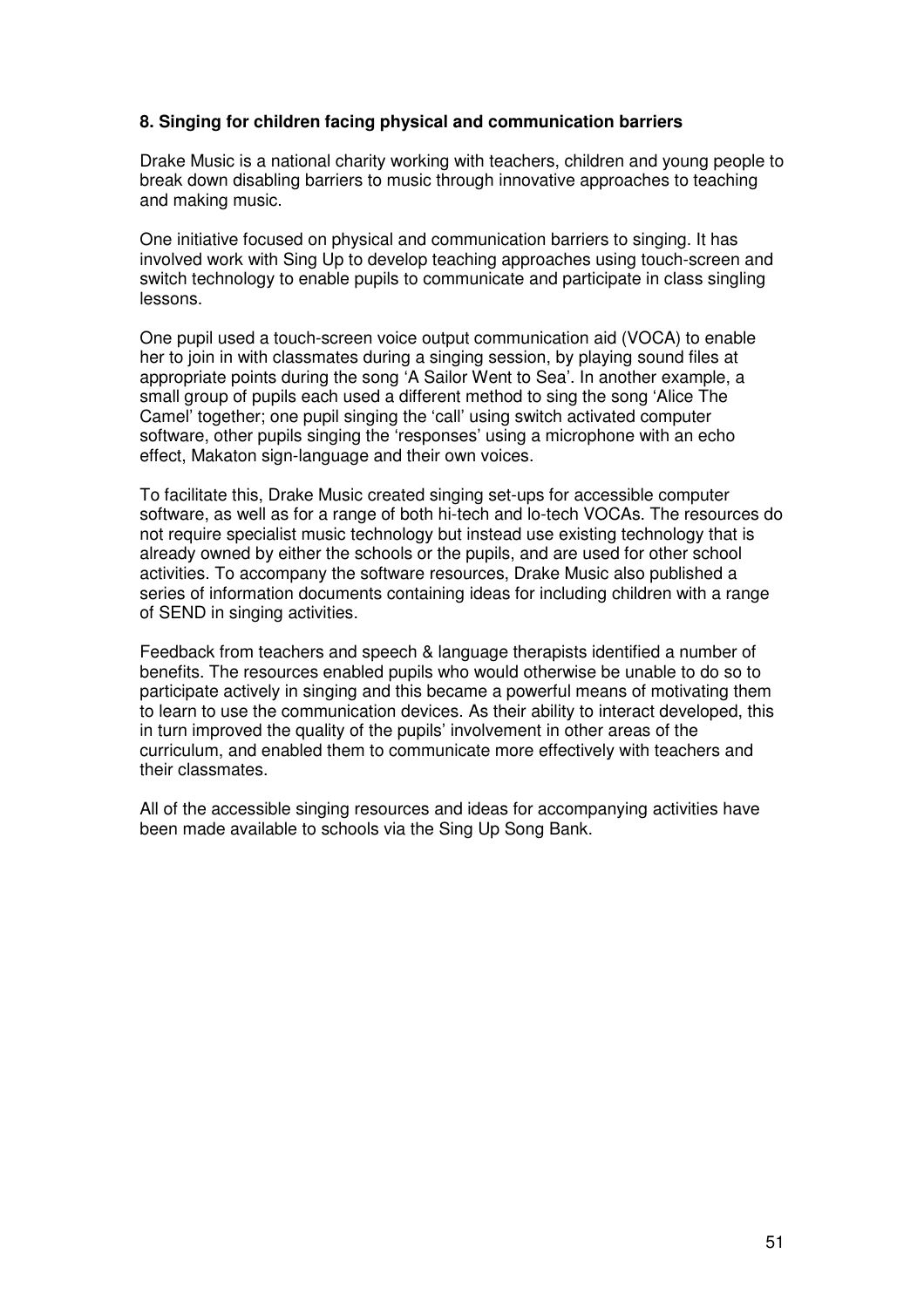**8. Singing for children facing physical and communication barriers**

Drake Music is a national charity working with teachers, children and young people to break down disabling barriers to music through innovative approaches to teaching and making music.

One initiative focused on physical and communication barriers to singing. It has involved work with Sing Up to develop teaching approaches using touch-screen and switch technology to enable pupils to communicate and participate in class singling lessons.

One pupil used a touch-screen voice output communication aid (VOCA) to enable her to join in with classmates during a singing session, by playing sound files at appropriate points during the song 'A Sailor Went to Sea'. In another example, a small group of pupils each used a different method to sing the song 'Alice The Camel' together; one pupil singing the 'call' using switch activated computer software, other pupils singing the 'responses' using a microphone with an echo effect, Makaton sign-language and their own voices.

To facilitate this, Drake Music created singing set-ups for accessible computer software, as well as for a range of both hi-tech and lo-tech VOCAs. The resources do not require specialist music technology but instead use existing technology that is already owned by either the schools or the pupils, and are used for other school activities. To accompany the software resources, Drake Music also published a series of information documents containing ideas for including children with a range of SEND in singing activities.

Feedback from teachers and speech & language therapists identified a number of benefits. The resources enabled pupils who would otherwise be unable to do so to participate actively in singing and this became a powerful means of motivating them to learn to use the communication devices. As their ability to interact developed, this in turn improved the quality of the pupils' involvement in other areas of the curriculum, and enabled them to communicate more effectively with teachers and their classmates.

All of the accessible singing resources and ideas for accompanying activities have been made available to schools via the Sing Up Song Bank.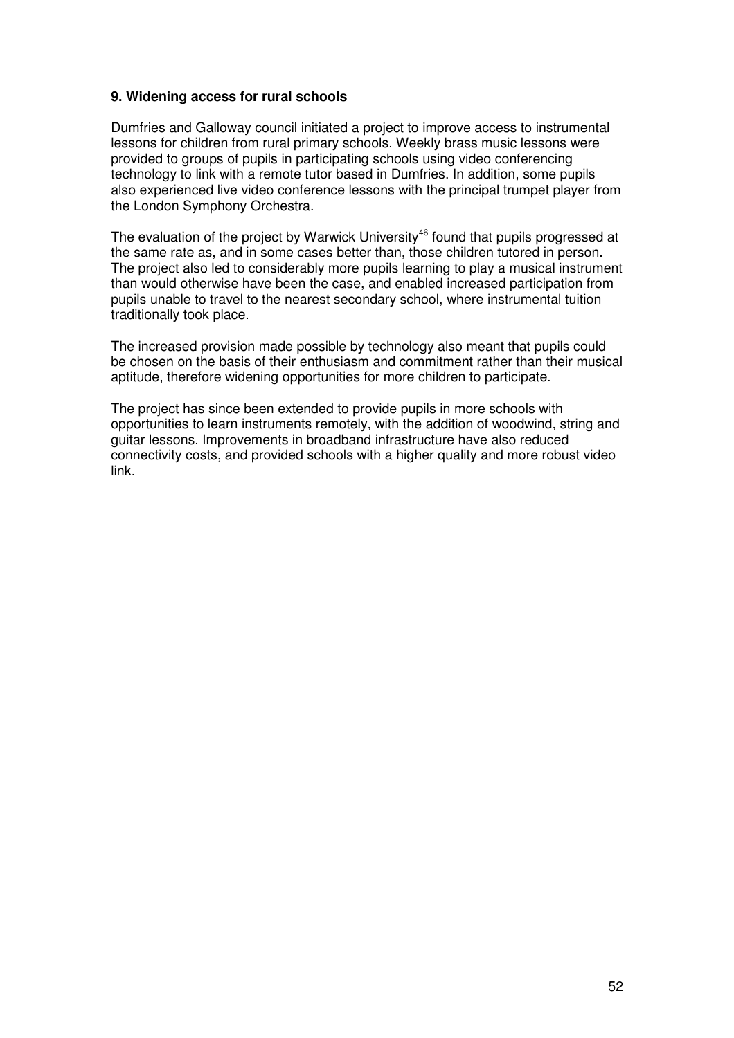**9. Widening access for rural schools**

Dumfries and Galloway council initiated a project to improve access to instrumental lessons for children from rural primary schools. Weekly brass music lessons were provided to groups of pupils in participating schools using video conferencing technology to link with a remote tutor based in Dumfries. In addition, some pupils also experienced live video conference lessons with the principal trumpet player from the London Symphony Orchestra.

The evaluation of the project by Warwick University[46] found that pupils progressed at the same rate as, and in some cases better than, those children tutored in person. The project also led to considerably more pupils learning to play a musical instrument than would otherwise have been the case, and enabled increased participation from pupils unable to travel to the nearest secondary school, where instrumental tuition traditionally took place.

The increased provision made possible by technology also meant that pupils could be chosen on the basis of their enthusiasm and commitment rather than their musical aptitude, therefore widening opportunities for more children to participate.

The project has since been extended to provide pupils in more schools with opportunities to learn instruments remotely, with the addition of woodwind, string and guitar lessons. Improvements in broadband infrastructure have also reduced connectivity costs, and provided schools with a higher quality and more robust video link.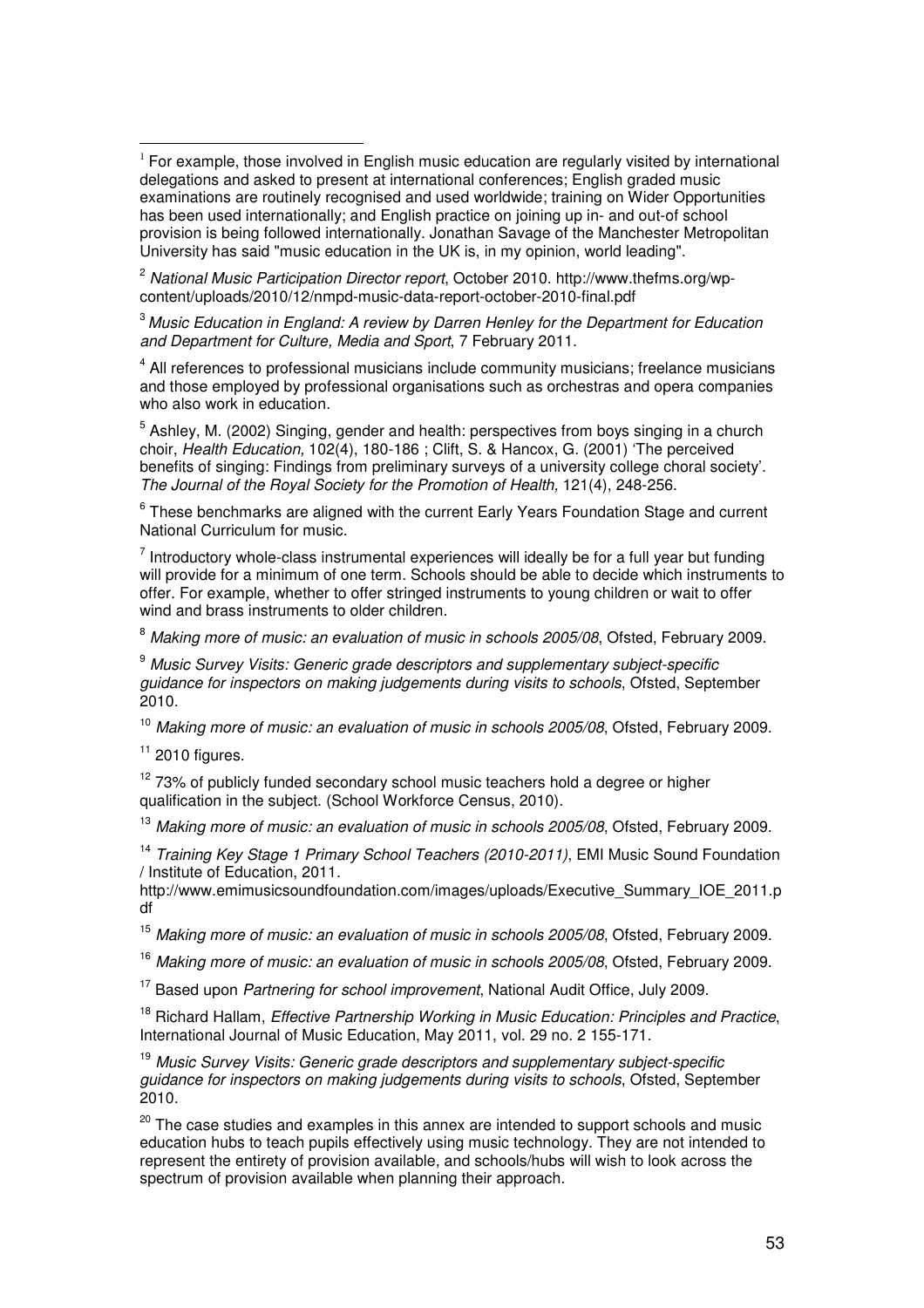[1] For example, those involved in English music education are regularly visited by international delegations and asked to present at international conferences; English graded music examinations are routinely recognised and used worldwide; training on Wider Opportunities has been used internationally; and English practice on joining up in- and out-of school provision is being followed internationally. Jonathan Savage of the Manchester Metropolitan University has said "music education in the UK is, in my opinion, world leading".

[2] *National Music Participation Director report*, October 2010. http://www.thefms.org/wp-content/uploads/2010/12/nmpd-music-data-report-october-2010-final.pdf

[3] *Music Education in England: A review by Darren Henley for the Department for Education and Department for Culture, Media and Sport*, 7 February 2011.

[4] All references to professional musicians include community musicians; freelance musicians and those employed by professional organisations such as orchestras and opera companies who also work in education.

[5] Ashley, M. (2002) Singing, gender and health: perspectives from boys singing in a church choir, *Health Education,* 102(4), 180-186 ; Clift, S. & Hancox, G. (2001) 'The perceived benefits of singing: Findings from preliminary surveys of a university college choral society'. *The Journal of the Royal Society for the Promotion of Health,* 121(4), 248-256.

[6] These benchmarks are aligned with the current Early Years Foundation Stage and current National Curriculum for music.

[7] Introductory whole-class instrumental experiences will ideally be for a full year but funding will provide for a minimum of one term. Schools should be able to decide which instruments to offer. For example, whether to offer stringed instruments to young children or wait to offer wind and brass instruments to older children.

[8] *Making more of music: an evaluation of music in schools 2005/08*, Ofsted, February 2009.

[9] *Music Survey Visits: Generic grade descriptors and supplementary subject-specific guidance for inspectors on making judgements during visits to schools*, Ofsted, September 2010.

[10] *Making more of music: an evaluation of music in schools 2005/08*, Ofsted, February 2009.

[11] 2010 figures.

[12] 73% of publicly funded secondary school music teachers hold a degree or higher qualification in the subject. (School Workforce Census, 2010).

[13] *Making more of music: an evaluation of music in schools 2005/08*, Ofsted, February 2009.

[14] *Training Key Stage 1 Primary School Teachers (2010-2011)*, EMI Music Sound Foundation / Institute of Education, 2011.
http://www.emimusicsoundfoundation.com/images/uploads/Executive_Summary_IOE_2011.pdf

[15] *Making more of music: an evaluation of music in schools 2005/08*, Ofsted, February 2009.

[16] *Making more of music: an evaluation of music in schools 2005/08*, Ofsted, February 2009.

[17] Based upon *Partnering for school improvement*, National Audit Office, July 2009.

[18] Richard Hallam, *Effective Partnership Working in Music Education: Principles and Practice*, International Journal of Music Education, May 2011, vol. 29 no. 2 155-171.

[19] *Music Survey Visits: Generic grade descriptors and supplementary subject-specific guidance for inspectors on making judgements during visits to schools*, Ofsted, September 2010.

[20] The case studies and examples in this annex are intended to support schools and music education hubs to teach pupils effectively using music technology. They are not intended to represent the entirety of provision available, and schools/hubs will wish to look across the spectrum of provision available when planning their approach.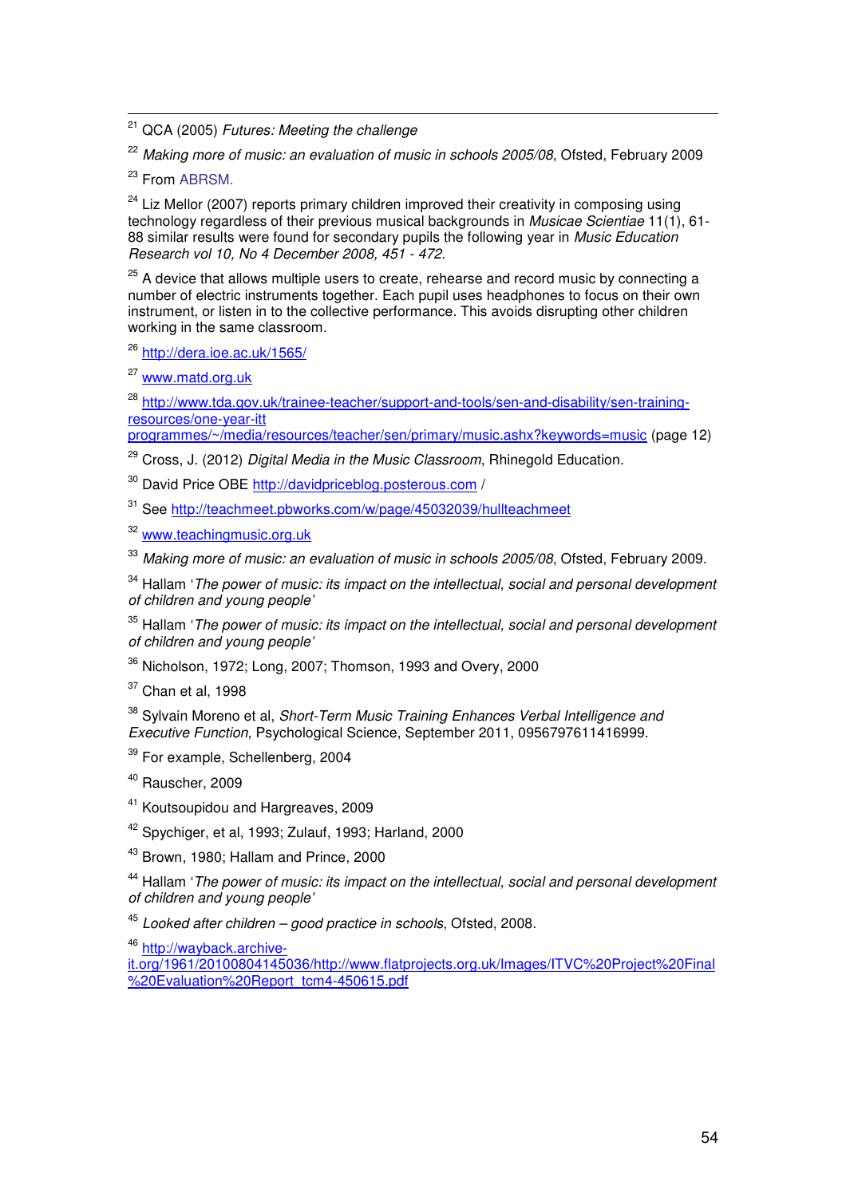[21] QCA (2005) *Futures: Meeting the challenge*

[22] *Making more of music: an evaluation of music in schools 2005/08*, Ofsted, February 2009

[23] From ABRSM.

[24] Liz Mellor (2007) reports primary children improved their creativity in composing using technology regardless of their previous musical backgrounds in *Musicae Scientiae* 11(1), 61-88 similar results were found for secondary pupils the following year in *Music Education Research vol 10, No 4 December 2008, 451 - 472*.

[25] A device that allows multiple users to create, rehearse and record music by connecting a number of electric instruments together. Each pupil uses headphones to focus on their own instrument, or listen in to the collective performance. This avoids disrupting other children working in the same classroom.

[26] http://dera.ioe.ac.uk/1565/

[27] www.matd.org.uk

[28] http://www.tda.gov.uk/trainee-teacher/support-and-tools/sen-and-disability/sen-training-resources/one-year-itt programmes/~/media/resources/teacher/sen/primary/music.ashx?keywords=music (page 12)

[29] Cross, J. (2012) *Digital Media in the Music Classroom*, Rhinegold Education.

[30] David Price OBE http://davidpriceblog.posterous.com /

[31] See http://teachmeet.pbworks.com/w/page/45032039/hullteachmeet

[32] www.teachingmusic.org.uk

[33] *Making more of music: an evaluation of music in schools 2005/08*, Ofsted, February 2009.

[34] Hallam '*The power of music: its impact on the intellectual, social and personal development of children and young people*'

[35] Hallam '*The power of music: its impact on the intellectual, social and personal development of children and young people*'

[36] Nicholson, 1972; Long, 2007; Thomson, 1993 and Overy, 2000

[37] Chan et al, 1998

[38] Sylvain Moreno et al, *Short-Term Music Training Enhances Verbal Intelligence and Executive Function*, Psychological Science, September 2011, 0956797611416999.

[39] For example, Schellenberg, 2004

[40] Rauscher, 2009

[41] Koutsoupidou and Hargreaves, 2009

[42] Spychiger, et al, 1993; Zulauf, 1993; Harland, 2000

[43] Brown, 1980; Hallam and Prince, 2000

[44] Hallam '*The power of music: its impact on the intellectual, social and personal development of children and young people*'

[45] *Looked after children – good practice in schools*, Ofsted, 2008.

[46] http://wayback.archive-it.org/1961/20100804145036/http://www.flatprojects.org.uk/Images/ITVC%20Project%20Final%20Evaluation%20Report_tcm4-450615.pdf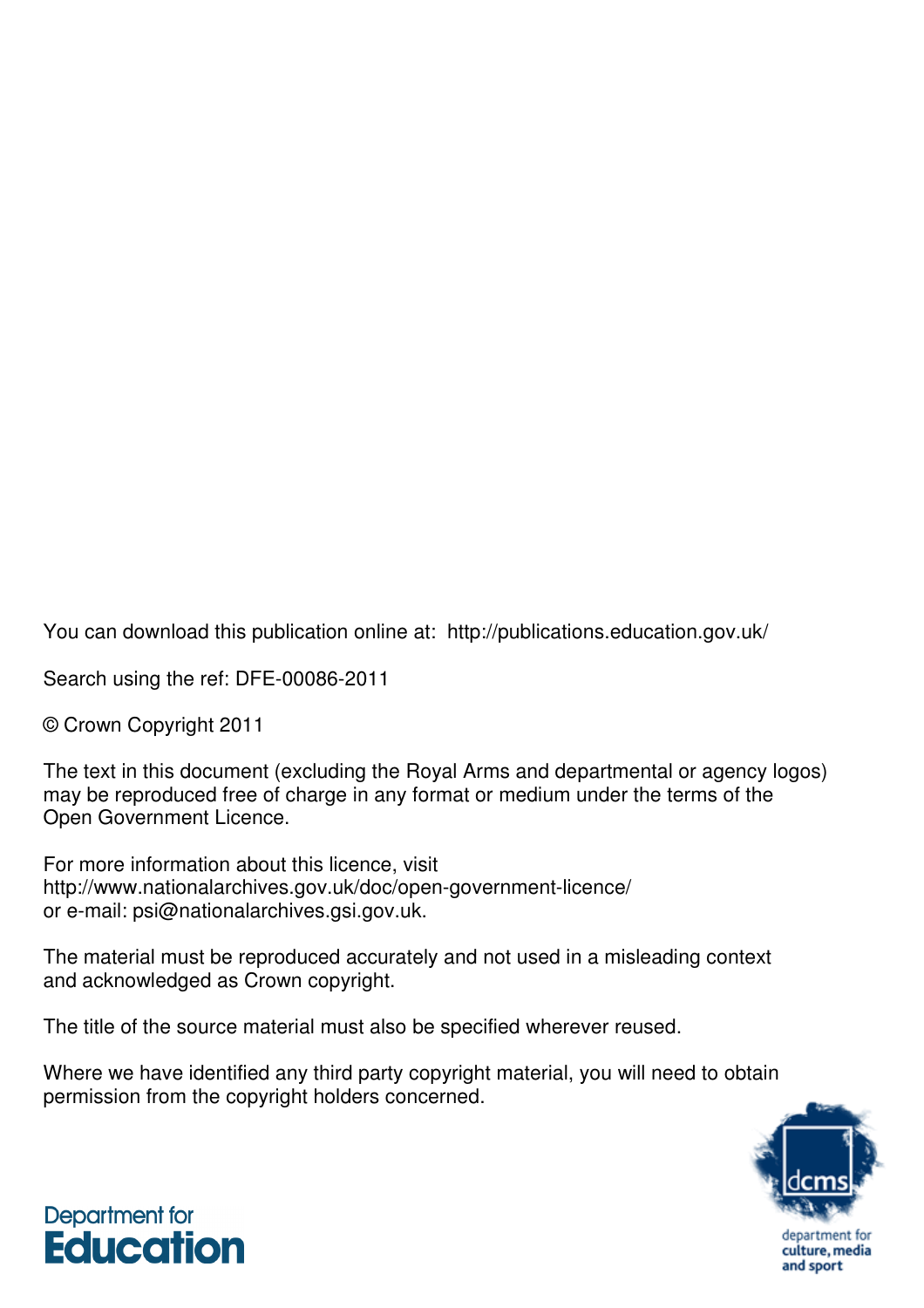You can download this publication online at: http://publications.education.gov.uk/

Search using the ref: DFE-00086-2011

© Crown Copyright 2011

The text in this document (excluding the Royal Arms and departmental or agency logos) may be reproduced free of charge in any format or medium under the terms of the Open Government Licence.

For more information about this licence, visit http://www.nationalarchives.gov.uk/doc/open-government-licence/ or e-mail: psi@nationalarchives.gsi.gov.uk.

The material must be reproduced accurately and not used in a misleading context and acknowledged as Crown copyright.

The title of the source material must also be specified wherever reused.

Where we have identified any third party copyright material, you will need to obtain permission from the copyright holders concerned.

Department for Education

dcms department for culture, media and sport